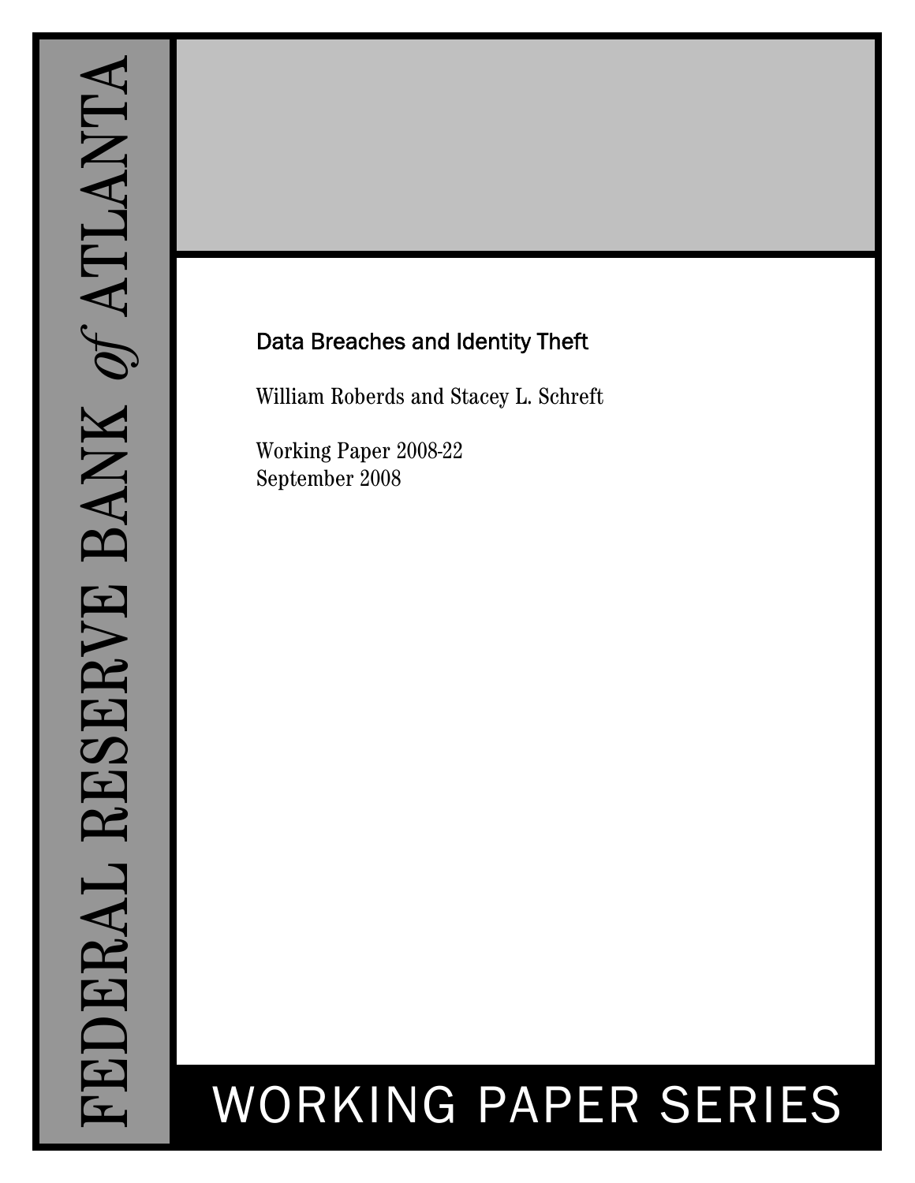FEDERAL RESERVE BANK *of* ATLANTA

# Data Breaches and Identity Theft

William Roberds and Stacey L. Schreft

Working Paper 2008-22
September 2008

WORKING PAPER SERIES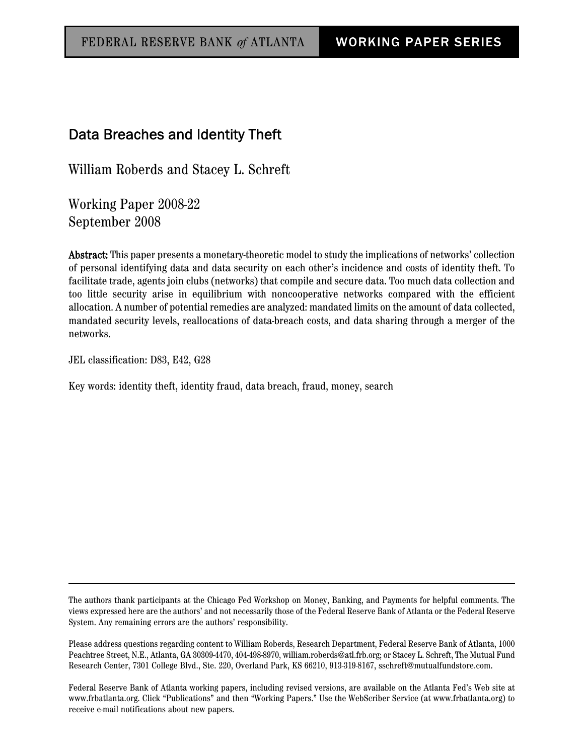FEDERAL RESERVE BANK *of* ATLANTA **WORKING PAPER SERIES**

# Data Breaches and Identity Theft

William Roberds and Stacey L. Schreft

Working Paper 2008-22
September 2008

**Abstract:** This paper presents a monetary-theoretic model to study the implications of networks' collection of personal identifying data and data security on each other's incidence and costs of identity theft. To facilitate trade, agents join clubs (networks) that compile and secure data. Too much data collection and too little security arise in equilibrium with noncooperative networks compared with the efficient allocation. A number of potential remedies are analyzed: mandated limits on the amount of data collected, mandated security levels, reallocations of data-breach costs, and data sharing through a merger of the networks.

JEL classification: D83, E42, G28

Key words: identity theft, identity fraud, data breach, fraud, money, search

---

The authors thank participants at the Chicago Fed Workshop on Money, Banking, and Payments for helpful comments. The views expressed here are the authors' and not necessarily those of the Federal Reserve Bank of Atlanta or the Federal Reserve System. Any remaining errors are the authors' responsibility.

Please address questions regarding content to William Roberds, Research Department, Federal Reserve Bank of Atlanta, 1000 Peachtree Street, N.E., Atlanta, GA 30309-4470, 404-498-8970, william.roberds@atl.frb.org; or Stacey L. Schreft, The Mutual Fund Research Center, 7301 College Blvd., Ste. 220, Overland Park, KS 66210, 913-319-8167, sschreft@mutualfundstore.com.

Federal Reserve Bank of Atlanta working papers, including revised versions, are available on the Atlanta Fed's Web site at www.frbatlanta.org. Click "Publications" and then "Working Papers." Use the WebScriber Service (at www.frbatlanta.org) to receive e-mail notifications about new papers.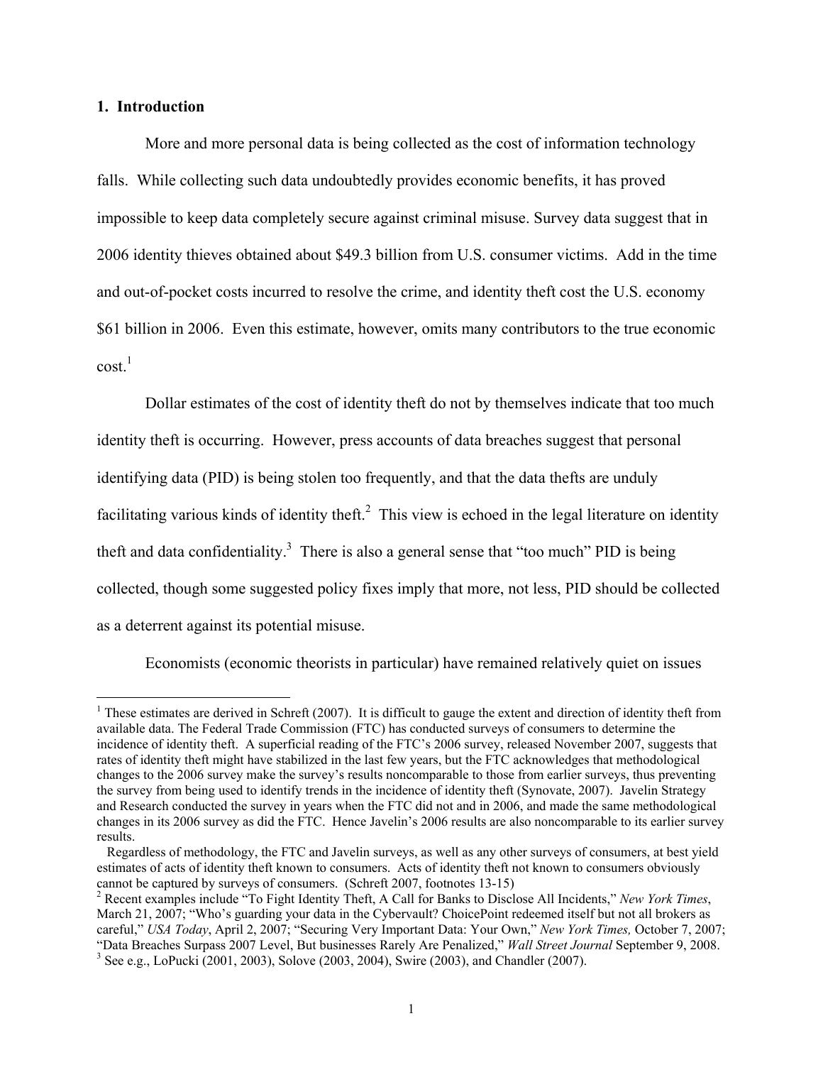## 1. Introduction

More and more personal data is being collected as the cost of information technology falls. While collecting such data undoubtedly provides economic benefits, it has proved impossible to keep data completely secure against criminal misuse. Survey data suggest that in 2006 identity thieves obtained about $49.3 billion from U.S. consumer victims. Add in the time and out-of-pocket costs incurred to resolve the crime, and identity theft cost the U.S. economy $61 billion in 2006. Even this estimate, however, omits many contributors to the true economic cost.[1]

Dollar estimates of the cost of identity theft do not by themselves indicate that too much identity theft is occurring. However, press accounts of data breaches suggest that personal identifying data (PID) is being stolen too frequently, and that the data thefts are unduly facilitating various kinds of identity theft.[2] This view is echoed in the legal literature on identity theft and data confidentiality.[3] There is also a general sense that "too much" PID is being collected, though some suggested policy fixes imply that more, not less, PID should be collected as a deterrent against its potential misuse.

Economists (economic theorists in particular) have remained relatively quiet on issues

---

[1] These estimates are derived in Schreft (2007). It is difficult to gauge the extent and direction of identity theft from available data. The Federal Trade Commission (FTC) has conducted surveys of consumers to determine the incidence of identity theft. A superficial reading of the FTC's 2006 survey, released November 2007, suggests that rates of identity theft might have stabilized in the last few years, but the FTC acknowledges that methodological changes to the 2006 survey make the survey's results noncomparable to those from earlier surveys, thus preventing the survey from being used to identify trends in the incidence of identity theft (Synovate, 2007). Javelin Strategy and Research conducted the survey in years when the FTC did not and in 2006, and made the same methodological changes in its 2006 survey as did the FTC. Hence Javelin's 2006 results are also noncomparable to its earlier survey results.

Regardless of methodology, the FTC and Javelin surveys, as well as any other surveys of consumers, at best yield estimates of acts of identity theft known to consumers. Acts of identity theft not known to consumers obviously cannot be captured by surveys of consumers. (Schreft 2007, footnotes 13-15)

[2] Recent examples include "To Fight Identity Theft, A Call for Banks to Disclose All Incidents," *New York Times*, March 21, 2007; "Who's guarding your data in the Cybervault? ChoicePoint redeemed itself but not all brokers as careful," *USA Today*, April 2, 2007; "Securing Very Important Data: Your Own," *New York Times,* October 7, 2007; "Data Breaches Surpass 2007 Level, But businesses Rarely Are Penalized," *Wall Street Journal* September 9, 2008.

[3] See e.g., LoPucki (2001, 2003), Solove (2003, 2004), Swire (2003), and Chandler (2007).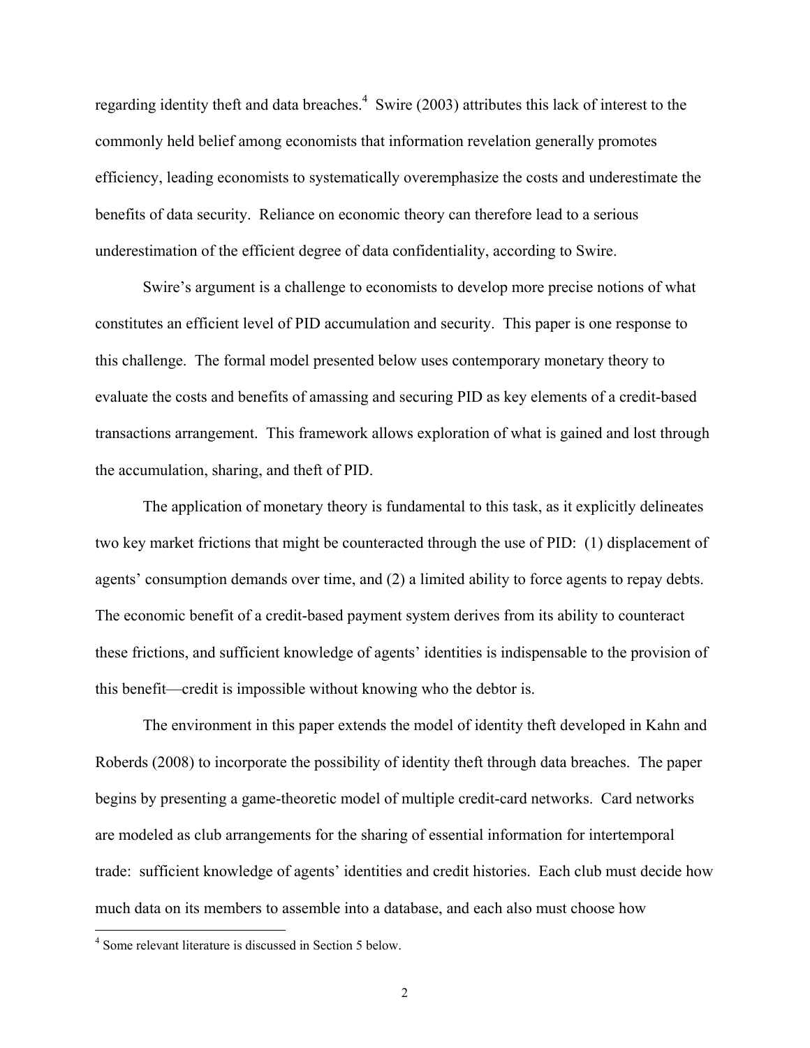regarding identity theft and data breaches.[4] Swire (2003) attributes this lack of interest to the commonly held belief among economists that information revelation generally promotes efficiency, leading economists to systematically overemphasize the costs and underestimate the benefits of data security. Reliance on economic theory can therefore lead to a serious underestimation of the efficient degree of data confidentiality, according to Swire.

Swire's argument is a challenge to economists to develop more precise notions of what constitutes an efficient level of PID accumulation and security. This paper is one response to this challenge. The formal model presented below uses contemporary monetary theory to evaluate the costs and benefits of amassing and securing PID as key elements of a credit-based transactions arrangement. This framework allows exploration of what is gained and lost through the accumulation, sharing, and theft of PID.

The application of monetary theory is fundamental to this task, as it explicitly delineates two key market frictions that might be counteracted through the use of PID: (1) displacement of agents' consumption demands over time, and (2) a limited ability to force agents to repay debts. The economic benefit of a credit-based payment system derives from its ability to counteract these frictions, and sufficient knowledge of agents' identities is indispensable to the provision of this benefit—credit is impossible without knowing who the debtor is.

The environment in this paper extends the model of identity theft developed in Kahn and Roberds (2008) to incorporate the possibility of identity theft through data breaches. The paper begins by presenting a game-theoretic model of multiple credit-card networks. Card networks are modeled as club arrangements for the sharing of essential information for intertemporal trade: sufficient knowledge of agents' identities and credit histories. Each club must decide how much data on its members to assemble into a database, and each also must choose how

[4] Some relevant literature is discussed in Section 5 below.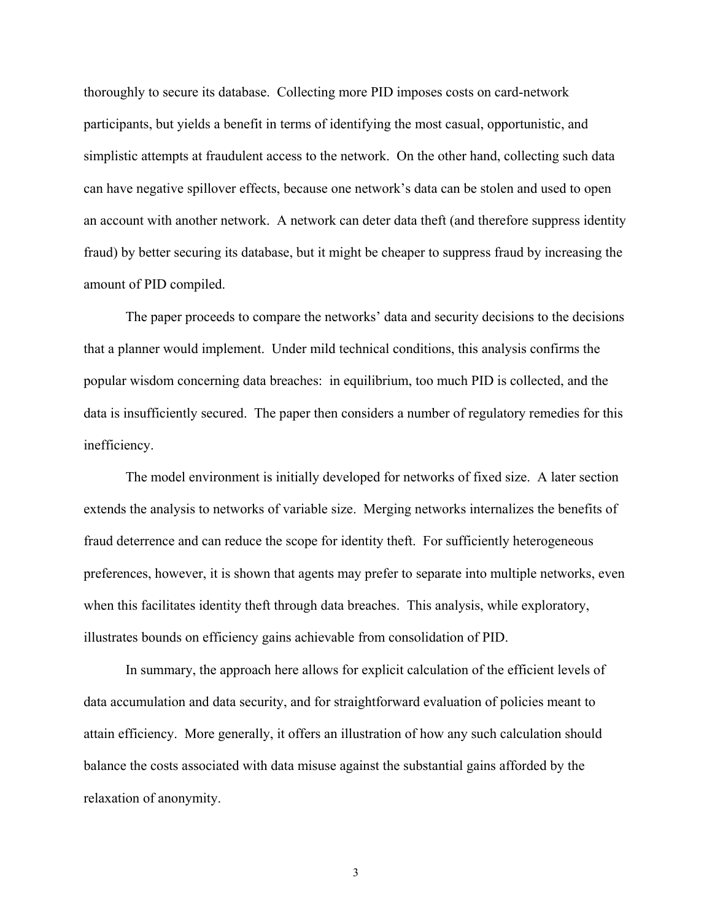thoroughly to secure its database. Collecting more PID imposes costs on card-network participants, but yields a benefit in terms of identifying the most casual, opportunistic, and simplistic attempts at fraudulent access to the network. On the other hand, collecting such data can have negative spillover effects, because one network's data can be stolen and used to open an account with another network. A network can deter data theft (and therefore suppress identity fraud) by better securing its database, but it might be cheaper to suppress fraud by increasing the amount of PID compiled.

The paper proceeds to compare the networks' data and security decisions to the decisions that a planner would implement. Under mild technical conditions, this analysis confirms the popular wisdom concerning data breaches: in equilibrium, too much PID is collected, and the data is insufficiently secured. The paper then considers a number of regulatory remedies for this inefficiency.

The model environment is initially developed for networks of fixed size. A later section extends the analysis to networks of variable size. Merging networks internalizes the benefits of fraud deterrence and can reduce the scope for identity theft. For sufficiently heterogeneous preferences, however, it is shown that agents may prefer to separate into multiple networks, even when this facilitates identity theft through data breaches. This analysis, while exploratory, illustrates bounds on efficiency gains achievable from consolidation of PID.

In summary, the approach here allows for explicit calculation of the efficient levels of data accumulation and data security, and for straightforward evaluation of policies meant to attain efficiency. More generally, it offers an illustration of how any such calculation should balance the costs associated with data misuse against the substantial gains afforded by the relaxation of anonymity.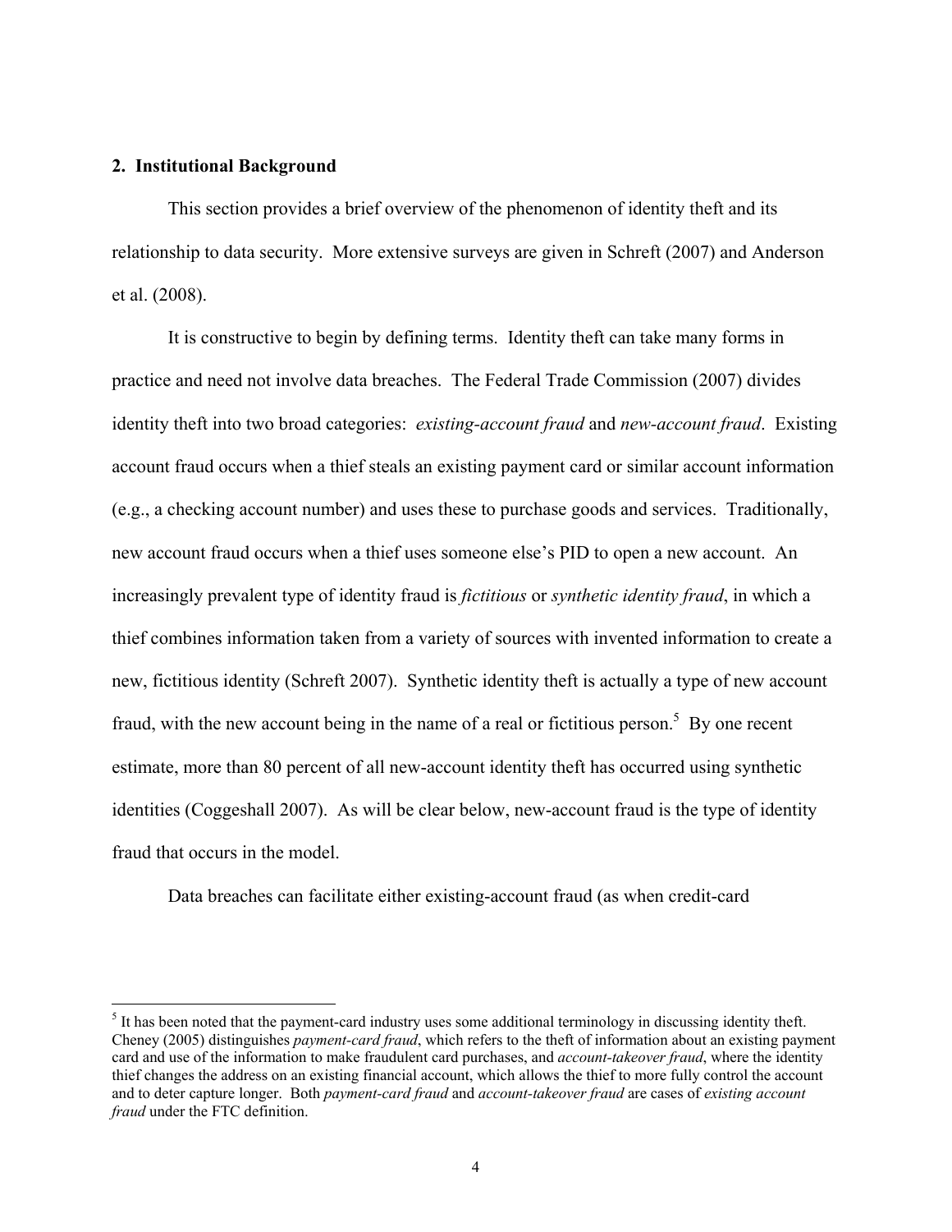## 2. Institutional Background

This section provides a brief overview of the phenomenon of identity theft and its relationship to data security. More extensive surveys are given in Schreft (2007) and Anderson et al. (2008).

It is constructive to begin by defining terms. Identity theft can take many forms in practice and need not involve data breaches. The Federal Trade Commission (2007) divides identity theft into two broad categories: *existing-account fraud* and *new-account fraud*. Existing account fraud occurs when a thief steals an existing payment card or similar account information (e.g., a checking account number) and uses these to purchase goods and services. Traditionally, new account fraud occurs when a thief uses someone else's PID to open a new account. An increasingly prevalent type of identity fraud is *fictitious* or *synthetic identity fraud*, in which a thief combines information taken from a variety of sources with invented information to create a new, fictitious identity (Schreft 2007). Synthetic identity theft is actually a type of new account fraud, with the new account being in the name of a real or fictitious person.[5] By one recent estimate, more than 80 percent of all new-account identity theft has occurred using synthetic identities (Coggeshall 2007). As will be clear below, new-account fraud is the type of identity fraud that occurs in the model.

Data breaches can facilitate either existing-account fraud (as when credit-card

[5] It has been noted that the payment-card industry uses some additional terminology in discussing identity theft. Cheney (2005) distinguishes *payment-card fraud*, which refers to the theft of information about an existing payment card and use of the information to make fraudulent card purchases, and *account-takeover fraud*, where the identity thief changes the address on an existing financial account, which allows the thief to more fully control the account and to deter capture longer. Both *payment-card fraud* and *account-takeover fraud* are cases of *existing account fraud* under the FTC definition.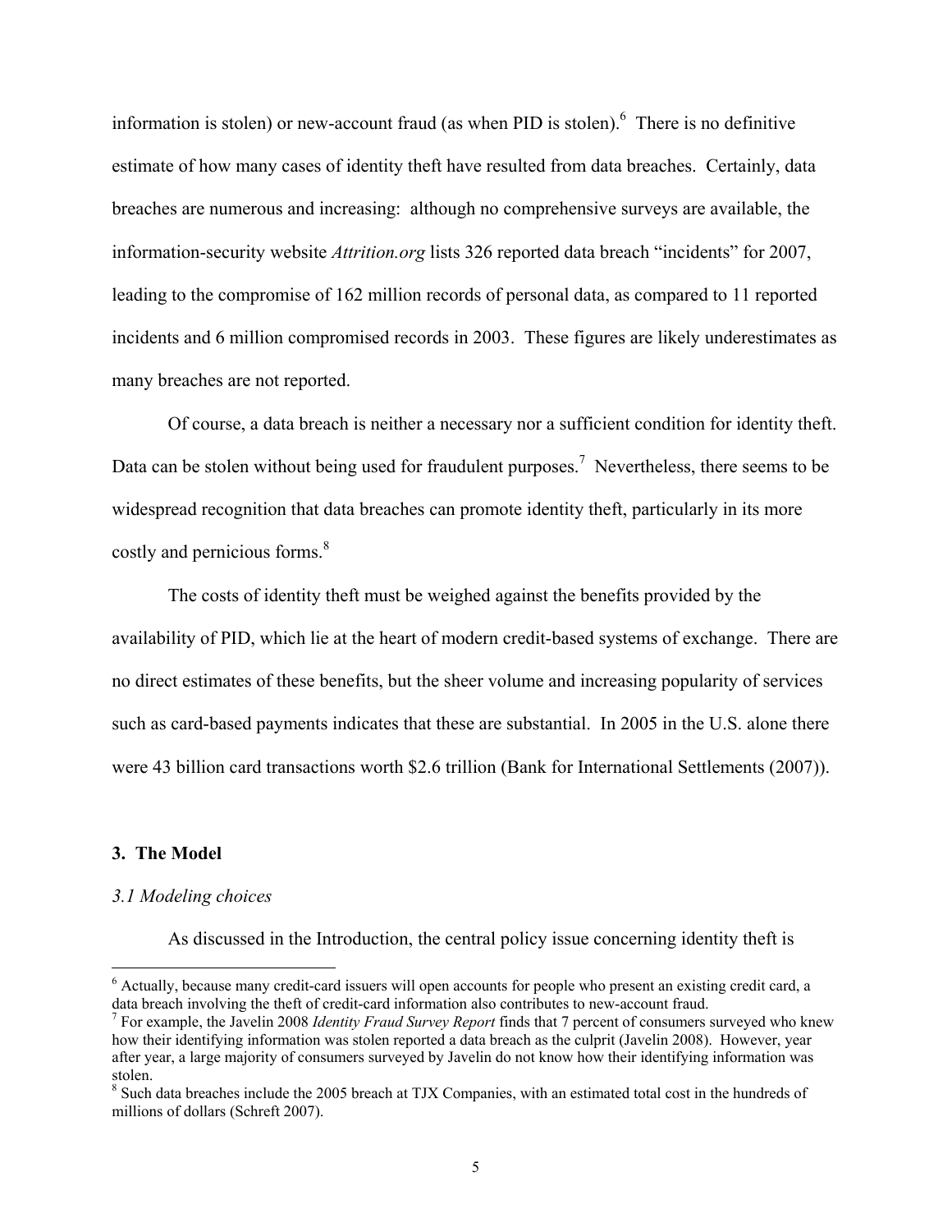information is stolen) or new-account fraud (as when PID is stolen).[6] There is no definitive estimate of how many cases of identity theft have resulted from data breaches. Certainly, data breaches are numerous and increasing: although no comprehensive surveys are available, the information-security website *Attrition.org* lists 326 reported data breach "incidents" for 2007, leading to the compromise of 162 million records of personal data, as compared to 11 reported incidents and 6 million compromised records in 2003. These figures are likely underestimates as many breaches are not reported.

Of course, a data breach is neither a necessary nor a sufficient condition for identity theft. Data can be stolen without being used for fraudulent purposes.[7] Nevertheless, there seems to be widespread recognition that data breaches can promote identity theft, particularly in its more costly and pernicious forms.[8]

The costs of identity theft must be weighed against the benefits provided by the availability of PID, which lie at the heart of modern credit-based systems of exchange. There are no direct estimates of these benefits, but the sheer volume and increasing popularity of services such as card-based payments indicates that these are substantial. In 2005 in the U.S. alone there were 43 billion card transactions worth $2.6 trillion (Bank for International Settlements (2007)).

## 3. The Model

### *3.1 Modeling choices*

As discussed in the Introduction, the central policy issue concerning identity theft is

---

[6] Actually, because many credit-card issuers will open accounts for people who present an existing credit card, a data breach involving the theft of credit-card information also contributes to new-account fraud.

[7] For example, the Javelin 2008 *Identity Fraud Survey Report* finds that 7 percent of consumers surveyed who knew how their identifying information was stolen reported a data breach as the culprit (Javelin 2008). However, year after year, a large majority of consumers surveyed by Javelin do not know how their identifying information was stolen.

[8] Such data breaches include the 2005 breach at TJX Companies, with an estimated total cost in the hundreds of millions of dollars (Schreft 2007).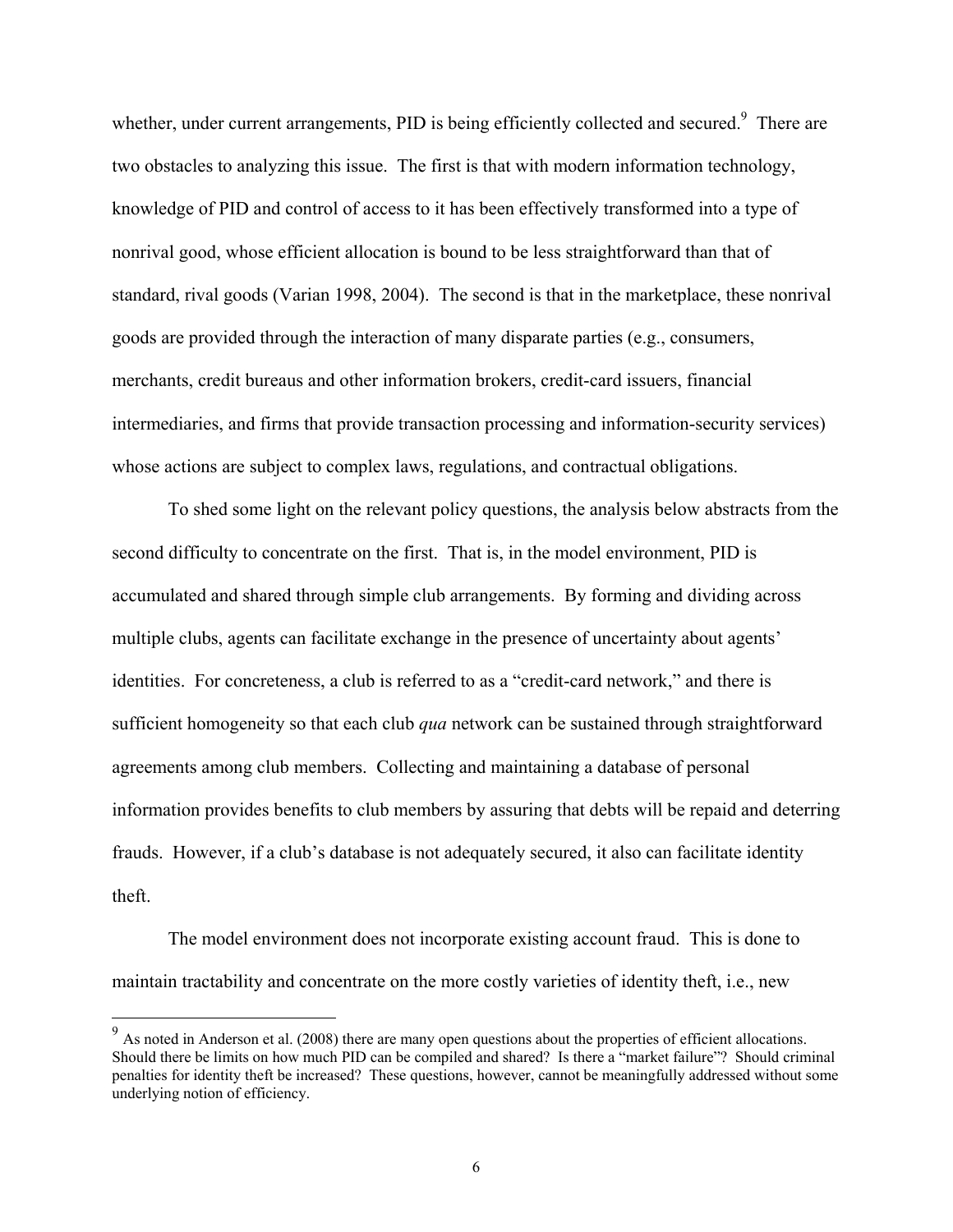whether, under current arrangements, PID is being efficiently collected and secured.[9] There are two obstacles to analyzing this issue. The first is that with modern information technology, knowledge of PID and control of access to it has been effectively transformed into a type of nonrival good, whose efficient allocation is bound to be less straightforward than that of standard, rival goods (Varian 1998, 2004). The second is that in the marketplace, these nonrival goods are provided through the interaction of many disparate parties (e.g., consumers, merchants, credit bureaus and other information brokers, credit-card issuers, financial intermediaries, and firms that provide transaction processing and information-security services) whose actions are subject to complex laws, regulations, and contractual obligations.

To shed some light on the relevant policy questions, the analysis below abstracts from the second difficulty to concentrate on the first. That is, in the model environment, PID is accumulated and shared through simple club arrangements. By forming and dividing across multiple clubs, agents can facilitate exchange in the presence of uncertainty about agents' identities. For concreteness, a club is referred to as a "credit-card network," and there is sufficient homogeneity so that each club *qua* network can be sustained through straightforward agreements among club members. Collecting and maintaining a database of personal information provides benefits to club members by assuring that debts will be repaid and deterring frauds. However, if a club's database is not adequately secured, it also can facilitate identity theft.

The model environment does not incorporate existing account fraud. This is done to maintain tractability and concentrate on the more costly varieties of identity theft, i.e., new

[9] As noted in Anderson et al. (2008) there are many open questions about the properties of efficient allocations. Should there be limits on how much PID can be compiled and shared? Is there a "market failure"? Should criminal penalties for identity theft be increased? These questions, however, cannot be meaningfully addressed without some underlying notion of efficiency.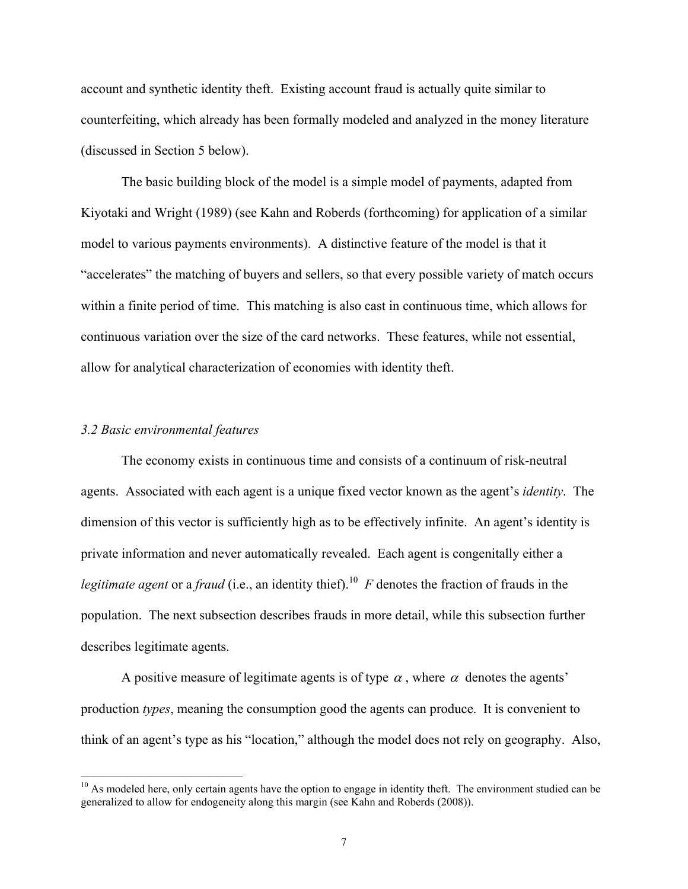account and synthetic identity theft. Existing account fraud is actually quite similar to counterfeiting, which already has been formally modeled and analyzed in the money literature (discussed in Section 5 below).

The basic building block of the model is a simple model of payments, adapted from Kiyotaki and Wright (1989) (see Kahn and Roberds (forthcoming) for application of a similar model to various payments environments). A distinctive feature of the model is that it "accelerates" the matching of buyers and sellers, so that every possible variety of match occurs within a finite period of time. This matching is also cast in continuous time, which allows for continuous variation over the size of the card networks. These features, while not essential, allow for analytical characterization of economies with identity theft.

### *3.2 Basic environmental features*

The economy exists in continuous time and consists of a continuum of risk-neutral agents. Associated with each agent is a unique fixed vector known as the agent's *identity*. The dimension of this vector is sufficiently high as to be effectively infinite. An agent's identity is private information and never automatically revealed. Each agent is congenitally either a *legitimate agent* or a *fraud* (i.e., an identity thief).[10] $F$ denotes the fraction of frauds in the population. The next subsection describes frauds in more detail, while this subsection further describes legitimate agents.

A positive measure of legitimate agents is of type $\alpha$, where $\alpha$ denotes the agents' production *types*, meaning the consumption good the agents can produce. It is convenient to think of an agent's type as his "location," although the model does not rely on geography. Also,

[10] As modeled here, only certain agents have the option to engage in identity theft. The environment studied can be generalized to allow for endogeneity along this margin (see Kahn and Roberds (2008)).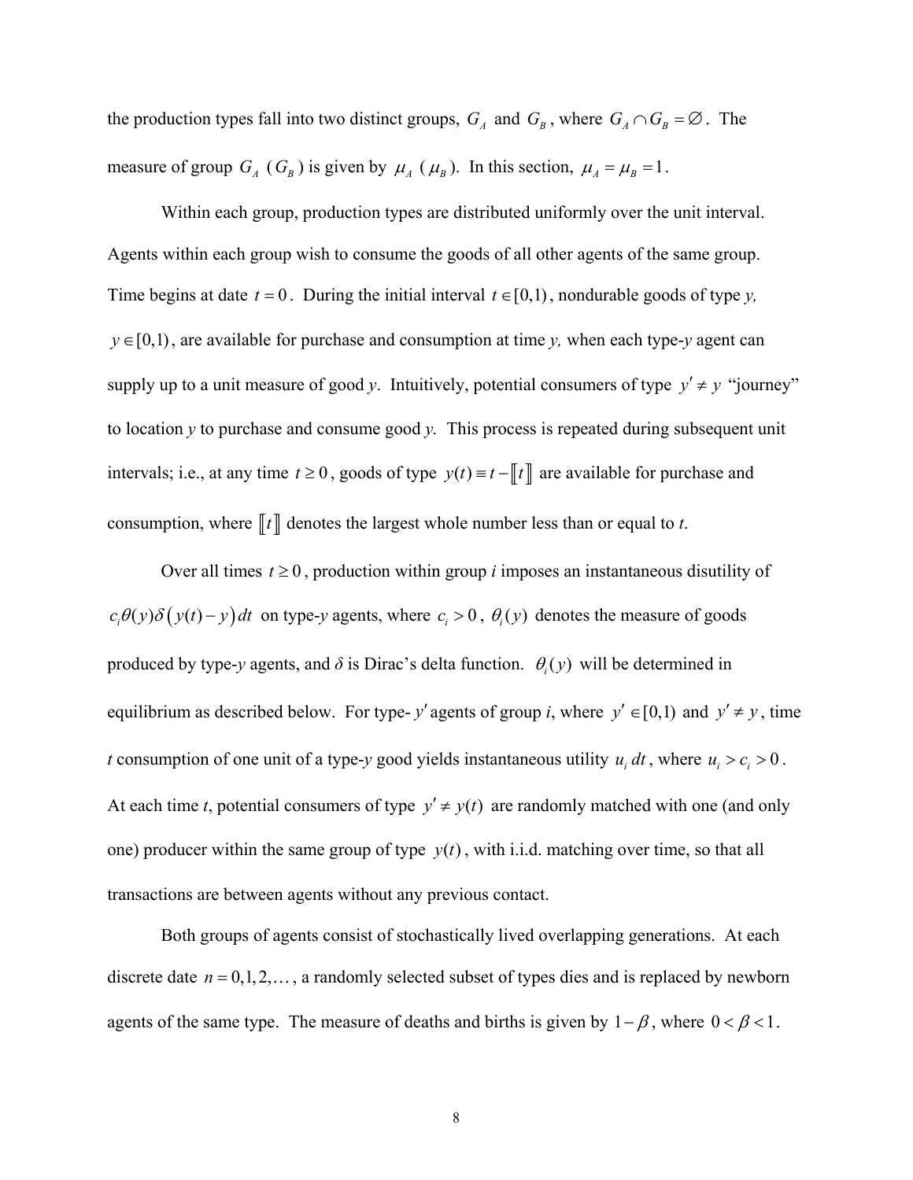the production types fall into two distinct groups, $G_A$ and $G_B$, where $G_A \cap G_B = \varnothing$. The measure of group $G_A$ ($G_B$) is given by $\mu_A$ ($\mu_B$). In this section, $\mu_A = \mu_B = 1$.

Within each group, production types are distributed uniformly over the unit interval. Agents within each group wish to consume the goods of all other agents of the same group. Time begins at date $t = 0$. During the initial interval $t \in [0,1)$, nondurable goods of type *y*, $y \in [0,1)$, are available for purchase and consumption at time *y,* when each type-*y* agent can supply up to a unit measure of good *y*. Intuitively, potential consumers of type $y' \neq y$ "journey" to location *y* to purchase and consume good *y.* This process is repeated during subsequent unit intervals; i.e., at any time $t \geq 0$, goods of type $y(t) \equiv t - [\![t]\!]$ are available for purchase and consumption, where $[\![t]\!]$ denotes the largest whole number less than or equal to *t*.

Over all times $t \geq 0$, production within group *i* imposes an instantaneous disutility of $c_i \theta(y) \delta\big(y(t) - y\big) dt$ on type-*y* agents, where $c_i > 0$, $\theta_i(y)$ denotes the measure of goods produced by type-*y* agents, and $\delta$ is Dirac's delta function. $\theta_i(y)$ will be determined in equilibrium as described below. For type-$y'$ agents of group *i*, where $y' \in [0,1)$ and $y' \neq y$, time *t* consumption of one unit of a type-*y* good yields instantaneous utility $u_i\, dt$, where $u_i > c_i > 0$. At each time *t*, potential consumers of type $y' \neq y(t)$ are randomly matched with one (and only one) producer within the same group of type $y(t)$, with i.i.d. matching over time, so that all transactions are between agents without any previous contact.

Both groups of agents consist of stochastically lived overlapping generations. At each discrete date $n = 0, 1, 2, \ldots$, a randomly selected subset of types dies and is replaced by newborn agents of the same type. The measure of deaths and births is given by $1 - \beta$, where $0 < \beta < 1$.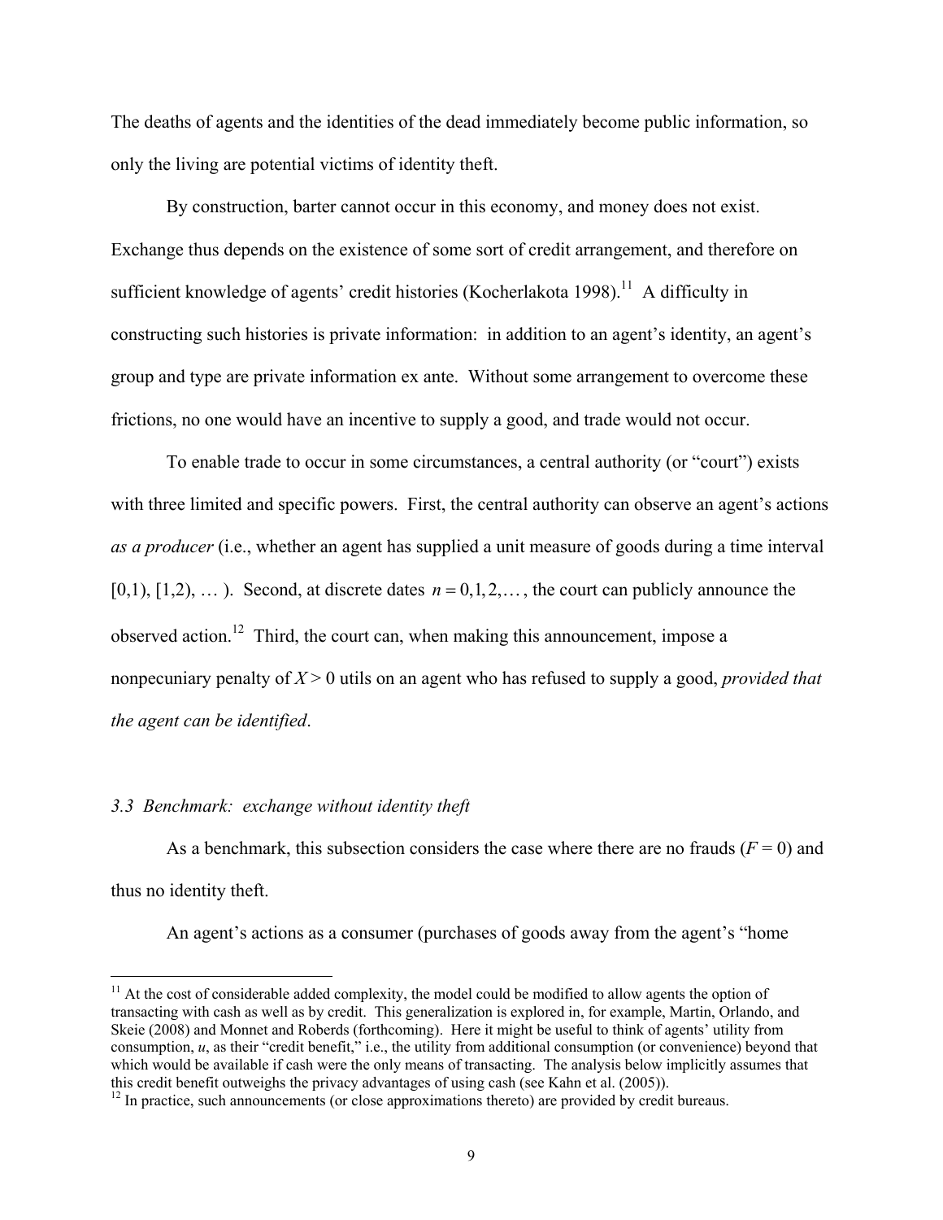The deaths of agents and the identities of the dead immediately become public information, so only the living are potential victims of identity theft.

By construction, barter cannot occur in this economy, and money does not exist. Exchange thus depends on the existence of some sort of credit arrangement, and therefore on sufficient knowledge of agents' credit histories (Kocherlakota 1998).[11] A difficulty in constructing such histories is private information: in addition to an agent's identity, an agent's group and type are private information ex ante. Without some arrangement to overcome these frictions, no one would have an incentive to supply a good, and trade would not occur.

To enable trade to occur in some circumstances, a central authority (or "court") exists with three limited and specific powers. First, the central authority can observe an agent's actions *as a producer* (i.e., whether an agent has supplied a unit measure of goods during a time interval [0,1), [1,2), … ). Second, at discrete dates $n = 0, 1, 2, \ldots$, the court can publicly announce the observed action.[12] Third, the court can, when making this announcement, impose a nonpecuniary penalty of $X > 0$ utils on an agent who has refused to supply a good, *provided that the agent can be identified*.

### *3.3 Benchmark: exchange without identity theft*

As a benchmark, this subsection considers the case where there are no frauds ($F = 0$) and thus no identity theft.

An agent's actions as a consumer (purchases of goods away from the agent's "home

[11] At the cost of considerable added complexity, the model could be modified to allow agents the option of transacting with cash as well as by credit. This generalization is explored in, for example, Martin, Orlando, and Skeie (2008) and Monnet and Roberds (forthcoming). Here it might be useful to think of agents' utility from consumption, $u$, as their "credit benefit," i.e., the utility from additional consumption (or convenience) beyond that which would be available if cash were the only means of transacting. The analysis below implicitly assumes that this credit benefit outweighs the privacy advantages of using cash (see Kahn et al. (2005)).

[12] In practice, such announcements (or close approximations thereto) are provided by credit bureaus.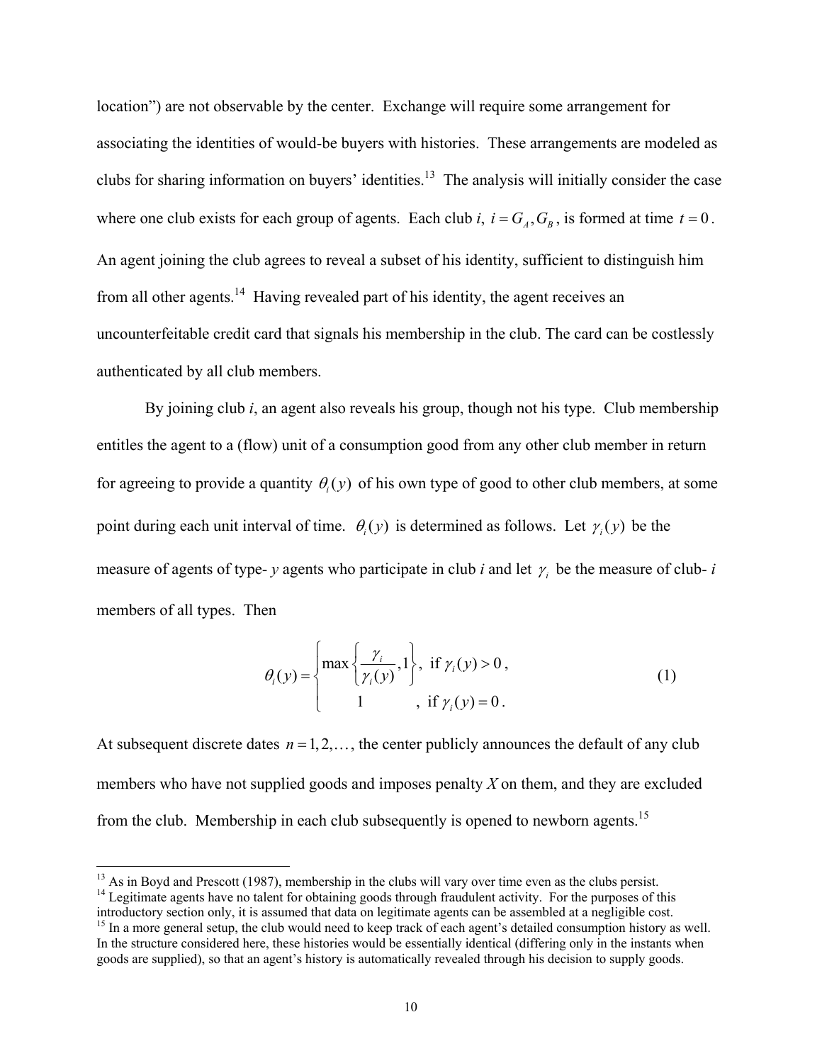location") are not observable by the center. Exchange will require some arrangement for associating the identities of would-be buyers with histories. These arrangements are modeled as clubs for sharing information on buyers' identities.[13] The analysis will initially consider the case where one club exists for each group of agents. Each club *i*, $i = G_A, G_B$, is formed at time $t = 0$. An agent joining the club agrees to reveal a subset of his identity, sufficient to distinguish him from all other agents.[14] Having revealed part of his identity, the agent receives an uncounterfeitable credit card that signals his membership in the club. The card can be costlessly authenticated by all club members.

By joining club *i*, an agent also reveals his group, though not his type. Club membership entitles the agent to a (flow) unit of a consumption good from any other club member in return for agreeing to provide a quantity $\theta_i(y)$ of his own type of good to other club members, at some point during each unit interval of time. $\theta_i(y)$ is determined as follows. Let $\gamma_i(y)$ be the measure of agents of type-$y$ agents who participate in club *i* and let $\gamma_i$ be the measure of club-$i$ members of all types. Then

$$\theta_i(y) = \begin{cases} \max\left\{\dfrac{\gamma_i}{\gamma_i(y)}, 1\right\}, & \text{if } \gamma_i(y) > 0, \\ 1 & , \text{ if } \gamma_i(y) = 0. \end{cases} \tag{1}$$

At subsequent discrete dates $n = 1, 2, \ldots$, the center publicly announces the default of any club members who have not supplied goods and imposes penalty *X* on them, and they are excluded from the club. Membership in each club subsequently is opened to newborn agents.[15]

[13] As in Boyd and Prescott (1987), membership in the clubs will vary over time even as the clubs persist.

[14] Legitimate agents have no talent for obtaining goods through fraudulent activity. For the purposes of this introductory section only, it is assumed that data on legitimate agents can be assembled at a negligible cost.

[15] In a more general setup, the club would need to keep track of each agent's detailed consumption history as well. In the structure considered here, these histories would be essentially identical (differing only in the instants when goods are supplied), so that an agent's history is automatically revealed through his decision to supply goods.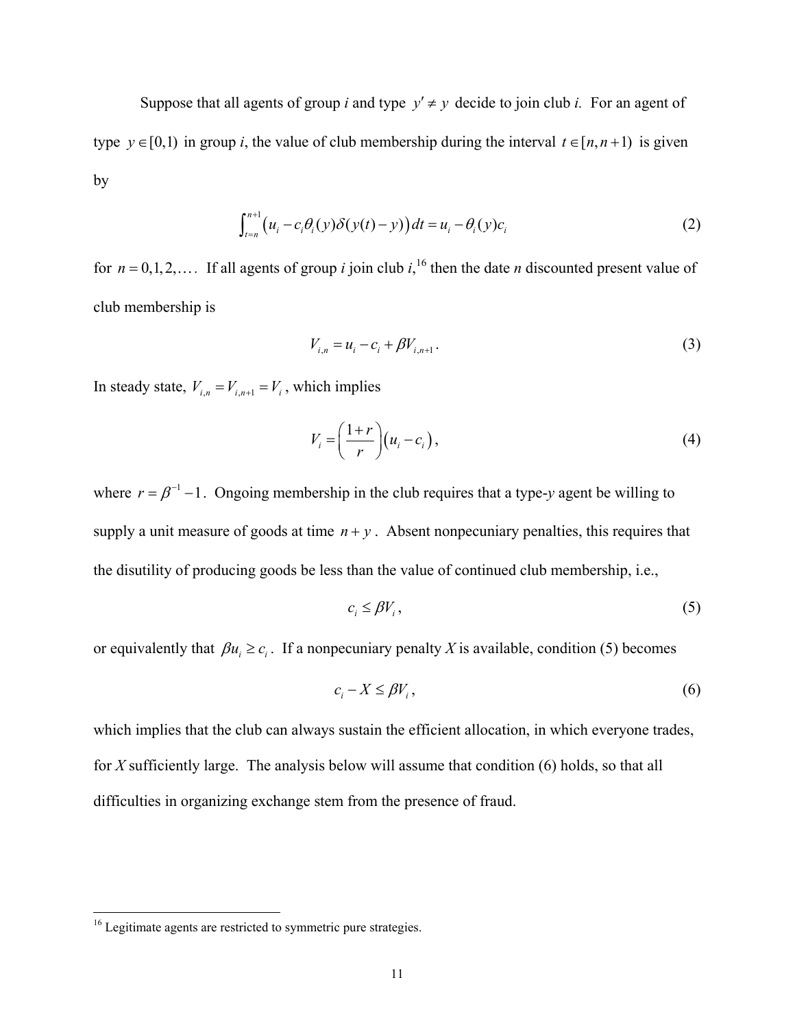Suppose that all agents of group *i* and type $y' \neq y$ decide to join club *i*. For an agent of type $y \in [0,1)$ in group *i*, the value of club membership during the interval $t \in [n, n+1)$ is given by

$$\int_{t=n}^{n+1} \left(u_i - c_i \theta_i(y) \delta(y(t) - y)\right) dt = u_i - \theta_i(y) c_i \tag{2}$$

for $n = 0,1,2,\ldots$. If all agents of group *i* join club *i*,[16] then the date *n* discounted present value of club membership is

$$V_{i,n} = u_i - c_i + \beta V_{i,n+1}. \tag{3}$$

In steady state, $V_{i,n} = V_{i,n+1} = V_i$, which implies

$$V_i = \left(\frac{1+r}{r}\right)\left(u_i - c_i\right), \tag{4}$$

where $r = \beta^{-1} - 1$. Ongoing membership in the club requires that a type-*y* agent be willing to supply a unit measure of goods at time $n + y$. Absent nonpecuniary penalties, this requires that the disutility of producing goods be less than the value of continued club membership, i.e.,

$$c_i \leq \beta V_i, \tag{5}$$

or equivalently that $\beta u_i \geq c_i$. If a nonpecuniary penalty *X* is available, condition (5) becomes

$$c_i - X \leq \beta V_i, \tag{6}$$

which implies that the club can always sustain the efficient allocation, in which everyone trades, for *X* sufficiently large. The analysis below will assume that condition (6) holds, so that all difficulties in organizing exchange stem from the presence of fraud.

[16] Legitimate agents are restricted to symmetric pure strategies.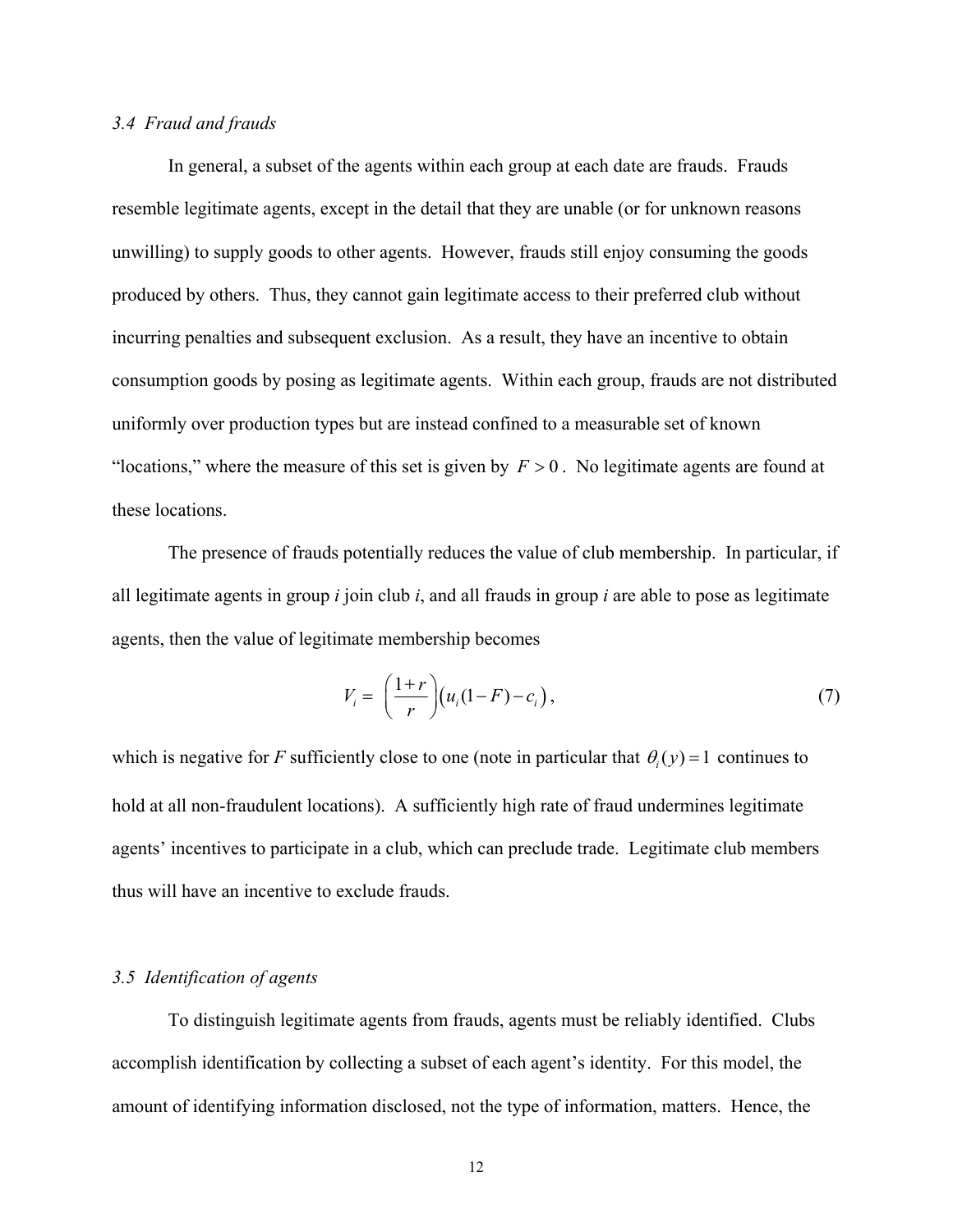### *3.4 Fraud and frauds*

In general, a subset of the agents within each group at each date are frauds. Frauds resemble legitimate agents, except in the detail that they are unable (or for unknown reasons unwilling) to supply goods to other agents. However, frauds still enjoy consuming the goods produced by others. Thus, they cannot gain legitimate access to their preferred club without incurring penalties and subsequent exclusion. As a result, they have an incentive to obtain consumption goods by posing as legitimate agents. Within each group, frauds are not distributed uniformly over production types but are instead confined to a measurable set of known "locations," where the measure of this set is given by $F > 0$. No legitimate agents are found at these locations.

The presence of frauds potentially reduces the value of club membership. In particular, if all legitimate agents in group *i* join club *i*, and all frauds in group *i* are able to pose as legitimate agents, then the value of legitimate membership becomes

$$V_i = \left(\frac{1+r}{r}\right)\left(u_i(1-F) - c_i\right), \tag{7}$$

which is negative for *F* sufficiently close to one (note in particular that $\theta_i(y) = 1$ continues to hold at all non-fraudulent locations). A sufficiently high rate of fraud undermines legitimate agents' incentives to participate in a club, which can preclude trade. Legitimate club members thus will have an incentive to exclude frauds.

### *3.5 Identification of agents*

To distinguish legitimate agents from frauds, agents must be reliably identified. Clubs accomplish identification by collecting a subset of each agent's identity. For this model, the amount of identifying information disclosed, not the type of information, matters. Hence, the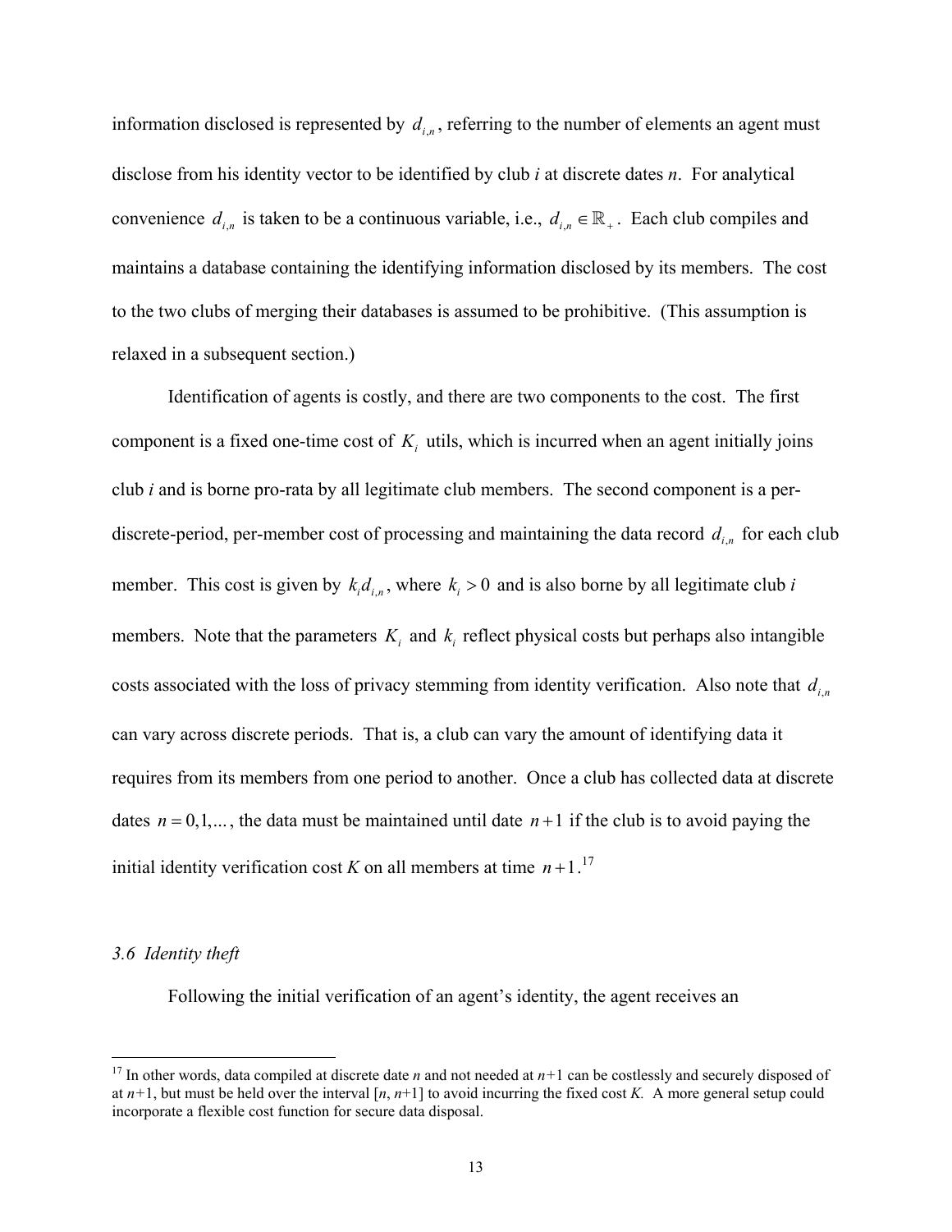information disclosed is represented by $d_{i,n}$, referring to the number of elements an agent must disclose from his identity vector to be identified by club *i* at discrete dates *n*. For analytical convenience $d_{i,n}$ is taken to be a continuous variable, i.e., $d_{i,n} \in \mathbb{R}_+$. Each club compiles and maintains a database containing the identifying information disclosed by its members. The cost to the two clubs of merging their databases is assumed to be prohibitive. (This assumption is relaxed in a subsequent section.)

Identification of agents is costly, and there are two components to the cost. The first component is a fixed one-time cost of $K_i$ utils, which is incurred when an agent initially joins club *i* and is borne pro-rata by all legitimate club members. The second component is a per-discrete-period, per-member cost of processing and maintaining the data record $d_{i,n}$ for each club member. This cost is given by $k_i d_{i,n}$, where $k_i > 0$ and is also borne by all legitimate club *i* members. Note that the parameters $K_i$ and $k_i$ reflect physical costs but perhaps also intangible costs associated with the loss of privacy stemming from identity verification. Also note that $d_{i,n}$ can vary across discrete periods. That is, a club can vary the amount of identifying data it requires from its members from one period to another. Once a club has collected data at discrete dates $n = 0,1,...$, the data must be maintained until date $n+1$ if the club is to avoid paying the initial identity verification cost *K* on all members at time $n+1$.[17]

### *3.6 Identity theft*

Following the initial verification of an agent's identity, the agent receives an

[17] In other words, data compiled at discrete date *n* and not needed at *n*+1 can be costlessly and securely disposed of at *n*+1, but must be held over the interval [*n*, *n*+1] to avoid incurring the fixed cost *K*. A more general setup could incorporate a flexible cost function for secure data disposal.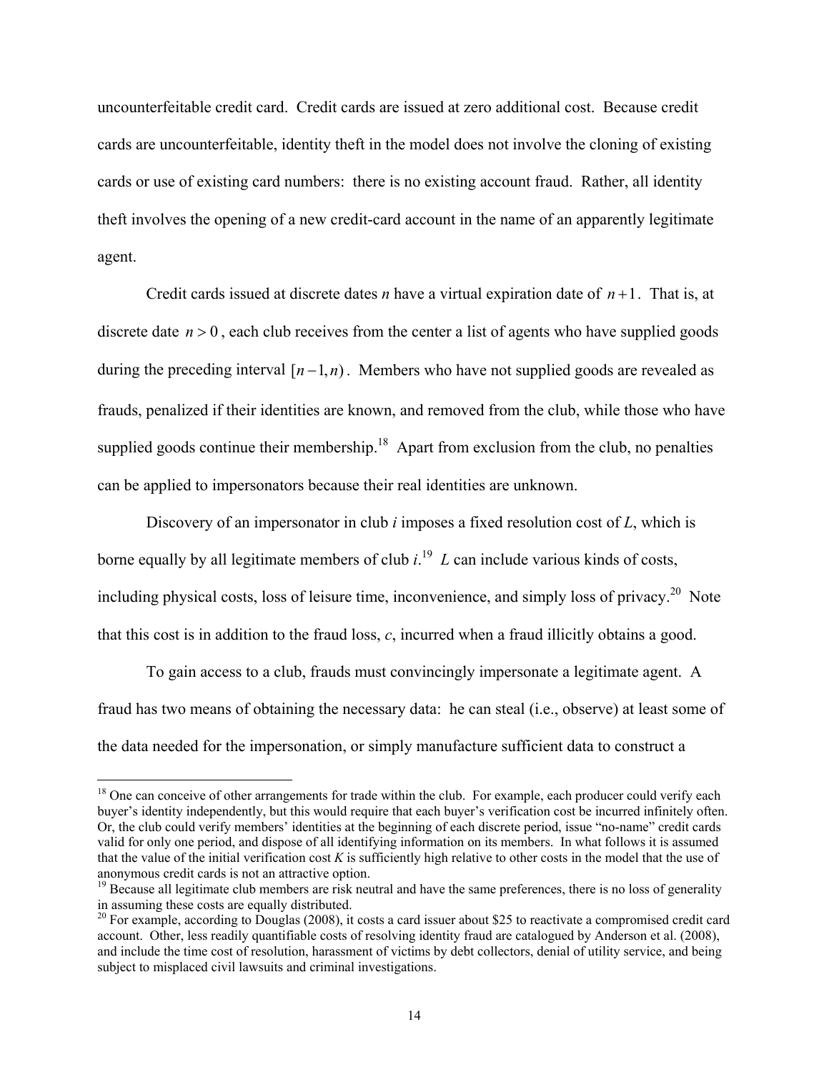uncounterfeitable credit card. Credit cards are issued at zero additional cost. Because credit cards are uncounterfeitable, identity theft in the model does not involve the cloning of existing cards or use of existing card numbers: there is no existing account fraud. Rather, all identity theft involves the opening of a new credit-card account in the name of an apparently legitimate agent.

Credit cards issued at discrete dates $n$ have a virtual expiration date of $n+1$. That is, at discrete date $n > 0$, each club receives from the center a list of agents who have supplied goods during the preceding interval $[n-1, n)$. Members who have not supplied goods are revealed as frauds, penalized if their identities are known, and removed from the club, while those who have supplied goods continue their membership.[18] Apart from exclusion from the club, no penalties can be applied to impersonators because their real identities are unknown.

Discovery of an impersonator in club $i$ imposes a fixed resolution cost of $L$, which is borne equally by all legitimate members of club $i$.[19] $L$ can include various kinds of costs, including physical costs, loss of leisure time, inconvenience, and simply loss of privacy.[20] Note that this cost is in addition to the fraud loss, $c$, incurred when a fraud illicitly obtains a good.

To gain access to a club, frauds must convincingly impersonate a legitimate agent. A fraud has two means of obtaining the necessary data: he can steal (i.e., observe) at least some of the data needed for the impersonation, or simply manufacture sufficient data to construct a

---

[18] One can conceive of other arrangements for trade within the club. For example, each producer could verify each buyer's identity independently, but this would require that each buyer's verification cost be incurred infinitely often. Or, the club could verify members' identities at the beginning of each discrete period, issue "no-name" credit cards valid for only one period, and dispose of all identifying information on its members. In what follows it is assumed that the value of the initial verification cost $K$ is sufficiently high relative to other costs in the model that the use of anonymous credit cards is not an attractive option.

[19] Because all legitimate club members are risk neutral and have the same preferences, there is no loss of generality in assuming these costs are equally distributed.

[20] For example, according to Douglas (2008), it costs a card issuer about $25 to reactivate a compromised credit card account. Other, less readily quantifiable costs of resolving identity fraud are catalogued by Anderson et al. (2008), and include the time cost of resolution, harassment of victims by debt collectors, denial of utility service, and being subject to misplaced civil lawsuits and criminal investigations.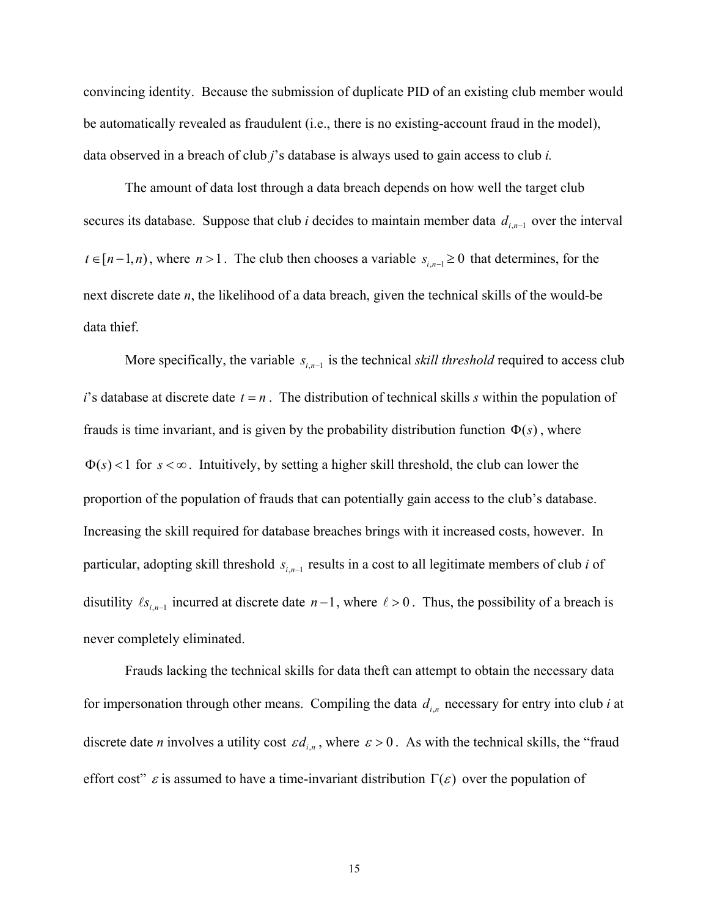convincing identity. Because the submission of duplicate PID of an existing club member would be automatically revealed as fraudulent (i.e., there is no existing-account fraud in the model), data observed in a breach of club *j*'s database is always used to gain access to club *i.*

The amount of data lost through a data breach depends on how well the target club secures its database. Suppose that club *i* decides to maintain member data $d_{i,n-1}$ over the interval $t \in [n-1, n)$, where $n > 1$. The club then chooses a variable $s_{i,n-1} \geq 0$ that determines, for the next discrete date *n*, the likelihood of a data breach, given the technical skills of the would-be data thief.

More specifically, the variable $s_{i,n-1}$ is the technical *skill threshold* required to access club *i*'s database at discrete date $t = n$. The distribution of technical skills *s* within the population of frauds is time invariant, and is given by the probability distribution function $\Phi(s)$, where $\Phi(s) < 1$ for $s < \infty$. Intuitively, by setting a higher skill threshold, the club can lower the proportion of the population of frauds that can potentially gain access to the club's database. Increasing the skill required for database breaches brings with it increased costs, however. In particular, adopting skill threshold $s_{i,n-1}$ results in a cost to all legitimate members of club *i* of disutility $\ell s_{i,n-1}$ incurred at discrete date $n-1$, where $\ell > 0$. Thus, the possibility of a breach is never completely eliminated.

Frauds lacking the technical skills for data theft can attempt to obtain the necessary data for impersonation through other means. Compiling the data $d_{i,n}$ necessary for entry into club *i* at discrete date *n* involves a utility cost $\varepsilon d_{i,n}$, where $\varepsilon > 0$. As with the technical skills, the "fraud effort cost" $\varepsilon$ is assumed to have a time-invariant distribution $\Gamma(\varepsilon)$ over the population of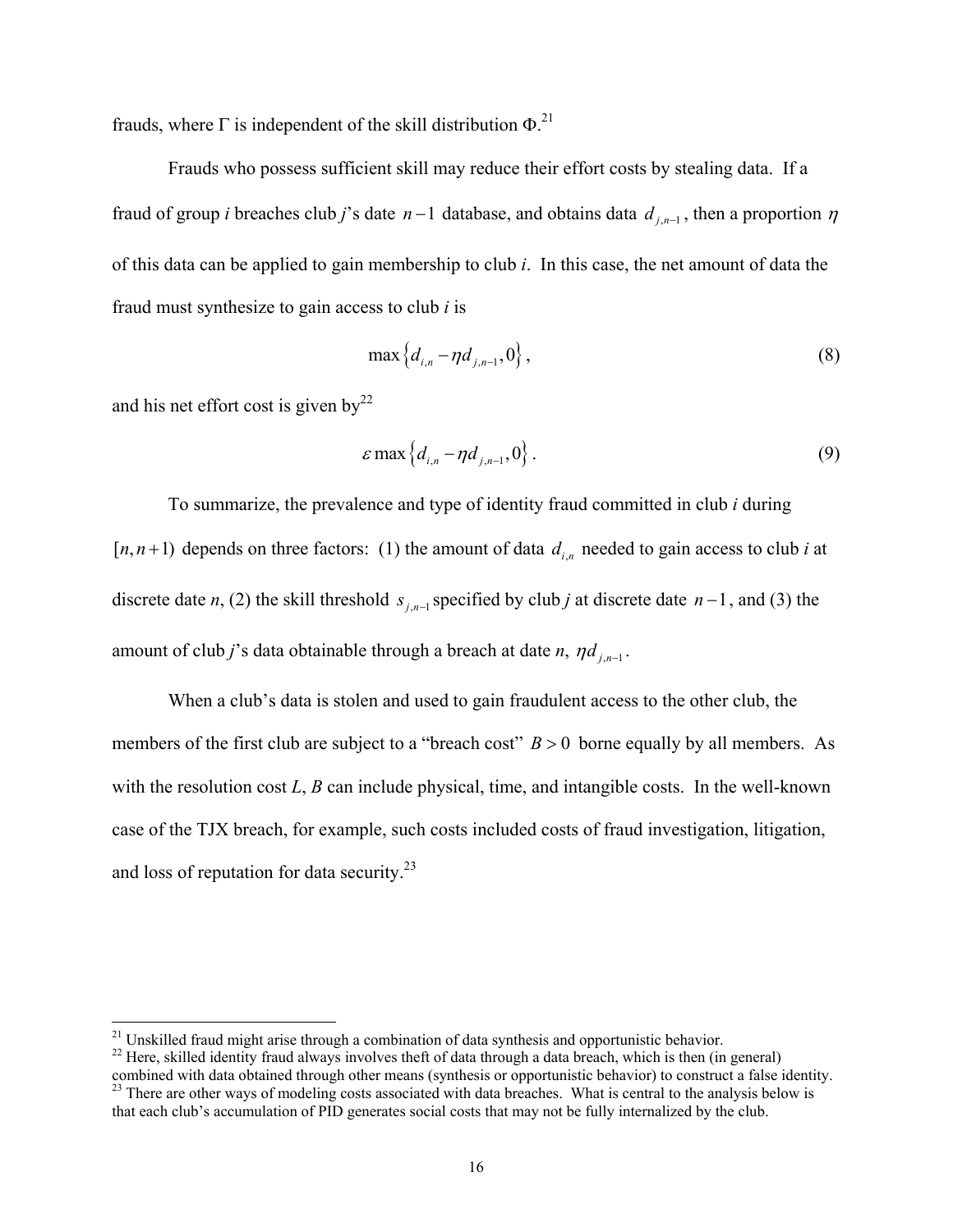frauds, where $\Gamma$ is independent of the skill distribution $\Phi$.[21]

Frauds who possess sufficient skill may reduce their effort costs by stealing data. If a fraud of group *i* breaches club *j*'s date $n-1$ database, and obtains data $d_{j,n-1}$, then a proportion $\eta$ of this data can be applied to gain membership to club *i*. In this case, the net amount of data the fraud must synthesize to gain access to club *i* is

$$\max\left\{d_{i,n} - \eta d_{j,n-1}, 0\right\}, \tag{8}$$

and his net effort cost is given by[22]

$$\varepsilon \max\left\{d_{i,n} - \eta d_{j,n-1}, 0\right\}. \tag{9}$$

To summarize, the prevalence and type of identity fraud committed in club *i* during $[n, n+1)$ depends on three factors: (1) the amount of data $d_{i,n}$ needed to gain access to club *i* at discrete date *n*, (2) the skill threshold $s_{j,n-1}$ specified by club *j* at discrete date $n-1$, and (3) the amount of club *j*'s data obtainable through a breach at date *n*, $\eta d_{j,n-1}$.

When a club's data is stolen and used to gain fraudulent access to the other club, the members of the first club are subject to a "breach cost" $B > 0$ borne equally by all members. As with the resolution cost *L*, *B* can include physical, time, and intangible costs. In the well-known case of the TJX breach, for example, such costs included costs of fraud investigation, litigation, and loss of reputation for data security.[23]

---

[21] Unskilled fraud might arise through a combination of data synthesis and opportunistic behavior.

[22] Here, skilled identity fraud always involves theft of data through a data breach, which is then (in general) combined with data obtained through other means (synthesis or opportunistic behavior) to construct a false identity.

[23] There are other ways of modeling costs associated with data breaches. What is central to the analysis below is that each club's accumulation of PID generates social costs that may not be fully internalized by the club.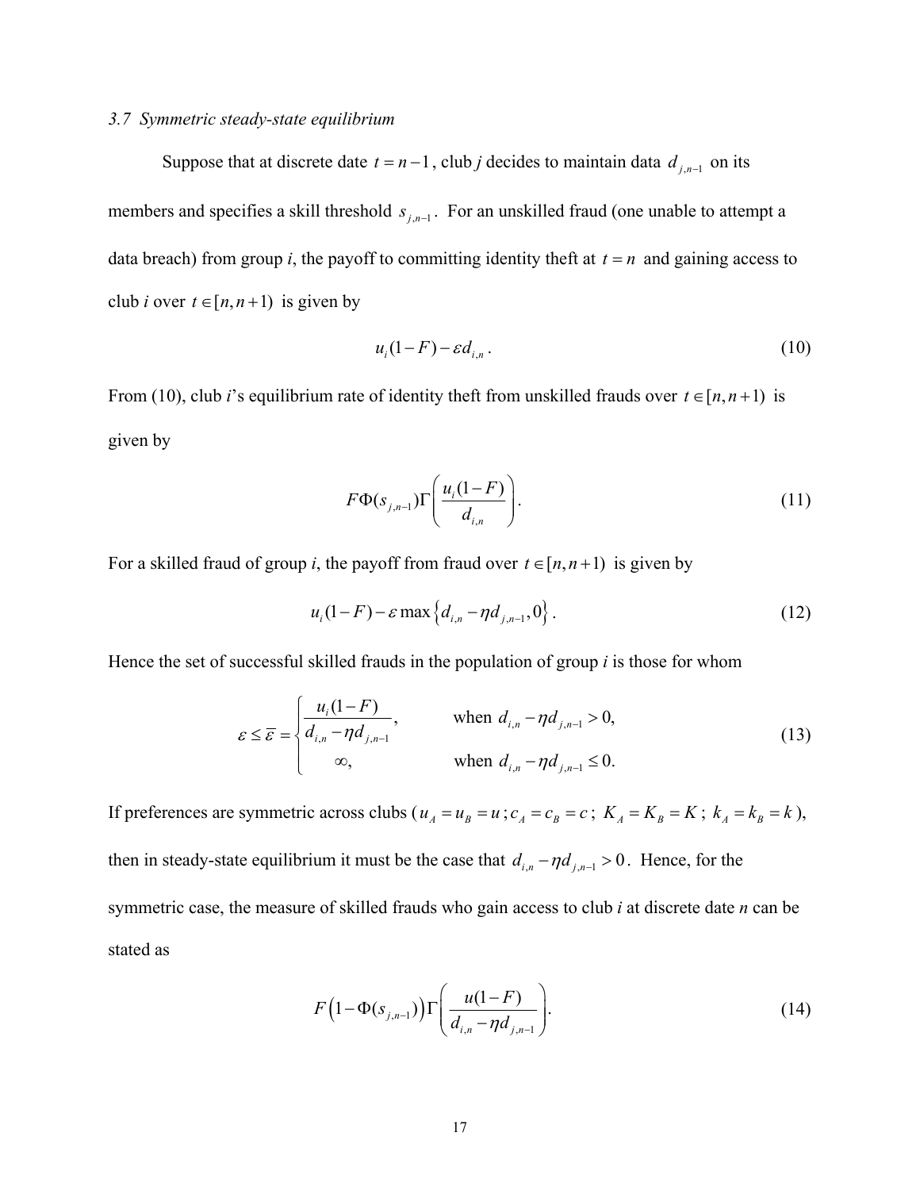### 3.7 Symmetric steady-state equilibrium

Suppose that at discrete date $t = n-1$, club *j* decides to maintain data $d_{j,n-1}$ on its members and specifies a skill threshold $s_{j,n-1}$. For an unskilled fraud (one unable to attempt a data breach) from group *i*, the payoff to committing identity theft at $t = n$ and gaining access to club *i* over $t \in [n, n+1)$ is given by

$$u_i(1-F) - \varepsilon d_{i,n}. \tag{10}$$

From (10), club *i*'s equilibrium rate of identity theft from unskilled frauds over $t \in [n, n+1)$ is given by

$$F\Phi(s_{j,n-1})\Gamma\left(\frac{u_i(1-F)}{d_{i,n}}\right). \tag{11}$$

For a skilled fraud of group *i*, the payoff from fraud over $t \in [n, n+1)$ is given by

$$u_i(1-F) - \varepsilon \max\left\{d_{i,n} - \eta d_{j,n-1}, 0\right\}. \tag{12}$$

Hence the set of successful skilled frauds in the population of group *i* is those for whom

$$\varepsilon \le \bar{\varepsilon} = \begin{cases} \dfrac{u_i(1-F)}{d_{i,n} - \eta d_{j,n-1}}, & \text{when } d_{i,n} - \eta d_{j,n-1} > 0, \\ \infty, & \text{when } d_{i,n} - \eta d_{j,n-1} \le 0. \end{cases} \tag{13}$$

If preferences are symmetric across clubs ($u_A = u_B = u$; $c_A = c_B = c$; $K_A = K_B = K$; $k_A = k_B = k$), then in steady-state equilibrium it must be the case that $d_{i,n} - \eta d_{j,n-1} > 0$. Hence, for the symmetric case, the measure of skilled frauds who gain access to club *i* at discrete date *n* can be stated as

$$F\left(1 - \Phi(s_{j,n-1})\right)\Gamma\left(\frac{u(1-F)}{d_{i,n} - \eta d_{j,n-1}}\right). \tag{14}$$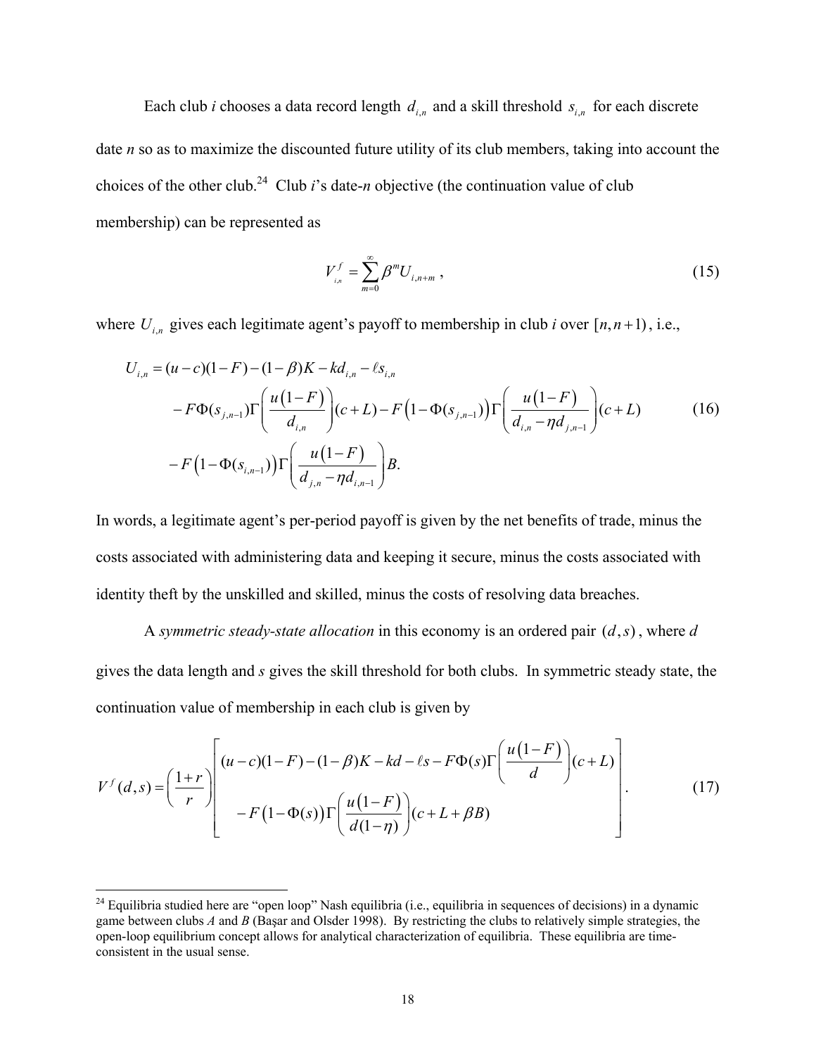Each club *i* chooses a data record length $d_{i,n}$ and a skill threshold $s_{i,n}$ for each discrete date *n* so as to maximize the discounted future utility of its club members, taking into account the choices of the other club.[24] Club *i*'s date-*n* objective (the continuation value of club membership) can be represented as

$$V^f_{i,n} = \sum_{m=0}^{\infty} \beta^m U_{i,n+m} \,, \tag{15}$$

where $U_{i,n}$ gives each legitimate agent's payoff to membership in club *i* over $[n, n+1)$, i.e.,

$$\begin{aligned} U_{i,n} &= (u-c)(1-F) - (1-\beta)K - kd_{i,n} - \ell s_{i,n} \\ &\quad - F\Phi(s_{j,n-1})\Gamma\left(\frac{u(1-F)}{d_{i,n}}\right)(c+L) - F\left(1-\Phi(s_{j,n-1})\right)\Gamma\left(\frac{u(1-F)}{d_{i,n} - \eta d_{j,n-1}}\right)(c+L) \\ &\quad - F\left(1-\Phi(s_{i,n-1})\right)\Gamma\left(\frac{u(1-F)}{d_{j,n} - \eta d_{i,n-1}}\right)B. \end{aligned} \tag{16}$$

In words, a legitimate agent's per-period payoff is given by the net benefits of trade, minus the costs associated with administering data and keeping it secure, minus the costs associated with identity theft by the unskilled and skilled, minus the costs of resolving data breaches.

A *symmetric steady-state allocation* in this economy is an ordered pair $(d, s)$, where *d* gives the data length and *s* gives the skill threshold for both clubs. In symmetric steady state, the continuation value of membership in each club is given by

$$V^f(d,s) = \left(\frac{1+r}{r}\right)\left[\begin{aligned} &(u-c)(1-F) - (1-\beta)K - kd - \ell s - F\Phi(s)\Gamma\left(\frac{u(1-F)}{d}\right)(c+L) \\ &- F\left(1-\Phi(s)\right)\Gamma\left(\frac{u(1-F)}{d(1-\eta)}\right)(c+L+\beta B) \end{aligned}\right]. \tag{17}$$

---

[24] Equilibria studied here are "open loop" Nash equilibria (i.e., equilibria in sequences of decisions) in a dynamic game between clubs *A* and *B* (Başar and Olsder 1998). By restricting the clubs to relatively simple strategies, the open-loop equilibrium concept allows for analytical characterization of equilibria. These equilibria are time-consistent in the usual sense.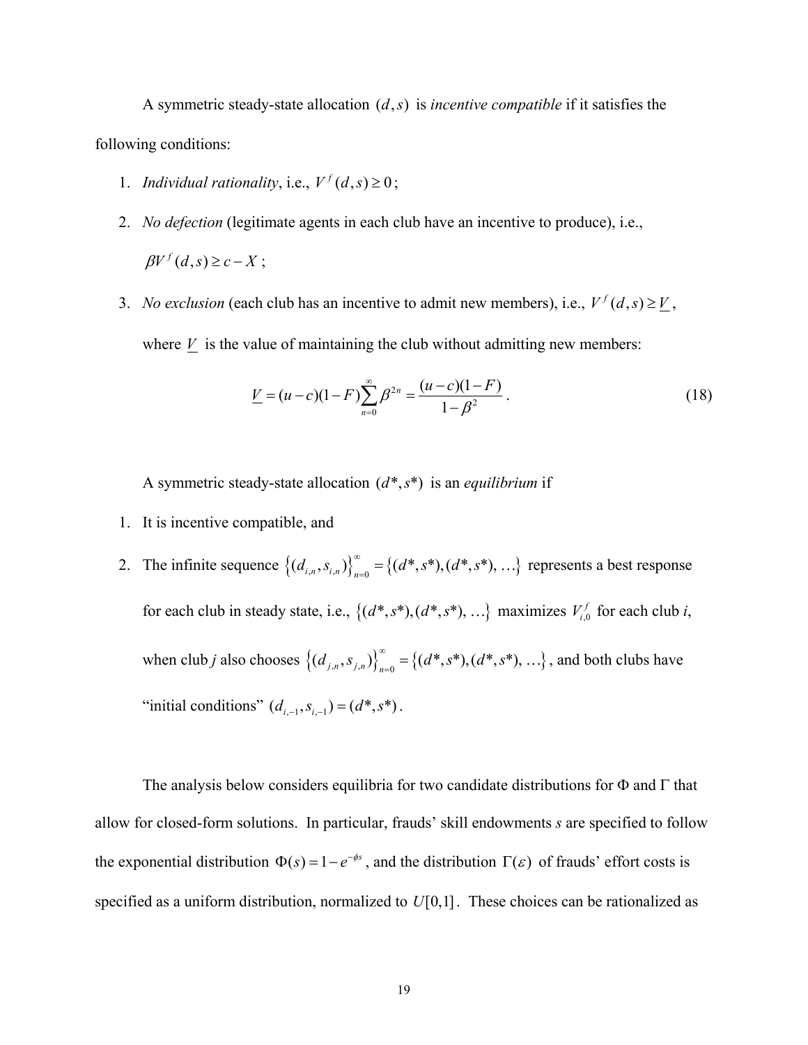A symmetric steady-state allocation $(d, s)$ is *incentive compatible* if it satisfies the following conditions:

1. *Individual rationality*, i.e., $V^f(d,s) \geq 0$;
2. *No defection* (legitimate agents in each club have an incentive to produce), i.e., $\beta V^f(d,s) \geq c - X$;
3. *No exclusion* (each club has an incentive to admit new members), i.e., $V^f(d,s) \geq \underline{V}$, where $\underline{V}$ is the value of maintaining the club without admitting new members:

$$\underline{V} = (u-c)(1-F)\sum_{n=0}^{\infty}\beta^{2n} = \frac{(u-c)(1-F)}{1-\beta^2}. \tag{18}$$

A symmetric steady-state allocation $(d^*, s^*)$ is an *equilibrium* if

1. It is incentive compatible, and
2. The infinite sequence $\{(d_{i,n}, s_{i,n})\}_{n=0}^{\infty} = \{(d^*, s^*), (d^*, s^*), \ldots\}$ represents a best response for each club in steady state, i.e., $\{(d^*, s^*), (d^*, s^*), \ldots\}$ maximizes $V_{i,0}^f$ for each club *i*, when club *j* also chooses $\{(d_{j,n}, s_{j,n})\}_{n=0}^{\infty} = \{(d^*, s^*), (d^*, s^*), \ldots\}$, and both clubs have "initial conditions" $(d_{i,-1}, s_{i,-1}) = (d^*, s^*)$.

The analysis below considers equilibria for two candidate distributions for $\Phi$ and $\Gamma$ that allow for closed-form solutions. In particular, frauds' skill endowments *s* are specified to follow the exponential distribution $\Phi(s) = 1 - e^{-\phi s}$, and the distribution $\Gamma(\varepsilon)$ of frauds' effort costs is specified as a uniform distribution, normalized to $U[0,1]$. These choices can be rationalized as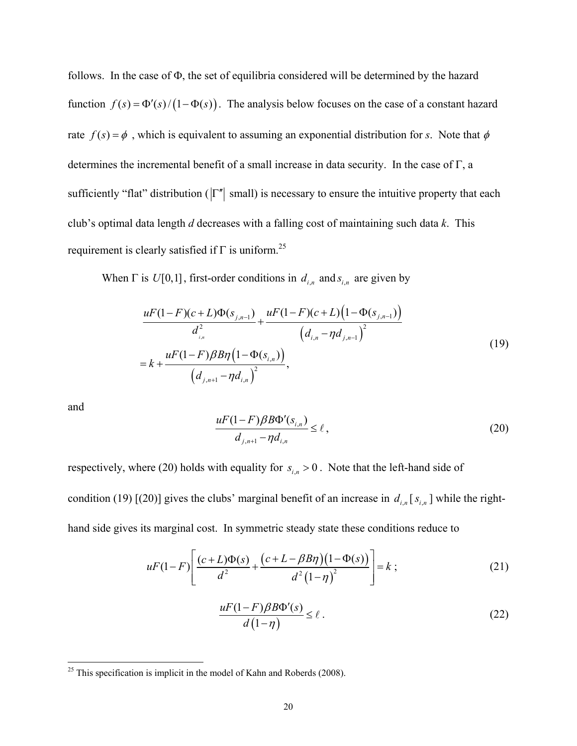follows. In the case of $\Phi$, the set of equilibria considered will be determined by the hazard function $f(s) = \Phi'(s)/(1-\Phi(s))$. The analysis below focuses on the case of a constant hazard rate $f(s) = \phi$, which is equivalent to assuming an exponential distribution for $s$. Note that $\phi$ determines the incremental benefit of a small increase in data security. In the case of $\Gamma$, a sufficiently "flat" distribution ($|\Gamma''|$ small) is necessary to ensure the intuitive property that each club's optimal data length $d$ decreases with a falling cost of maintaining such data $k$. This requirement is clearly satisfied if $\Gamma$ is uniform.[25]

When $\Gamma$ is $U[0,1]$, first-order conditions in $d_{i,n}$ and $s_{i,n}$ are given by

$$\begin{aligned}
&\frac{uF(1-F)(c+L)\Phi(s_{j,n-1})}{d_{i,n}^2} + \frac{uF(1-F)(c+L)\left(1-\Phi(s_{j,n-1})\right)}{\left(d_{i,n} - \eta d_{j,n-1}\right)^2} \\
&= k + \frac{uF(1-F)\beta B\eta\left(1-\Phi(s_{i,n})\right)}{\left(d_{j,n+1} - \eta d_{i,n}\right)^2},
\end{aligned} \tag{19}$$

and

$$\frac{uF(1-F)\beta B\Phi'(s_{i,n})}{d_{j,n+1} - \eta d_{i,n}} \leq \ell, \tag{20}$$

respectively, where (20) holds with equality for $s_{i,n} > 0$. Note that the left-hand side of condition (19) [(20)] gives the clubs' marginal benefit of an increase in $d_{i,n}$ [$s_{i,n}$] while the right-hand side gives its marginal cost. In symmetric steady state these conditions reduce to

$$uF(1-F)\left[\frac{(c+L)\Phi(s)}{d^2} + \frac{\left(c+L-\beta B\eta\right)\left(1-\Phi(s)\right)}{d^2\left(1-\eta\right)^2}\right] = k\,; \tag{21}$$

$$\frac{uF(1-F)\beta B\Phi'(s)}{d\left(1-\eta\right)} \leq \ell\,. \tag{22}$$

[25] This specification is implicit in the model of Kahn and Roberds (2008).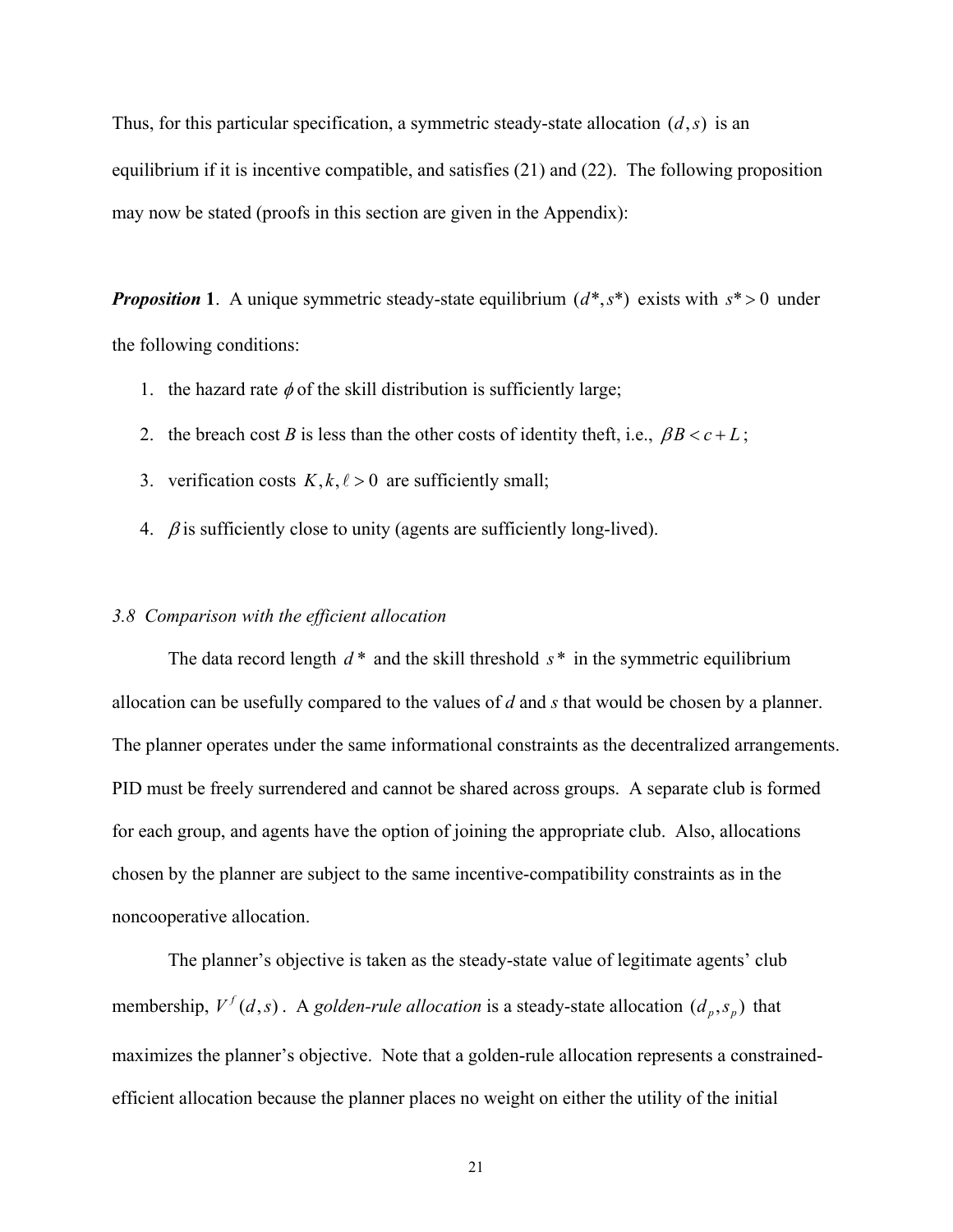Thus, for this particular specification, a symmetric steady-state allocation $(d, s)$ is an equilibrium if it is incentive compatible, and satisfies (21) and (22). The following proposition may now be stated (proofs in this section are given in the Appendix):

***Proposition* 1**. A unique symmetric steady-state equilibrium $(d^*, s^*)$ exists with $s^* > 0$ under the following conditions:

1. the hazard rate $\phi$ of the skill distribution is sufficiently large;
2. the breach cost $B$ is less than the other costs of identity theft, i.e., $\beta B < c + L$;
3. verification costs $K, k, \ell > 0$ are sufficiently small;
4. $\beta$ is sufficiently close to unity (agents are sufficiently long-lived).

### *3.8 Comparison with the efficient allocation*

The data record length $d^*$ and the skill threshold $s^*$ in the symmetric equilibrium allocation can be usefully compared to the values of *d* and *s* that would be chosen by a planner. The planner operates under the same informational constraints as the decentralized arrangements. PID must be freely surrendered and cannot be shared across groups. A separate club is formed for each group, and agents have the option of joining the appropriate club. Also, allocations chosen by the planner are subject to the same incentive-compatibility constraints as in the noncooperative allocation.

The planner's objective is taken as the steady-state value of legitimate agents' club membership, $V^f(d, s)$. A *golden-rule allocation* is a steady-state allocation $(d_p, s_p)$ that maximizes the planner's objective. Note that a golden-rule allocation represents a constrained-efficient allocation because the planner places no weight on either the utility of the initial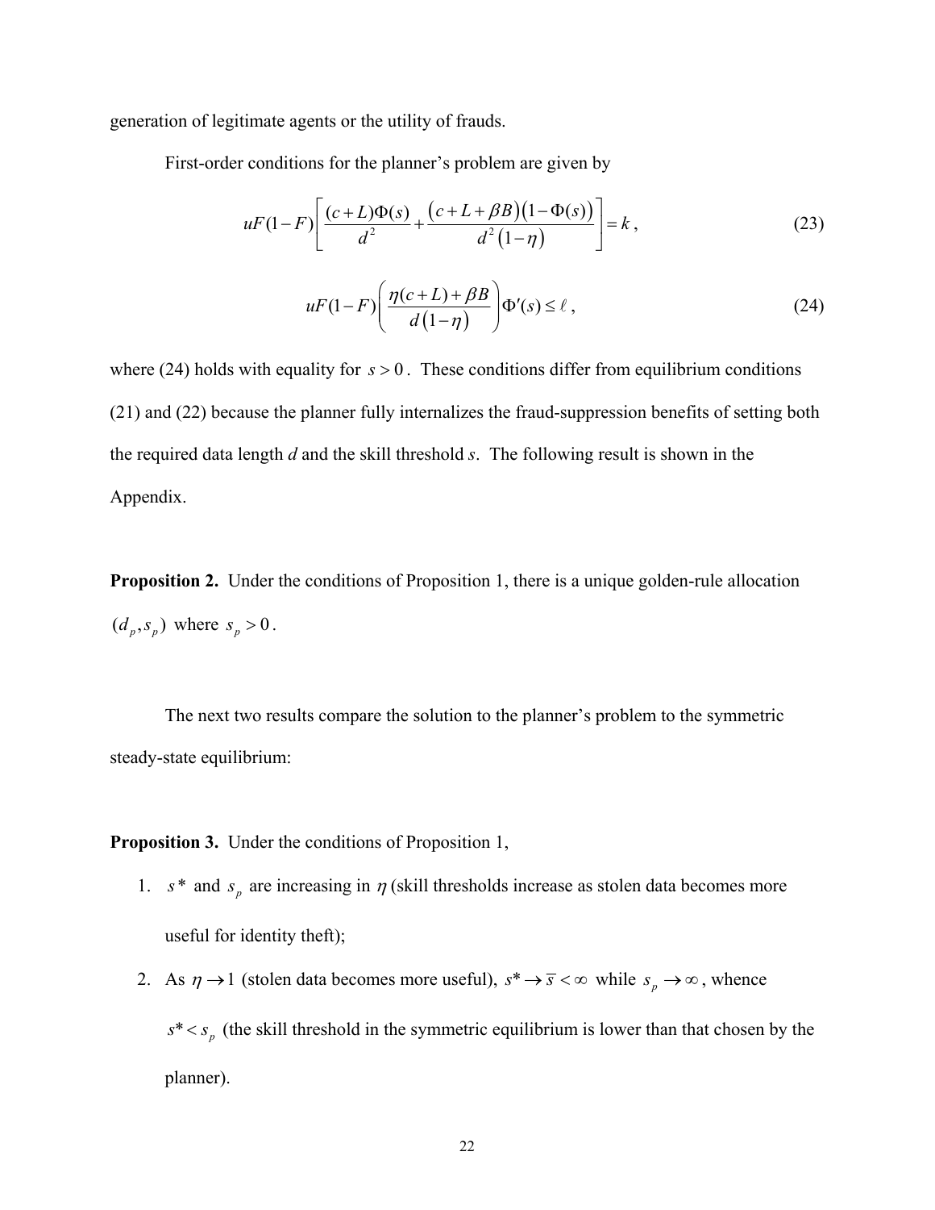generation of legitimate agents or the utility of frauds.

First-order conditions for the planner's problem are given by

$$uF(1-F)\left[\frac{(c+L)\Phi(s)}{d^2}+\frac{\left(c+L+\beta B\right)\left(1-\Phi(s)\right)}{d^2\left(1-\eta\right)}\right]=k\,, \tag{23}$$

$$uF(1-F)\left(\frac{\eta(c+L)+\beta B}{d\left(1-\eta\right)}\right)\Phi'(s)\leq \ell\,, \tag{24}$$

where (24) holds with equality for $s>0$. These conditions differ from equilibrium conditions (21) and (22) because the planner fully internalizes the fraud-suppression benefits of setting both the required data length $d$ and the skill threshold $s$. The following result is shown in the Appendix.

**Proposition 2.** Under the conditions of Proposition 1, there is a unique golden-rule allocation $(d_p, s_p)$ where $s_p > 0$.

The next two results compare the solution to the planner's problem to the symmetric steady-state equilibrium:

**Proposition 3.** Under the conditions of Proposition 1,

1. $s^*$ and $s_p$ are increasing in $\eta$ (skill thresholds increase as stolen data becomes more useful for identity theft);
2. As $\eta \to 1$ (stolen data becomes more useful), $s^* \to \overline{s} < \infty$ while $s_p \to \infty$, whence $s^* < s_p$ (the skill threshold in the symmetric equilibrium is lower than that chosen by the planner).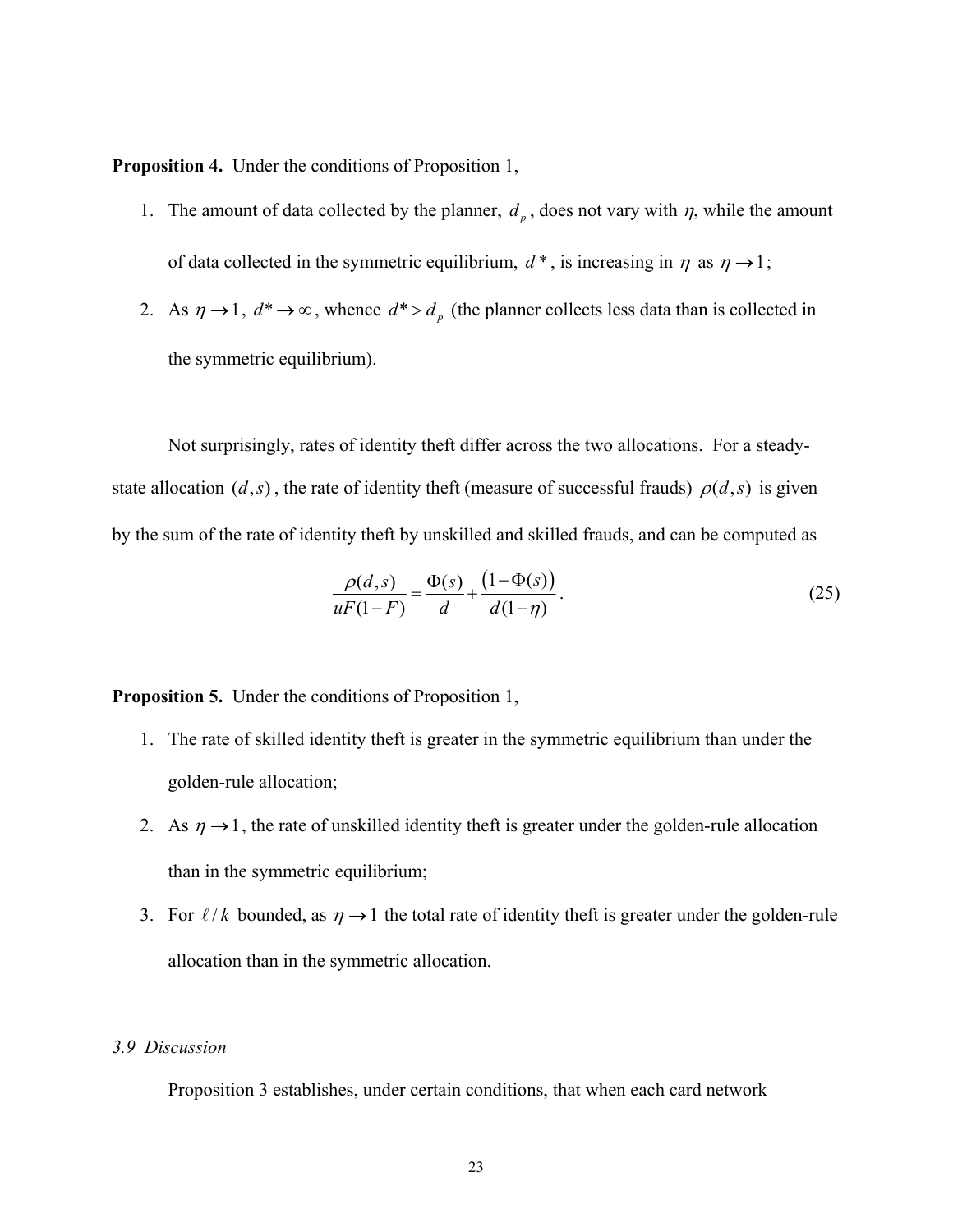**Proposition 4.** Under the conditions of Proposition 1,

1. The amount of data collected by the planner, $d_p$, does not vary with $\eta$, while the amount of data collected in the symmetric equilibrium, $d^*$, is increasing in $\eta$ as $\eta \to 1$;
2. As $\eta \to 1$, $d^* \to \infty$, whence $d^* > d_p$ (the planner collects less data than is collected in the symmetric equilibrium).

Not surprisingly, rates of identity theft differ across the two allocations. For a steady-state allocation $(d,s)$, the rate of identity theft (measure of successful frauds) $\rho(d,s)$ is given by the sum of the rate of identity theft by unskilled and skilled frauds, and can be computed as

$$\frac{\rho(d,s)}{uF(1-F)} = \frac{\Phi(s)}{d} + \frac{(1-\Phi(s))}{d(1-\eta)}. \tag{25}$$

**Proposition 5.** Under the conditions of Proposition 1,

1. The rate of skilled identity theft is greater in the symmetric equilibrium than under the golden-rule allocation;
2. As $\eta \to 1$, the rate of unskilled identity theft is greater under the golden-rule allocation than in the symmetric equilibrium;
3. For $\ell / k$ bounded, as $\eta \to 1$ the total rate of identity theft is greater under the golden-rule allocation than in the symmetric allocation.

*3.9 Discussion*

Proposition 3 establishes, under certain conditions, that when each card network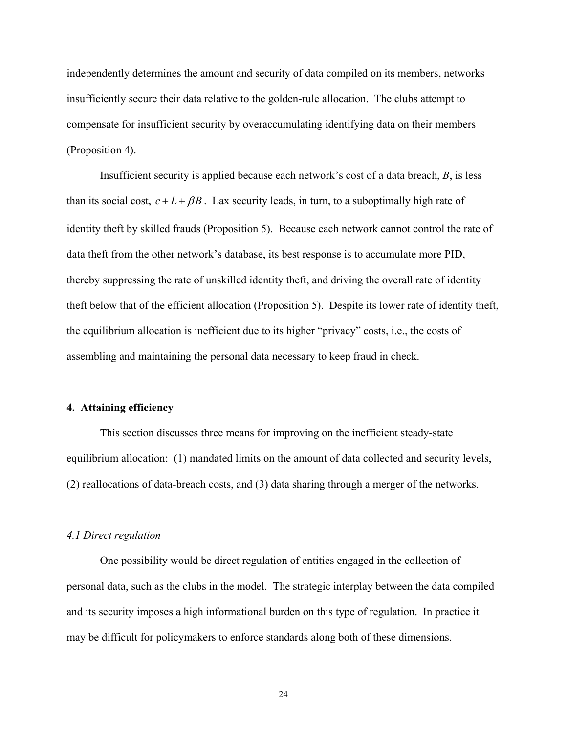independently determines the amount and security of data compiled on its members, networks insufficiently secure their data relative to the golden-rule allocation. The clubs attempt to compensate for insufficient security by overaccumulating identifying data on their members (Proposition 4).

Insufficient security is applied because each network's cost of a data breach, $B$, is less than its social cost, $c + L + \beta B$. Lax security leads, in turn, to a suboptimally high rate of identity theft by skilled frauds (Proposition 5). Because each network cannot control the rate of data theft from the other network's database, its best response is to accumulate more PID, thereby suppressing the rate of unskilled identity theft, and driving the overall rate of identity theft below that of the efficient allocation (Proposition 5). Despite its lower rate of identity theft, the equilibrium allocation is inefficient due to its higher "privacy" costs, i.e., the costs of assembling and maintaining the personal data necessary to keep fraud in check.

## 4. Attaining efficiency

This section discusses three means for improving on the inefficient steady-state equilibrium allocation: (1) mandated limits on the amount of data collected and security levels, (2) reallocations of data-breach costs, and (3) data sharing through a merger of the networks.

### *4.1 Direct regulation*

One possibility would be direct regulation of entities engaged in the collection of personal data, such as the clubs in the model. The strategic interplay between the data compiled and its security imposes a high informational burden on this type of regulation. In practice it may be difficult for policymakers to enforce standards along both of these dimensions.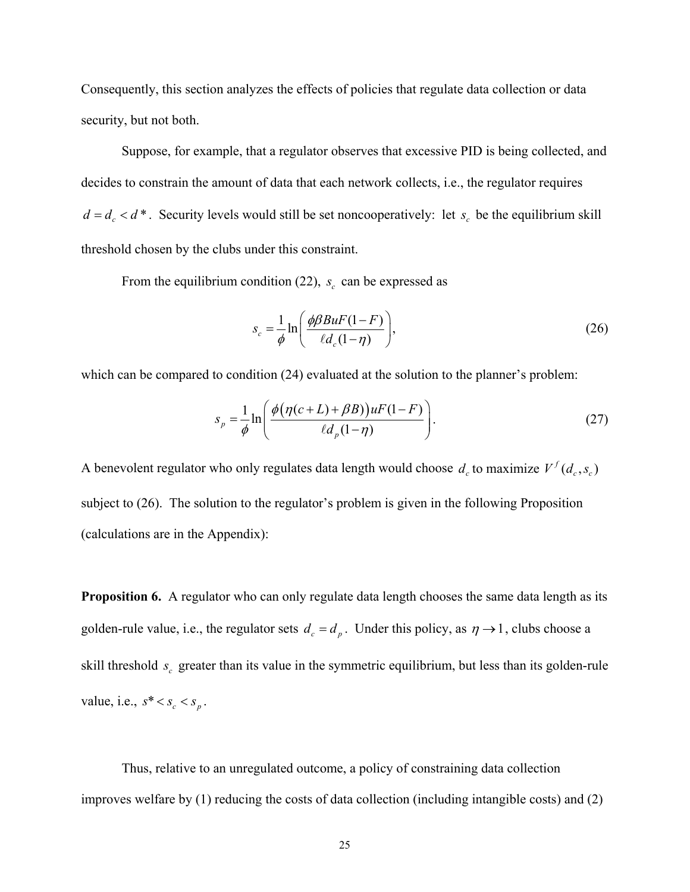Consequently, this section analyzes the effects of policies that regulate data collection or data security, but not both.

Suppose, for example, that a regulator observes that excessive PID is being collected, and decides to constrain the amount of data that each network collects, i.e., the regulator requires $d = d_c < d^*$. Security levels would still be set noncooperatively: let $s_c$ be the equilibrium skill threshold chosen by the clubs under this constraint.

From the equilibrium condition (22), $s_c$ can be expressed as

$$s_c = \frac{1}{\phi}\ln\left(\frac{\phi\beta BuF(1-F)}{\ell d_c(1-\eta)}\right), \tag{26}$$

which can be compared to condition (24) evaluated at the solution to the planner's problem:

$$s_p = \frac{1}{\phi}\ln\left(\frac{\phi\big(\eta(c+L)+\beta B\big)uF(1-F)}{\ell d_p(1-\eta)}\right). \tag{27}$$

A benevolent regulator who only regulates data length would choose $d_c$ to maximize $V^f(d_c, s_c)$ subject to (26). The solution to the regulator's problem is given in the following Proposition (calculations are in the Appendix):

**Proposition 6.** A regulator who can only regulate data length chooses the same data length as its golden-rule value, i.e., the regulator sets $d_c = d_p$. Under this policy, as $\eta \to 1$, clubs choose a skill threshold $s_c$ greater than its value in the symmetric equilibrium, but less than its golden-rule value, i.e., $s^* < s_c < s_p$.

Thus, relative to an unregulated outcome, a policy of constraining data collection improves welfare by (1) reducing the costs of data collection (including intangible costs) and (2)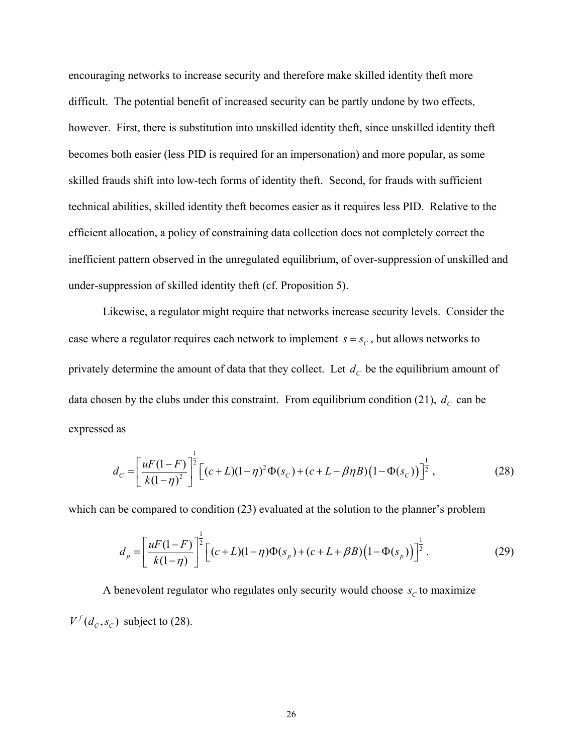encouraging networks to increase security and therefore make skilled identity theft more difficult. The potential benefit of increased security can be partly undone by two effects, however. First, there is substitution into unskilled identity theft, since unskilled identity theft becomes both easier (less PID is required for an impersonation) and more popular, as some skilled frauds shift into low-tech forms of identity theft. Second, for frauds with sufficient technical abilities, skilled identity theft becomes easier as it requires less PID. Relative to the efficient allocation, a policy of constraining data collection does not completely correct the inefficient pattern observed in the unregulated equilibrium, of over-suppression of unskilled and under-suppression of skilled identity theft (cf. Proposition 5).

Likewise, a regulator might require that networks increase security levels. Consider the case where a regulator requires each network to implement $s = s_C$, but allows networks to privately determine the amount of data that they collect. Let $d_C$ be the equilibrium amount of data chosen by the clubs under this constraint. From equilibrium condition (21), $d_C$ can be expressed as

$$d_C = \left[\frac{uF(1-F)}{k(1-\eta)^2}\right]^{\frac{1}{2}} \left[(c+L)(1-\eta)^2\Phi(s_C) + (c+L-\beta\eta B)\left(1-\Phi(s_C)\right)\right]^{\frac{1}{2}}, \tag{28}$$

which can be compared to condition (23) evaluated at the solution to the planner's problem

$$d_p = \left[\frac{uF(1-F)}{k(1-\eta)}\right]^{\frac{1}{2}} \left[(c+L)(1-\eta)\Phi(s_p) + (c+L+\beta B)\left(1-\Phi(s_p)\right)\right]^{\frac{1}{2}}. \tag{29}$$

A benevolent regulator who regulates only security would choose $s_C$ to maximize $V^f(d_C, s_C)$ subject to (28).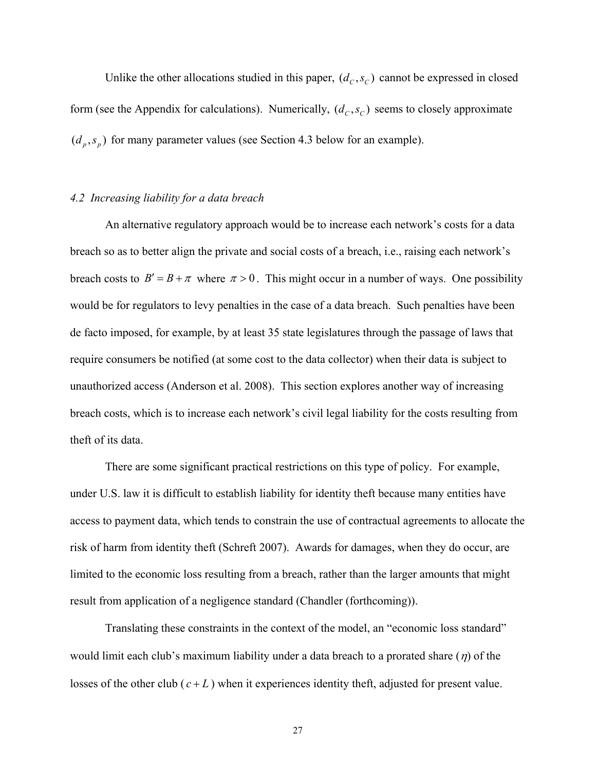Unlike the other allocations studied in this paper, $(d_C, s_C)$ cannot be expressed in closed form (see the Appendix for calculations). Numerically, $(d_C, s_C)$ seems to closely approximate $(d_p, s_p)$ for many parameter values (see Section 4.3 below for an example).

*4.2 Increasing liability for a data breach*

An alternative regulatory approach would be to increase each network's costs for a data breach so as to better align the private and social costs of a breach, i.e., raising each network's breach costs to $B' = B + \pi$ where $\pi > 0$. This might occur in a number of ways. One possibility would be for regulators to levy penalties in the case of a data breach. Such penalties have been de facto imposed, for example, by at least 35 state legislatures through the passage of laws that require consumers be notified (at some cost to the data collector) when their data is subject to unauthorized access (Anderson et al. 2008). This section explores another way of increasing breach costs, which is to increase each network's civil legal liability for the costs resulting from theft of its data.

There are some significant practical restrictions on this type of policy. For example, under U.S. law it is difficult to establish liability for identity theft because many entities have access to payment data, which tends to constrain the use of contractual agreements to allocate the risk of harm from identity theft (Schreft 2007). Awards for damages, when they do occur, are limited to the economic loss resulting from a breach, rather than the larger amounts that might result from application of a negligence standard (Chandler (forthcoming)).

Translating these constraints in the context of the model, an "economic loss standard" would limit each club's maximum liability under a data breach to a prorated share ($\eta$) of the losses of the other club ($c + L$) when it experiences identity theft, adjusted for present value.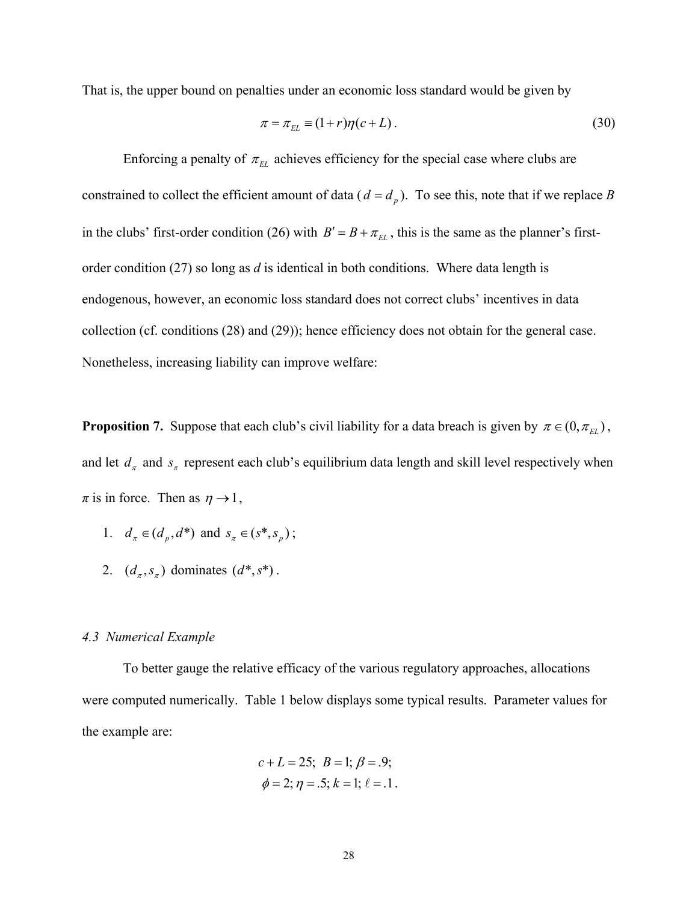That is, the upper bound on penalties under an economic loss standard would be given by

$$\pi = \pi_{EL} \equiv (1+r)\eta(c+L)\,. \tag{30}$$

Enforcing a penalty of $\pi_{EL}$ achieves efficiency for the special case where clubs are constrained to collect the efficient amount of data ($d = d_p$). To see this, note that if we replace $B$ in the clubs' first-order condition (26) with $B' = B + \pi_{EL}$, this is the same as the planner's first-order condition (27) so long as $d$ is identical in both conditions. Where data length is endogenous, however, an economic loss standard does not correct clubs' incentives in data collection (cf. conditions (28) and (29)); hence efficiency does not obtain for the general case. Nonetheless, increasing liability can improve welfare:

**Proposition 7.** Suppose that each club's civil liability for a data breach is given by $\pi \in (0, \pi_{EL})$, and let $d_\pi$ and $s_\pi$ represent each club's equilibrium data length and skill level respectively when $\pi$ is in force. Then as $\eta \to 1$,

1. $d_\pi \in (d_p, d^*)$ and $s_\pi \in (s^*, s_p)$;
2. $(d_\pi, s_\pi)$ dominates $(d^*, s^*)$.

*4.3 Numerical Example*

To better gauge the relative efficacy of the various regulatory approaches, allocations were computed numerically. Table 1 below displays some typical results. Parameter values for the example are:

$$c + L = 25;\ B = 1;\ \beta = .9;$$
$$\phi = 2;\ \eta = .5;\ k = 1;\ \ell = .1\,.$$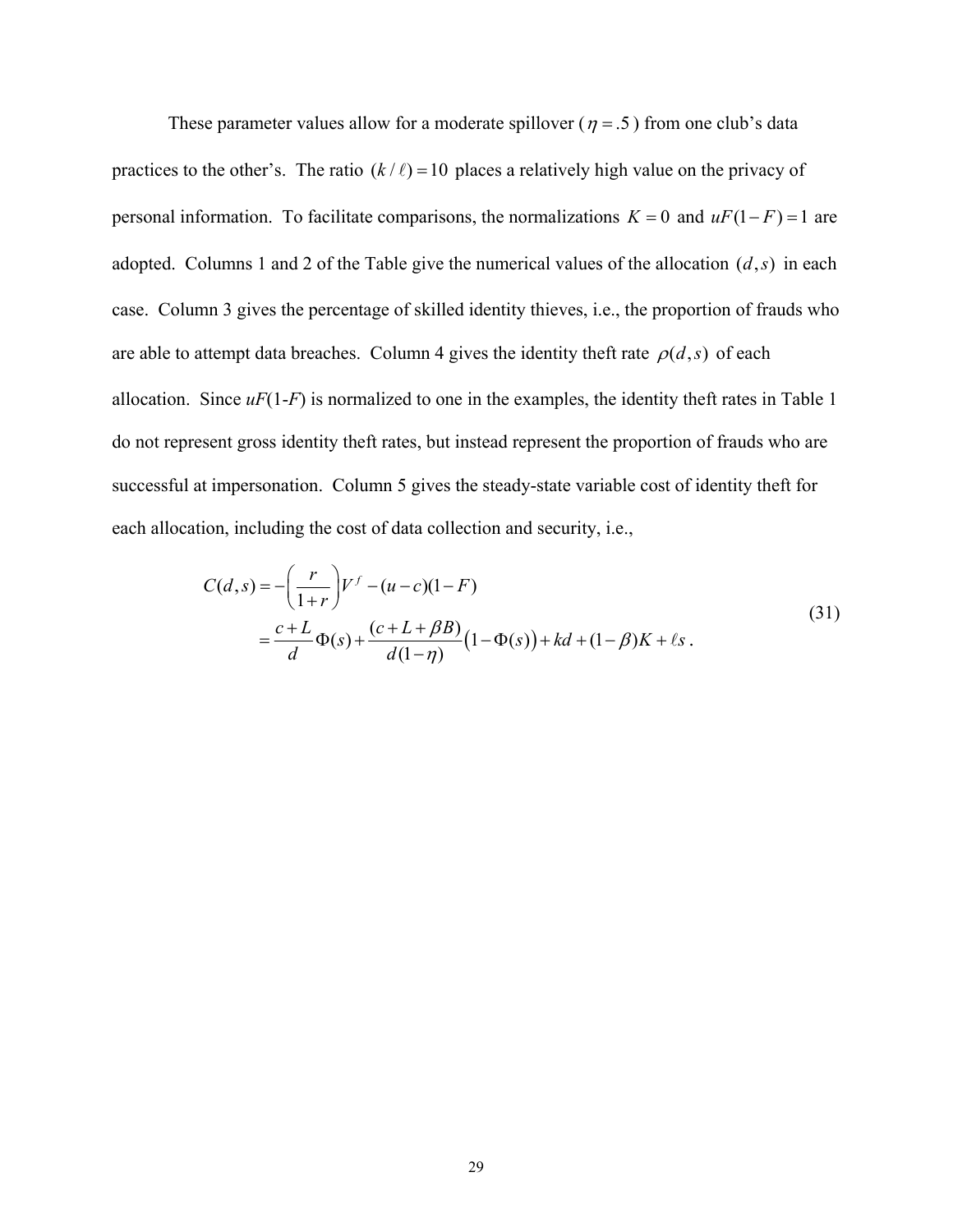These parameter values allow for a moderate spillover ($\eta = .5$) from one club's data practices to the other's. The ratio $(k / \ell) = 10$ places a relatively high value on the privacy of personal information. To facilitate comparisons, the normalizations $K = 0$ and $uF(1-F) = 1$ are adopted. Columns 1 and 2 of the Table give the numerical values of the allocation $(d, s)$ in each case. Column 3 gives the percentage of skilled identity thieves, i.e., the proportion of frauds who are able to attempt data breaches. Column 4 gives the identity theft rate $\rho(d, s)$ of each allocation. Since $uF(1\text{-}F)$ is normalized to one in the examples, the identity theft rates in Table 1 do not represent gross identity theft rates, but instead represent the proportion of frauds who are successful at impersonation. Column 5 gives the steady-state variable cost of identity theft for each allocation, including the cost of data collection and security, i.e.,

$$
\begin{aligned}
C(d,s) &= -\left(\frac{r}{1+r}\right)V^f - (u-c)(1-F) \\
&= \frac{c+L}{d}\Phi(s) + \frac{(c+L+\beta B)}{d(1-\eta)}\big(1-\Phi(s)\big) + kd + (1-\beta)K + \ell s\,.
\end{aligned}
\tag{31}
$$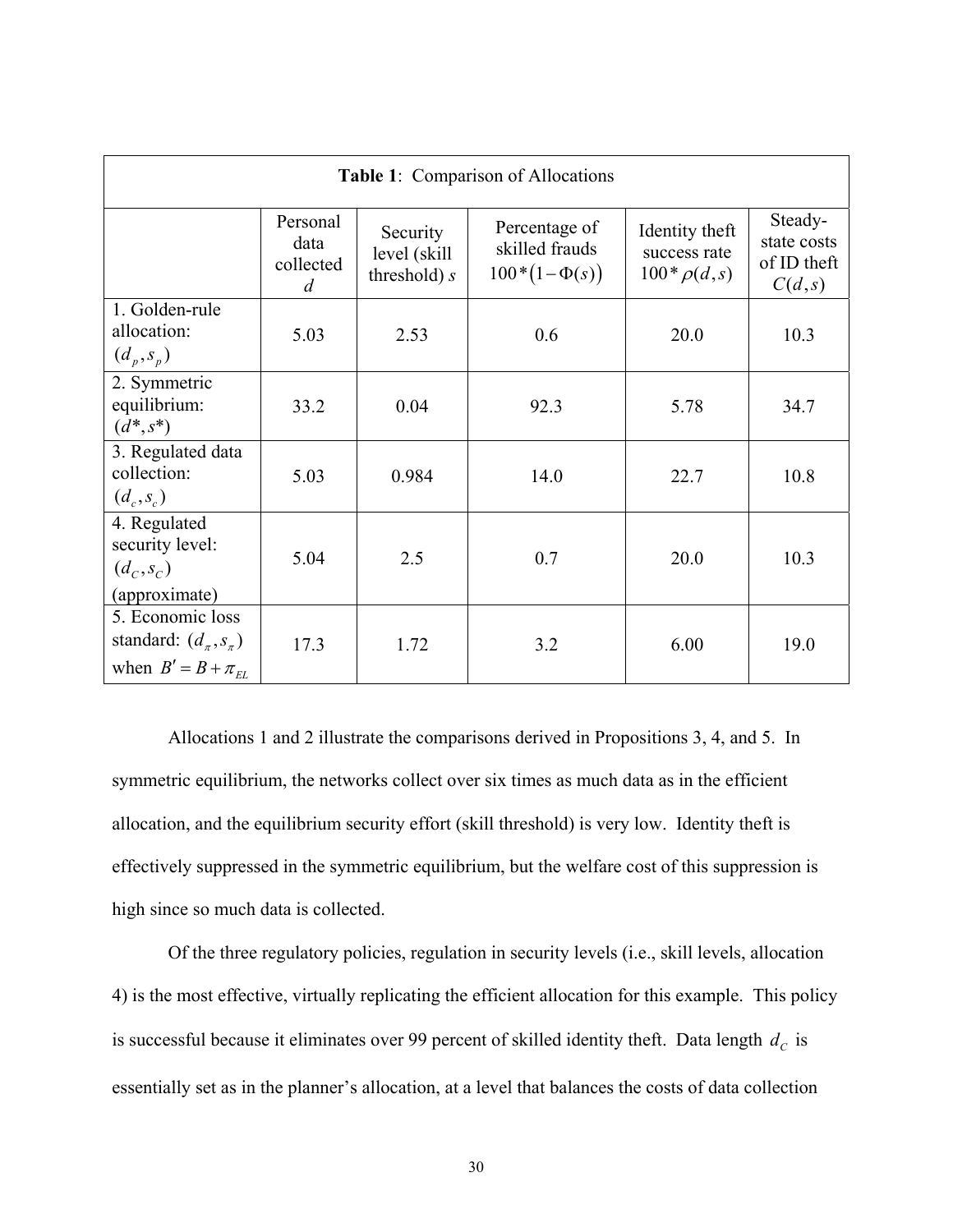**Table 1**: Comparison of Allocations

| | Personal data collected $d$ | Security level (skill threshold) $s$ | Percentage of skilled frauds $100*(1-\Phi(s))$ | Identity theft success rate $100*\rho(d,s)$ | Steady-state costs of ID theft $C(d,s)$ |
|---|---|---|---|---|---|
| 1. Golden-rule allocation: $(d_p, s_p)$ | 5.03 | 2.53 | 0.6 | 20.0 | 10.3 |
| 2. Symmetric equilibrium: $(d^*, s^*)$ | 33.2 | 0.04 | 92.3 | 5.78 | 34.7 |
| 3. Regulated data collection: $(d_c, s_c)$ | 5.03 | 0.984 | 14.0 | 22.7 | 10.8 |
| 4. Regulated security level: $(d_C, s_C)$ (approximate) | 5.04 | 2.5 | 0.7 | 20.0 | 10.3 |
| 5. Economic loss standard: $(d_\pi, s_\pi)$ when $B' = B + \pi_{EL}$ | 17.3 | 1.72 | 3.2 | 6.00 | 19.0 |

Allocations 1 and 2 illustrate the comparisons derived in Propositions 3, 4, and 5. In symmetric equilibrium, the networks collect over six times as much data as in the efficient allocation, and the equilibrium security effort (skill threshold) is very low. Identity theft is effectively suppressed in the symmetric equilibrium, but the welfare cost of this suppression is high since so much data is collected.

Of the three regulatory policies, regulation in security levels (i.e., skill levels, allocation 4) is the most effective, virtually replicating the efficient allocation for this example. This policy is successful because it eliminates over 99 percent of skilled identity theft. Data length $d_C$ is essentially set as in the planner's allocation, at a level that balances the costs of data collection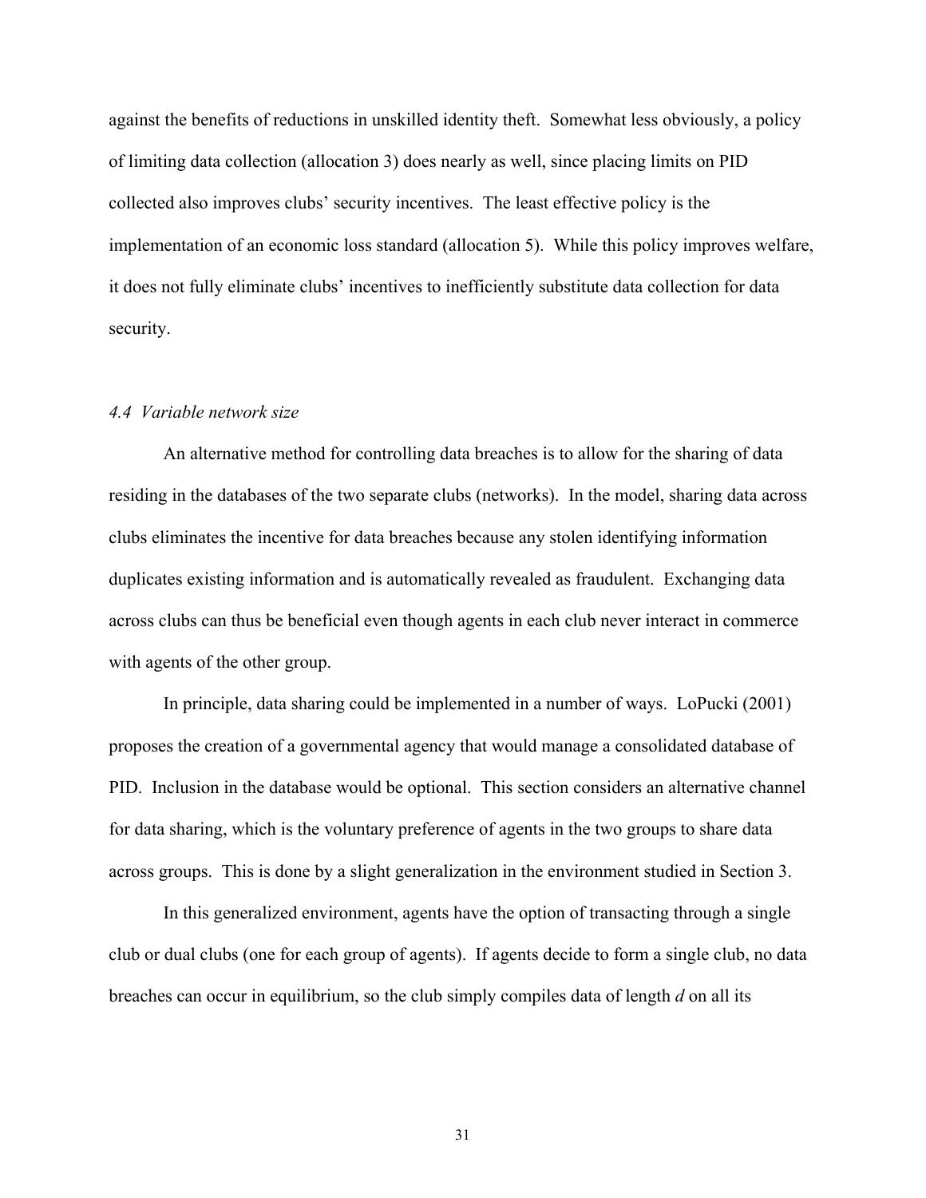against the benefits of reductions in unskilled identity theft. Somewhat less obviously, a policy of limiting data collection (allocation 3) does nearly as well, since placing limits on PID collected also improves clubs' security incentives. The least effective policy is the implementation of an economic loss standard (allocation 5). While this policy improves welfare, it does not fully eliminate clubs' incentives to inefficiently substitute data collection for data security.

### *4.4 Variable network size*

An alternative method for controlling data breaches is to allow for the sharing of data residing in the databases of the two separate clubs (networks). In the model, sharing data across clubs eliminates the incentive for data breaches because any stolen identifying information duplicates existing information and is automatically revealed as fraudulent. Exchanging data across clubs can thus be beneficial even though agents in each club never interact in commerce with agents of the other group.

In principle, data sharing could be implemented in a number of ways. LoPucki (2001) proposes the creation of a governmental agency that would manage a consolidated database of PID. Inclusion in the database would be optional. This section considers an alternative channel for data sharing, which is the voluntary preference of agents in the two groups to share data across groups. This is done by a slight generalization in the environment studied in Section 3.

In this generalized environment, agents have the option of transacting through a single club or dual clubs (one for each group of agents). If agents decide to form a single club, no data breaches can occur in equilibrium, so the club simply compiles data of length $d$ on all its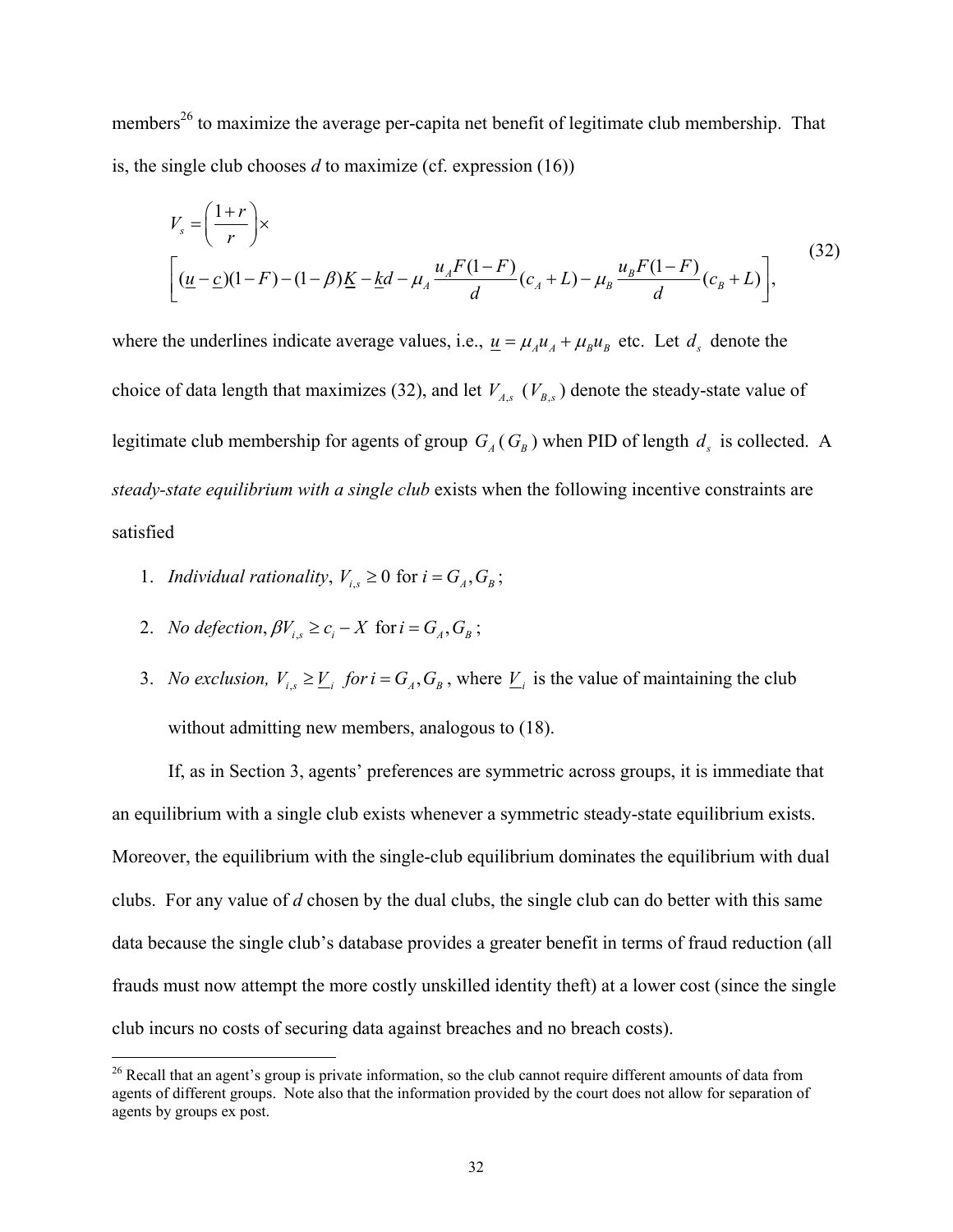members[26] to maximize the average per-capita net benefit of legitimate club membership. That is, the single club chooses $d$ to maximize (cf. expression (16))

$$V_s = \left(\frac{1+r}{r}\right) \times \left[ (\underline{u} - \underline{c})(1-F) - (1-\beta)\underline{K} - \underline{k}d - \mu_A \frac{u_A F(1-F)}{d}(c_A + L) - \mu_B \frac{u_B F(1-F)}{d}(c_B + L) \right], \tag{32}$$

where the underlines indicate average values, i.e., $\underline{u} = \mu_A u_A + \mu_B u_B$ etc. Let $d_s$ denote the choice of data length that maximizes (32), and let $V_{A,s}$ ($V_{B,s}$) denote the steady-state value of legitimate club membership for agents of group $G_A$ ($G_B$) when PID of length $d_s$ is collected. A *steady-state equilibrium with a single club* exists when the following incentive constraints are satisfied

1. *Individual rationality*, $V_{i,s} \geq 0$ for $i = G_A, G_B$;
2. *No defection*, $\beta V_{i,s} \geq c_i - X$ for $i = G_A, G_B$;
3. *No exclusion,* $V_{i,s} \geq \underline{V}_i$ *for* $i = G_A, G_B$, where $\underline{V}_i$ is the value of maintaining the club without admitting new members, analogous to (18).

If, as in Section 3, agents' preferences are symmetric across groups, it is immediate that an equilibrium with a single club exists whenever a symmetric steady-state equilibrium exists. Moreover, the equilibrium with the single-club equilibrium dominates the equilibrium with dual clubs. For any value of $d$ chosen by the dual clubs, the single club can do better with this same data because the single club's database provides a greater benefit in terms of fraud reduction (all frauds must now attempt the more costly unskilled identity theft) at a lower cost (since the single club incurs no costs of securing data against breaches and no breach costs).

[26] Recall that an agent's group is private information, so the club cannot require different amounts of data from agents of different groups. Note also that the information provided by the court does not allow for separation of agents by groups ex post.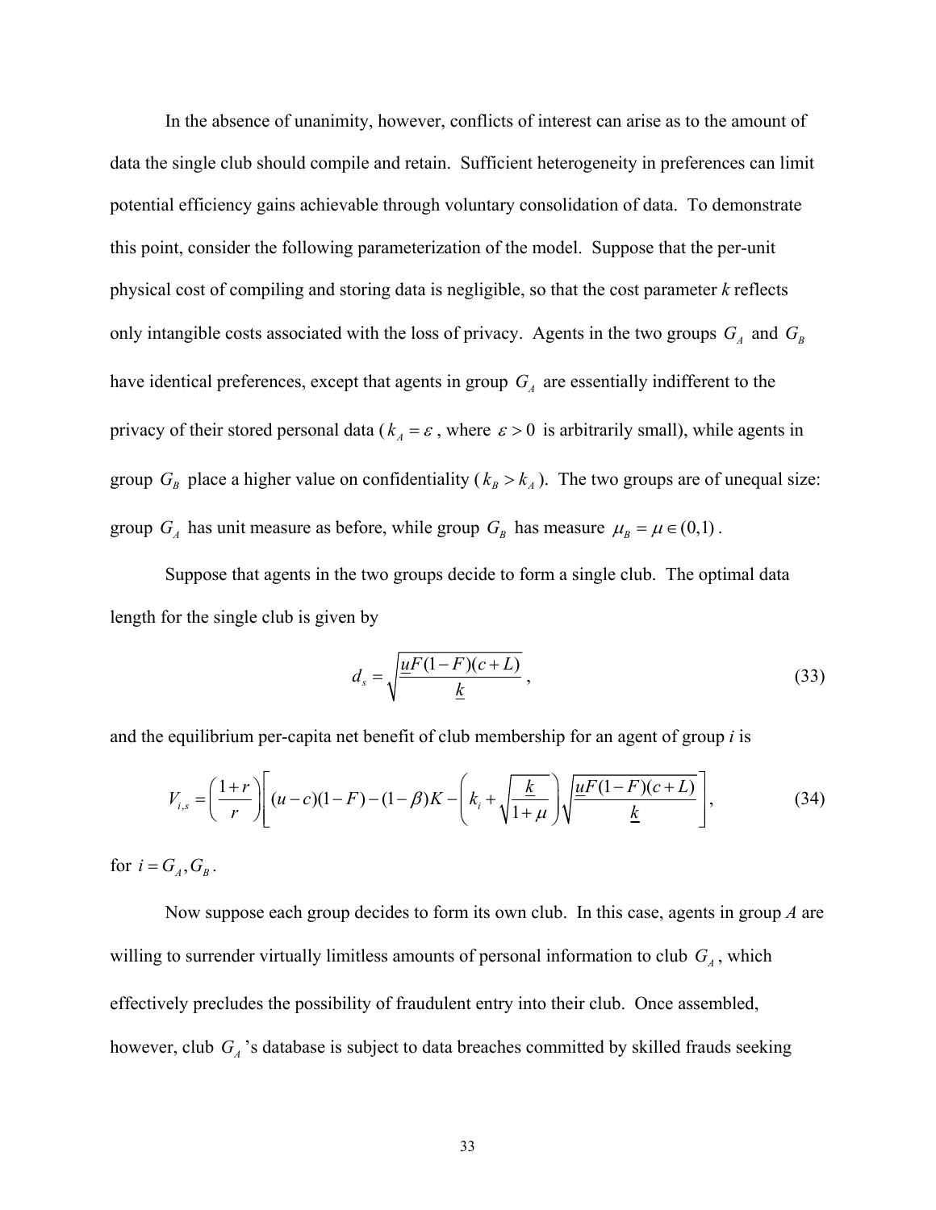In the absence of unanimity, however, conflicts of interest can arise as to the amount of data the single club should compile and retain. Sufficient heterogeneity in preferences can limit potential efficiency gains achievable through voluntary consolidation of data. To demonstrate this point, consider the following parameterization of the model. Suppose that the per-unit physical cost of compiling and storing data is negligible, so that the cost parameter *k* reflects only intangible costs associated with the loss of privacy. Agents in the two groups $G_A$ and $G_B$ have identical preferences, except that agents in group $G_A$ are essentially indifferent to the privacy of their stored personal data ($k_A = \varepsilon$, where $\varepsilon > 0$ is arbitrarily small), while agents in group $G_B$ place a higher value on confidentiality ($k_B > k_A$). The two groups are of unequal size: group $G_A$ has unit measure as before, while group $G_B$ has measure $\mu_B = \mu \in (0,1)$.

Suppose that agents in the two groups decide to form a single club. The optimal data length for the single club is given by

$$d_s = \sqrt{\frac{\underline{u}F(1-F)(c+L)}{\underline{k}}}, \tag{33}$$

and the equilibrium per-capita net benefit of club membership for an agent of group *i* is

$$V_{i,s} = \left(\frac{1+r}{r}\right)\left[(u-c)(1-F) - (1-\beta)K - \left(k_i + \sqrt{\frac{\underline{k}}{1+\mu}}\right)\sqrt{\frac{\underline{u}F(1-F)(c+L)}{\underline{k}}}\right], \tag{34}$$

for $i = G_A, G_B$.

Now suppose each group decides to form its own club. In this case, agents in group *A* are willing to surrender virtually limitless amounts of personal information to club $G_A$, which effectively precludes the possibility of fraudulent entry into their club. Once assembled, however, club $G_A$'s database is subject to data breaches committed by skilled frauds seeking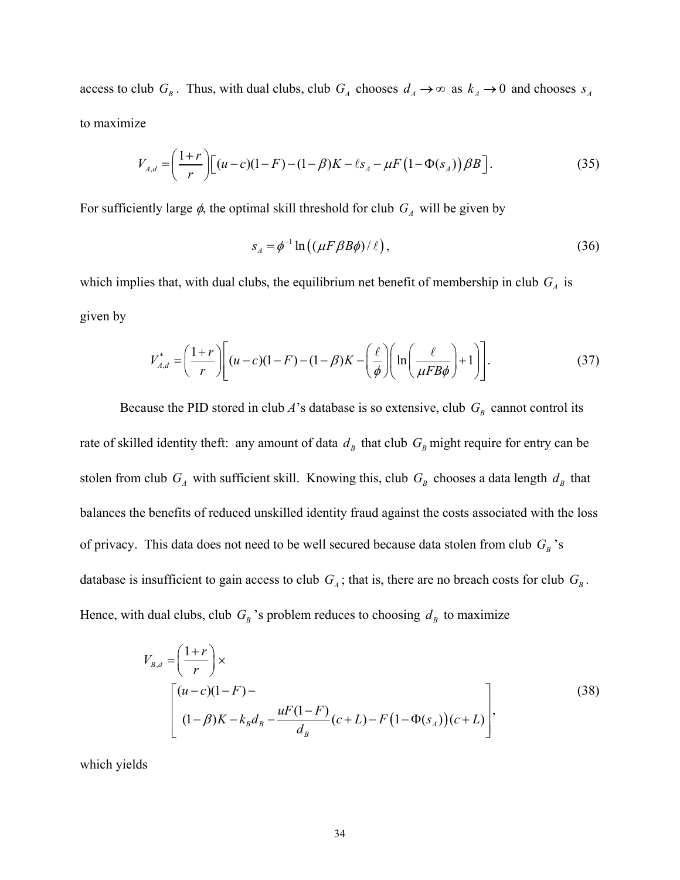access to club $G_B$. Thus, with dual clubs, club $G_A$ chooses $d_A \to \infty$ as $k_A \to 0$ and chooses $s_A$ to maximize

$$V_{A,d} = \left(\frac{1+r}{r}\right)\left[(u-c)(1-F) - (1-\beta)K - \ell s_A - \mu F\left(1-\Phi(s_A)\right)\beta B\right]. \tag{35}$$

For sufficiently large $\phi$, the optimal skill threshold for club $G_A$ will be given by

$$s_A = \phi^{-1}\ln\left((\mu F \beta B \phi)/\ell\right), \tag{36}$$

which implies that, with dual clubs, the equilibrium net benefit of membership in club $G_A$ is given by

$$V_{A,d}^{*} = \left(\frac{1+r}{r}\right)\left[(u-c)(1-F) - (1-\beta)K - \left(\frac{\ell}{\phi}\right)\left(\ln\left(\frac{\ell}{\mu F B \phi}\right) + 1\right)\right]. \tag{37}$$

Because the PID stored in club *A*'s database is so extensive, club $G_B$ cannot control its rate of skilled identity theft: any amount of data $d_B$ that club $G_B$ might require for entry can be stolen from club $G_A$ with sufficient skill. Knowing this, club $G_B$ chooses a data length $d_B$ that balances the benefits of reduced unskilled identity fraud against the costs associated with the loss of privacy. This data does not need to be well secured because data stolen from club $G_B$'s database is insufficient to gain access to club $G_A$; that is, there are no breach costs for club $G_B$. Hence, with dual clubs, club $G_B$'s problem reduces to choosing $d_B$ to maximize

$$V_{B,d} = \left(\frac{1+r}{r}\right) \times \left[\begin{array}{l}(u-c)(1-F) - \\ (1-\beta)K - k_B d_B - \dfrac{uF(1-F)}{d_B}(c+L) - F\left(1-\Phi(s_A)\right)(c+L)\end{array}\right], \tag{38}$$

which yields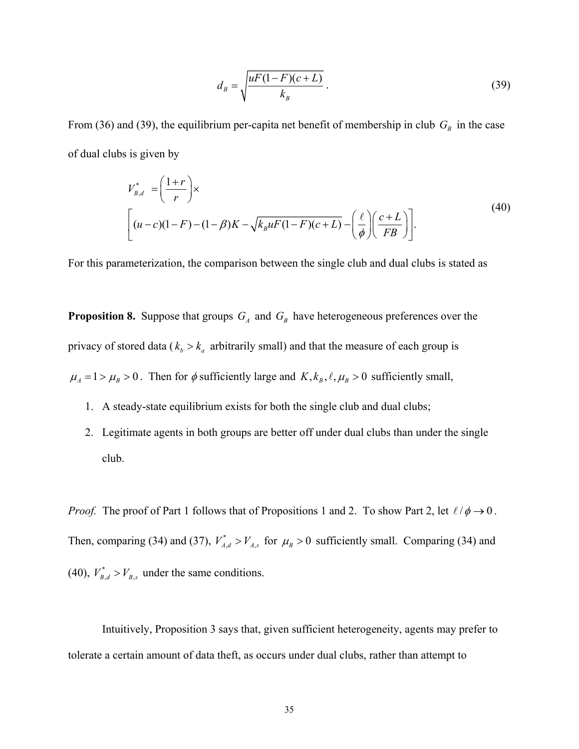$$d_B = \sqrt{\frac{uF(1-F)(c+L)}{k_B}}. \tag{39}$$

From (36) and (39), the equilibrium per-capita net benefit of membership in club $G_B$ in the case of dual clubs is given by

$$V_{B,d}^{*} = \left(\frac{1+r}{r}\right) \times \left[(u-c)(1-F) - (1-\beta)K - \sqrt{k_B uF(1-F)(c+L)} - \left(\frac{\ell}{\phi}\right)\left(\frac{c+L}{FB}\right)\right]. \tag{40}$$

For this parameterization, the comparison between the single club and dual clubs is stated as

**Proposition 8.** Suppose that groups $G_A$ and $G_B$ have heterogeneous preferences over the privacy of stored data ($k_b > k_a$ arbitrarily small) and that the measure of each group is $\mu_A = 1 > \mu_B > 0$. Then for $\phi$ sufficiently large and $K, k_B, \ell, \mu_B > 0$ sufficiently small,

1. A steady-state equilibrium exists for both the single club and dual clubs;
2. Legitimate agents in both groups are better off under dual clubs than under the single club.

*Proof.* The proof of Part 1 follows that of Propositions 1 and 2. To show Part 2, let $\ell / \phi \to 0$. Then, comparing (34) and (37), $V_{A,d}^{*} > V_{A,s}$ for $\mu_B > 0$ sufficiently small. Comparing (34) and (40), $V_{B,d}^{*} > V_{B,s}$ under the same conditions.

Intuitively, Proposition 3 says that, given sufficient heterogeneity, agents may prefer to tolerate a certain amount of data theft, as occurs under dual clubs, rather than attempt to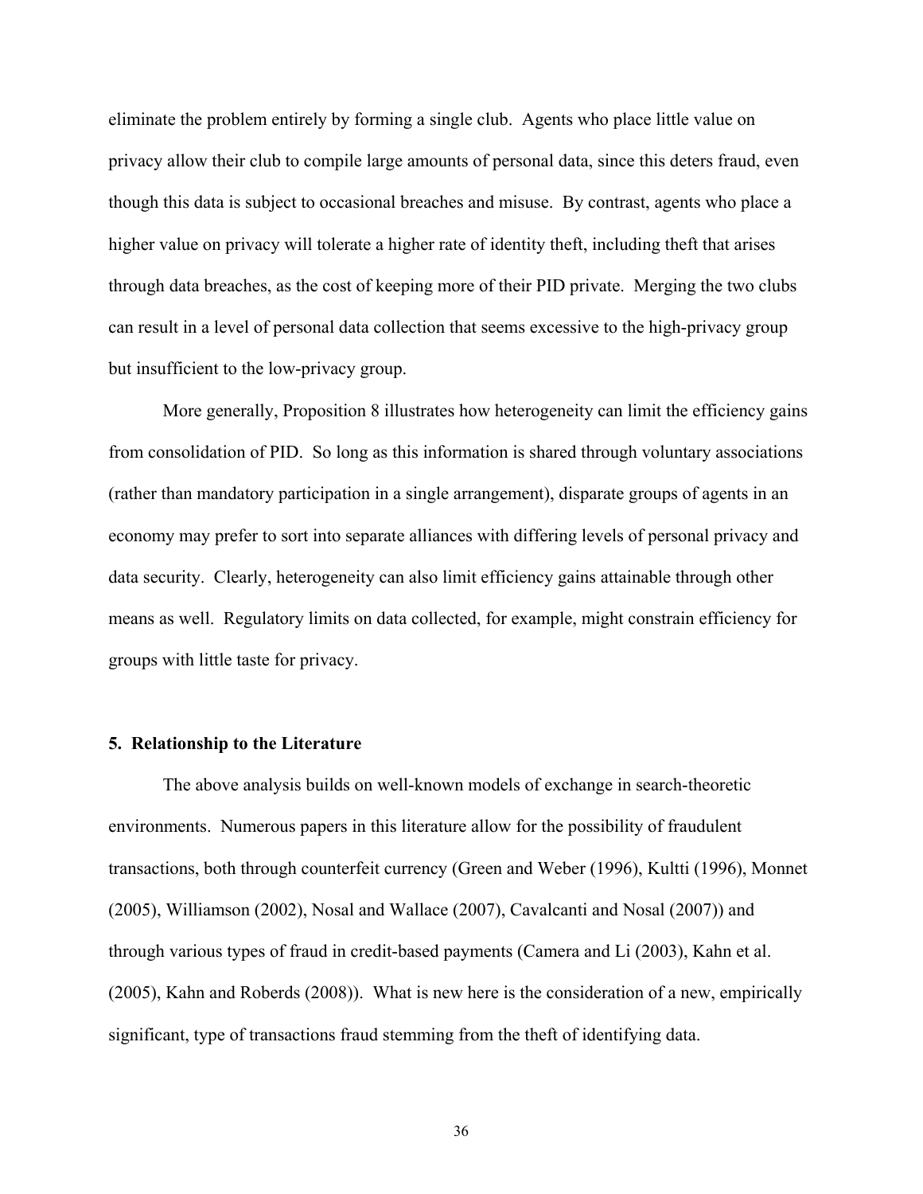eliminate the problem entirely by forming a single club. Agents who place little value on privacy allow their club to compile large amounts of personal data, since this deters fraud, even though this data is subject to occasional breaches and misuse. By contrast, agents who place a higher value on privacy will tolerate a higher rate of identity theft, including theft that arises through data breaches, as the cost of keeping more of their PID private. Merging the two clubs can result in a level of personal data collection that seems excessive to the high-privacy group but insufficient to the low-privacy group.

More generally, Proposition 8 illustrates how heterogeneity can limit the efficiency gains from consolidation of PID. So long as this information is shared through voluntary associations (rather than mandatory participation in a single arrangement), disparate groups of agents in an economy may prefer to sort into separate alliances with differing levels of personal privacy and data security. Clearly, heterogeneity can also limit efficiency gains attainable through other means as well. Regulatory limits on data collected, for example, might constrain efficiency for groups with little taste for privacy.

## 5. Relationship to the Literature

The above analysis builds on well-known models of exchange in search-theoretic environments. Numerous papers in this literature allow for the possibility of fraudulent transactions, both through counterfeit currency (Green and Weber (1996), Kultti (1996), Monnet (2005), Williamson (2002), Nosal and Wallace (2007), Cavalcanti and Nosal (2007)) and through various types of fraud in credit-based payments (Camera and Li (2003), Kahn et al. (2005), Kahn and Roberds (2008)). What is new here is the consideration of a new, empirically significant, type of transactions fraud stemming from the theft of identifying data.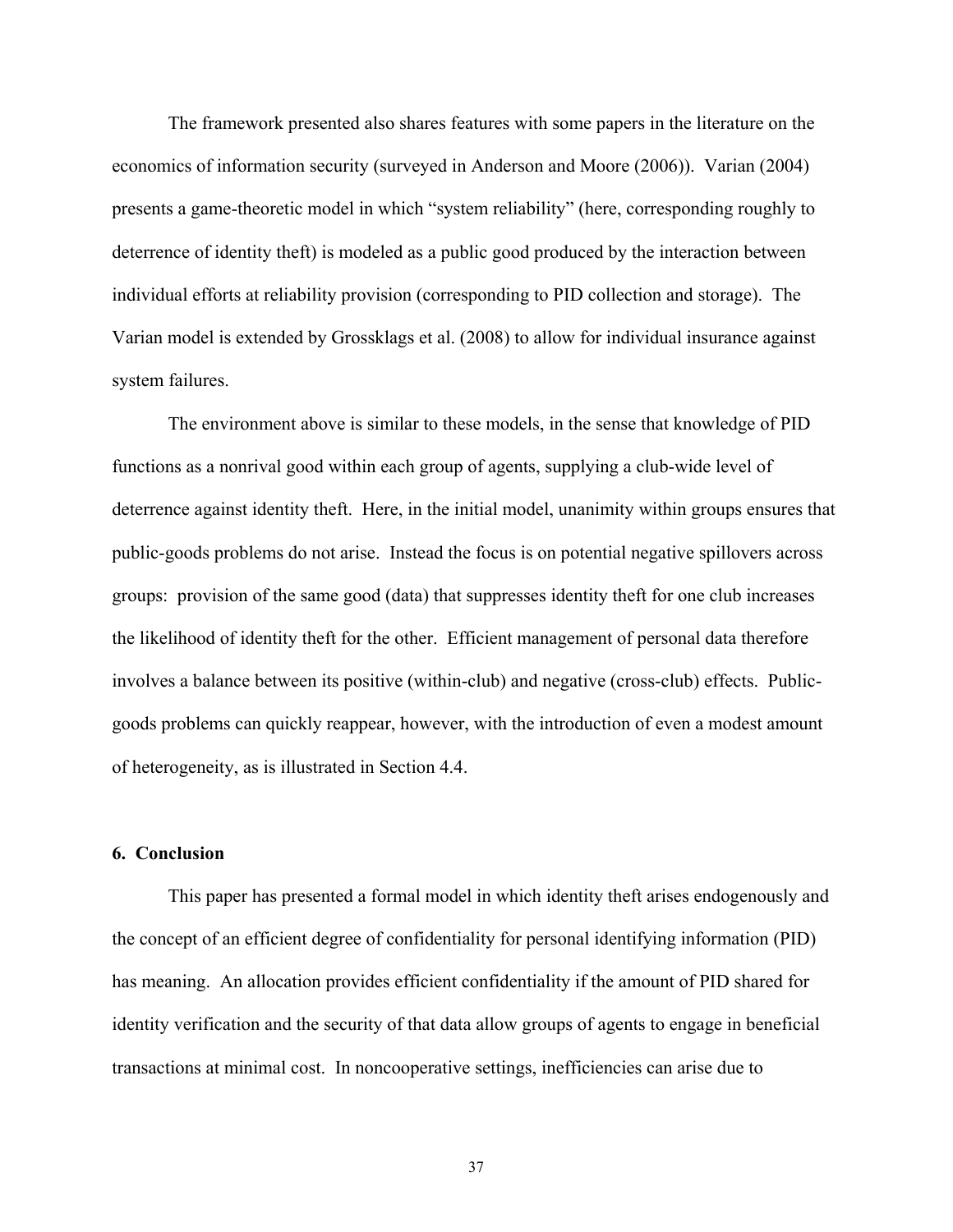The framework presented also shares features with some papers in the literature on the economics of information security (surveyed in Anderson and Moore (2006)). Varian (2004) presents a game-theoretic model in which "system reliability" (here, corresponding roughly to deterrence of identity theft) is modeled as a public good produced by the interaction between individual efforts at reliability provision (corresponding to PID collection and storage). The Varian model is extended by Grossklags et al. (2008) to allow for individual insurance against system failures.

The environment above is similar to these models, in the sense that knowledge of PID functions as a nonrival good within each group of agents, supplying a club-wide level of deterrence against identity theft. Here, in the initial model, unanimity within groups ensures that public-goods problems do not arise. Instead the focus is on potential negative spillovers across groups: provision of the same good (data) that suppresses identity theft for one club increases the likelihood of identity theft for the other. Efficient management of personal data therefore involves a balance between its positive (within-club) and negative (cross-club) effects. Public-goods problems can quickly reappear, however, with the introduction of even a modest amount of heterogeneity, as is illustrated in Section 4.4.

## 6. Conclusion

This paper has presented a formal model in which identity theft arises endogenously and the concept of an efficient degree of confidentiality for personal identifying information (PID) has meaning. An allocation provides efficient confidentiality if the amount of PID shared for identity verification and the security of that data allow groups of agents to engage in beneficial transactions at minimal cost. In noncooperative settings, inefficiencies can arise due to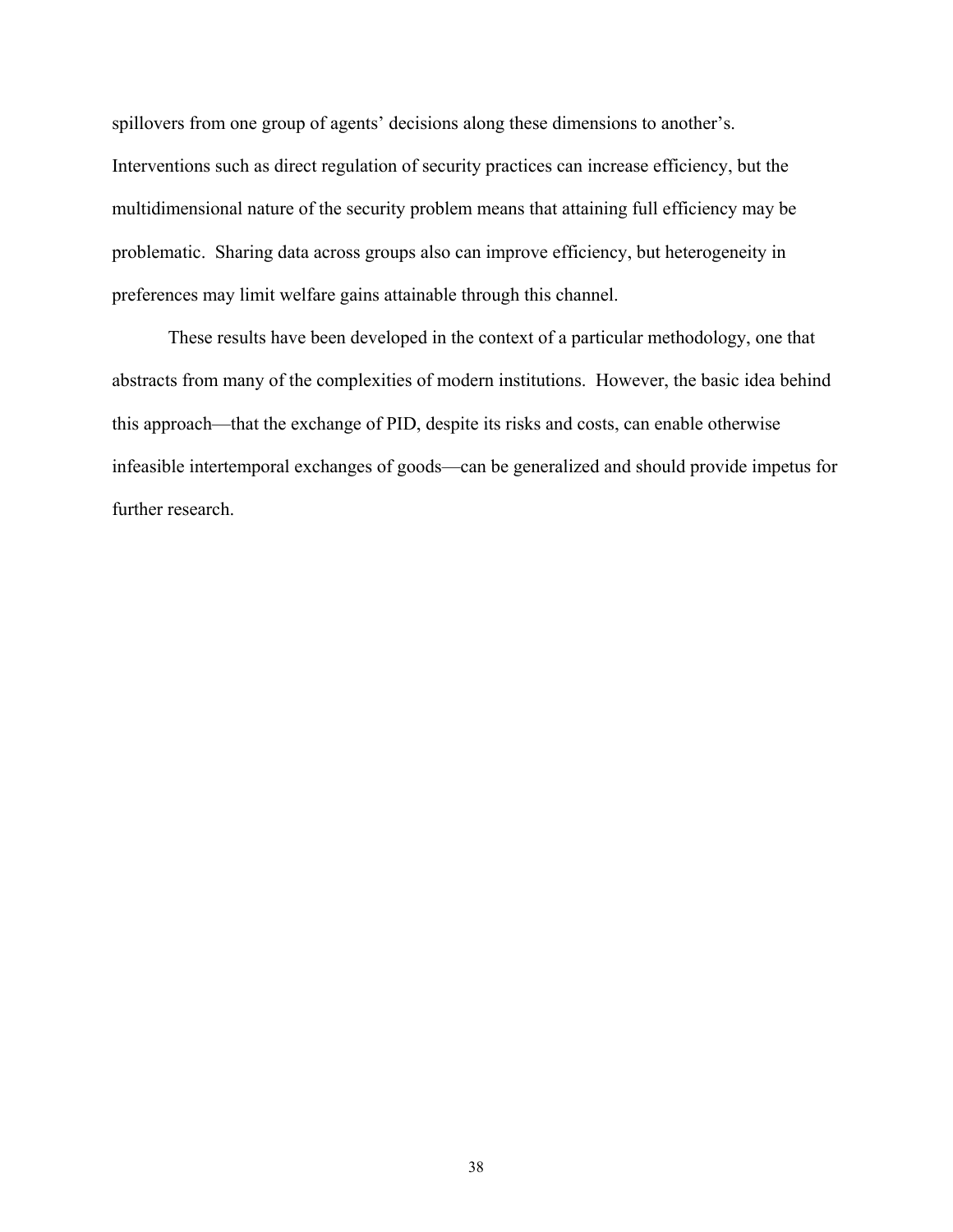spillovers from one group of agents' decisions along these dimensions to another's. Interventions such as direct regulation of security practices can increase efficiency, but the multidimensional nature of the security problem means that attaining full efficiency may be problematic. Sharing data across groups also can improve efficiency, but heterogeneity in preferences may limit welfare gains attainable through this channel.

These results have been developed in the context of a particular methodology, one that abstracts from many of the complexities of modern institutions. However, the basic idea behind this approach—that the exchange of PID, despite its risks and costs, can enable otherwise infeasible intertemporal exchanges of goods—can be generalized and should provide impetus for further research.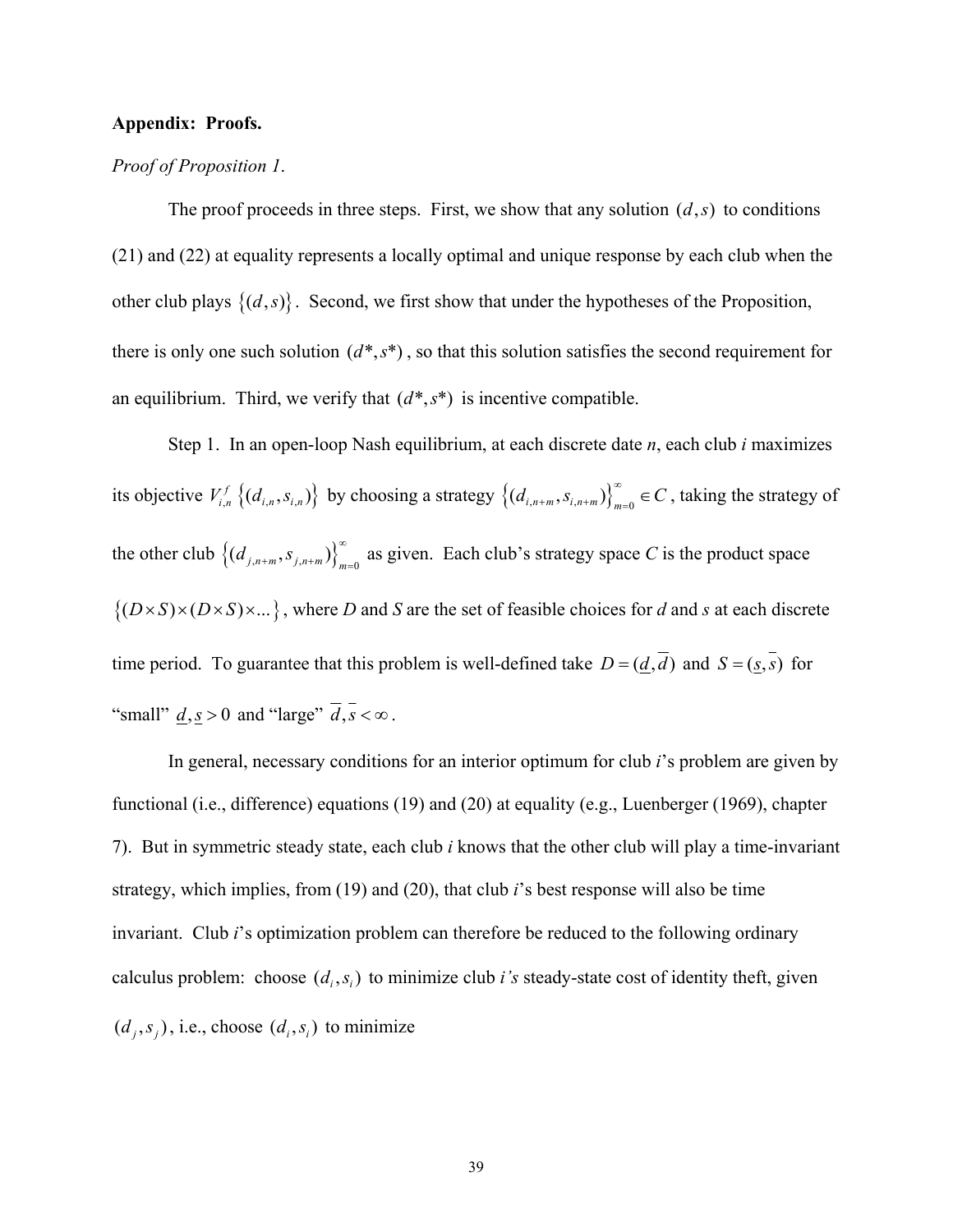**Appendix: Proofs.**

*Proof of Proposition 1*.

The proof proceeds in three steps. First, we show that any solution $(d,s)$ to conditions (21) and (22) at equality represents a locally optimal and unique response by each club when the other club plays $\{(d,s)\}$. Second, we first show that under the hypotheses of the Proposition, there is only one such solution $(d^*,s^*)$, so that this solution satisfies the second requirement for an equilibrium. Third, we verify that $(d^*,s^*)$ is incentive compatible.

Step 1. In an open-loop Nash equilibrium, at each discrete date *n*, each club *i* maximizes its objective $V_{i,n}^{f}\left\{(d_{i,n},s_{i,n})\right\}$ by choosing a strategy $\left\{(d_{i,n+m},s_{i,n+m})\right\}_{m=0}^{\infty} \in C$, taking the strategy of the other club $\left\{(d_{j,n+m},s_{j,n+m})\right\}_{m=0}^{\infty}$ as given. Each club's strategy space *C* is the product space $\left\{(D\times S)\times(D\times S)\times\ldots\right\}$, where *D* and *S* are the set of feasible choices for *d* and *s* at each discrete time period. To guarantee that this problem is well-defined take $D=(\underline{d},\overline{d})$ and $S=(\underline{s},\overline{s})$ for "small" $\underline{d},\underline{s}>0$ and "large" $\overline{d},\overline{s}<\infty$.

In general, necessary conditions for an interior optimum for club *i*'s problem are given by functional (i.e., difference) equations (19) and (20) at equality (e.g., Luenberger (1969), chapter 7). But in symmetric steady state, each club *i* knows that the other club will play a time-invariant strategy, which implies, from (19) and (20), that club *i*'s best response will also be time invariant. Club *i*'s optimization problem can therefore be reduced to the following ordinary calculus problem: choose $(d_i,s_i)$ to minimize club *i's* steady-state cost of identity theft, given $(d_j,s_j)$, i.e., choose $(d_i,s_i)$ to minimize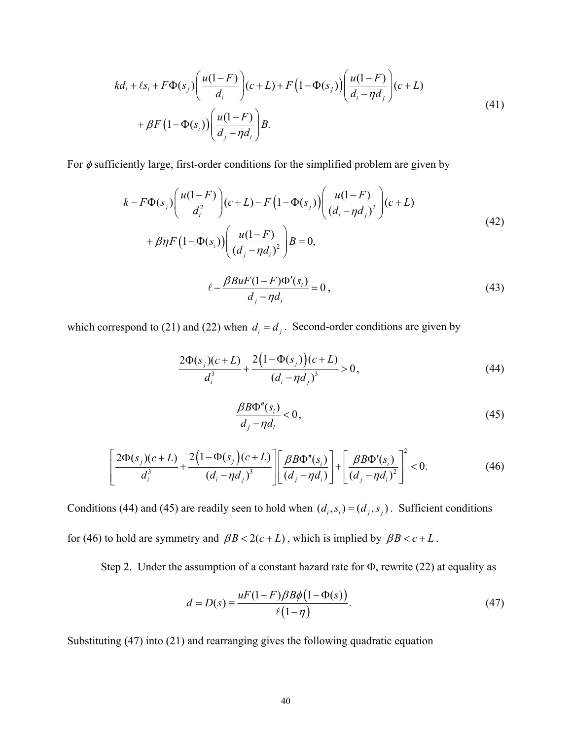$$
\begin{aligned}
& kd_i + \ell s_i + F\Phi(s_j)\left(\frac{u(1-F)}{d_i}\right)(c+L) + F\left(1-\Phi(s_j)\right)\left(\frac{u(1-F)}{d_i - \eta d_j}\right)(c+L) \\
& \quad + \beta F\left(1-\Phi(s_i)\right)\left(\frac{u(1-F)}{d_j - \eta d_i}\right)B.
\end{aligned} \tag{41}
$$

For $\phi$ sufficiently large, first-order conditions for the simplified problem are given by

$$
\begin{aligned}
& k - F\Phi(s_j)\left(\frac{u(1-F)}{d_i^2}\right)(c+L) - F\left(1-\Phi(s_j)\right)\left(\frac{u(1-F)}{(d_i - \eta d_j)^2}\right)(c+L) \\
& \quad + \beta\eta F\left(1-\Phi(s_i)\right)\left(\frac{u(1-F)}{(d_j - \eta d_i)^2}\right)B = 0,
\end{aligned} \tag{42}
$$

$$
\ell - \frac{\beta BuF(1-F)\Phi'(s_i)}{d_j - \eta d_i} = 0\,, \tag{43}
$$

which correspond to (21) and (22) when $d_i = d_j$. Second-order conditions are given by

$$
\frac{2\Phi(s_j)(c+L)}{d_i^3} + \frac{2\left(1-\Phi(s_j)\right)(c+L)}{(d_i - \eta d_j)^3} > 0\,, \tag{44}
$$

$$
\frac{\beta B\Phi''(s_i)}{d_j - \eta d_i} < 0\,, \tag{45}
$$

$$
\left[\frac{2\Phi(s_j)(c+L)}{d_i^3} + \frac{2\left(1-\Phi(s_j)\right)(c+L)}{(d_i - \eta d_j)^3}\right]\left[\frac{\beta B\Phi''(s_i)}{(d_j - \eta d_i)}\right] + \left[\frac{\beta B\Phi'(s_i)}{(d_j - \eta d_i)^2}\right]^2 < 0. \tag{46}
$$

Conditions (44) and (45) are readily seen to hold when $(d_i, s_i) = (d_j, s_j)$. Sufficient conditions for (46) to hold are symmetry and $\beta B < 2(c+L)$, which is implied by $\beta B < c+L$.

Step 2. Under the assumption of a constant hazard rate for Φ, rewrite (22) at equality as

$$
d = D(s) \equiv \frac{uF(1-F)\beta B\phi\left(1-\Phi(s)\right)}{\ell\left(1-\eta\right)}. \tag{47}
$$

Substituting (47) into (21) and rearranging gives the following quadratic equation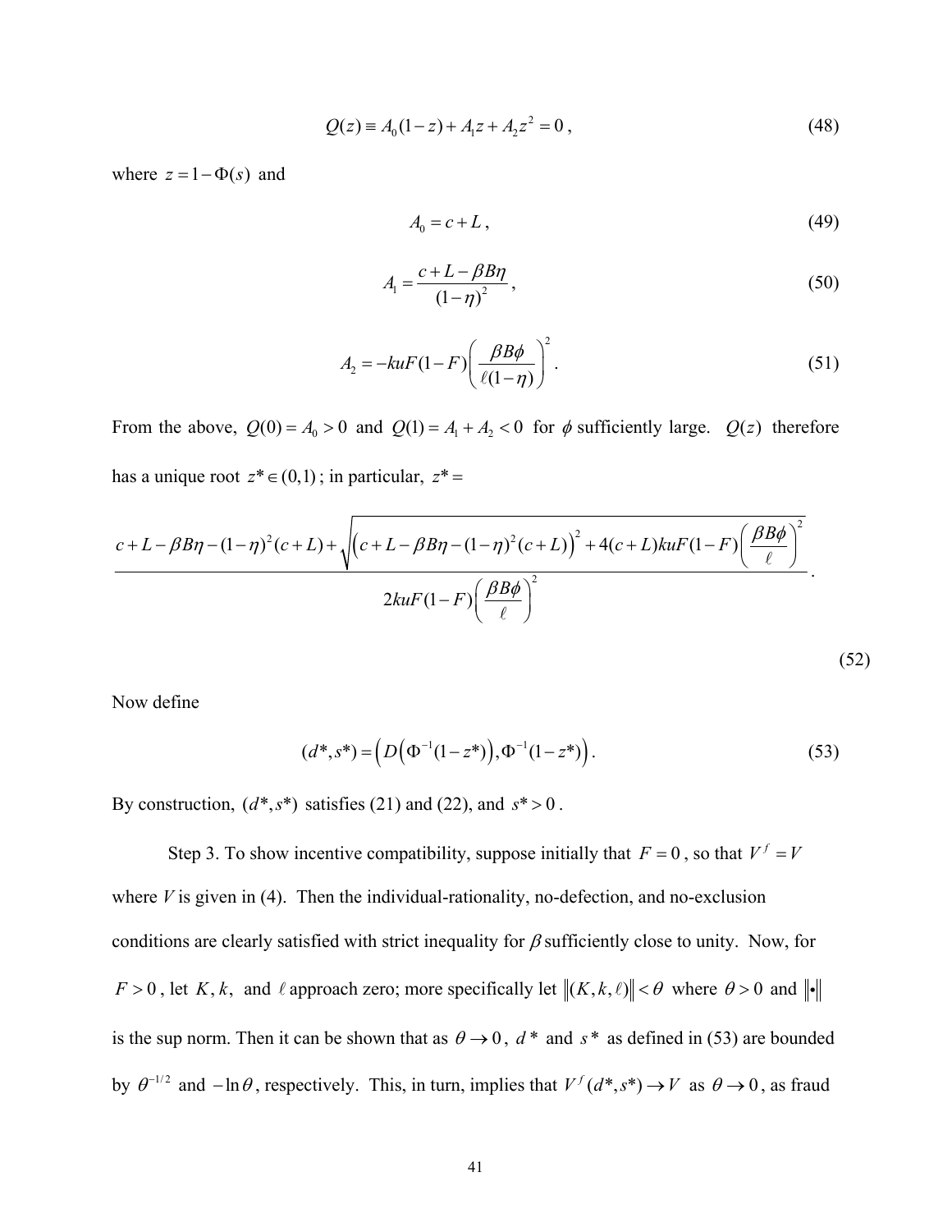$$Q(z) \equiv A_0(1-z) + A_1 z + A_2 z^2 = 0\,, \tag{48}$$

where $z = 1 - \Phi(s)$ and

$$A_0 = c + L\,, \tag{49}$$

$$A_1 = \frac{c + L - \beta B \eta}{(1-\eta)^2}\,, \tag{50}$$

$$A_2 = -kuF(1-F)\left(\frac{\beta B \phi}{\ell(1-\eta)}\right)^2. \tag{51}$$

From the above, $Q(0) = A_0 > 0$ and $Q(1) = A_1 + A_2 < 0$ for $\phi$ sufficiently large. $Q(z)$ therefore has a unique root $z^* \in (0,1)$; in particular, $z^* =$

$$\frac{c + L - \beta B\eta - (1-\eta)^2(c+L) + \sqrt{\left(c + L - \beta B\eta - (1-\eta)^2(c+L)\right)^2 + 4(c+L)kuF(1-F)\left(\frac{\beta B \phi}{\ell}\right)^2}}{2kuF(1-F)\left(\frac{\beta B \phi}{\ell}\right)^2}. \tag{52}$$

Now define

$$(d^*, s^*) = \left(D\left(\Phi^{-1}(1-z^*)\right), \Phi^{-1}(1-z^*)\right). \tag{53}$$

By construction, $(d^*, s^*)$ satisfies (21) and (22), and $s^* > 0$.

Step 3. To show incentive compatibility, suppose initially that $F = 0$, so that $V^f = V$ where $V$ is given in (4). Then the individual-rationality, no-defection, and no-exclusion conditions are clearly satisfied with strict inequality for $\beta$ sufficiently close to unity. Now, for $F > 0$, let $K, k,$ and $\ell$ approach zero; more specifically let $\|(K,k,\ell)\| < \theta$ where $\theta > 0$ and $\|\bullet\|$ is the sup norm. Then it can be shown that as $\theta \to 0$, $d^*$ and $s^*$ as defined in (53) are bounded by $\theta^{-1/2}$ and $-\ln\theta$, respectively. This, in turn, implies that $V^f(d^*, s^*) \to V$ as $\theta \to 0$, as fraud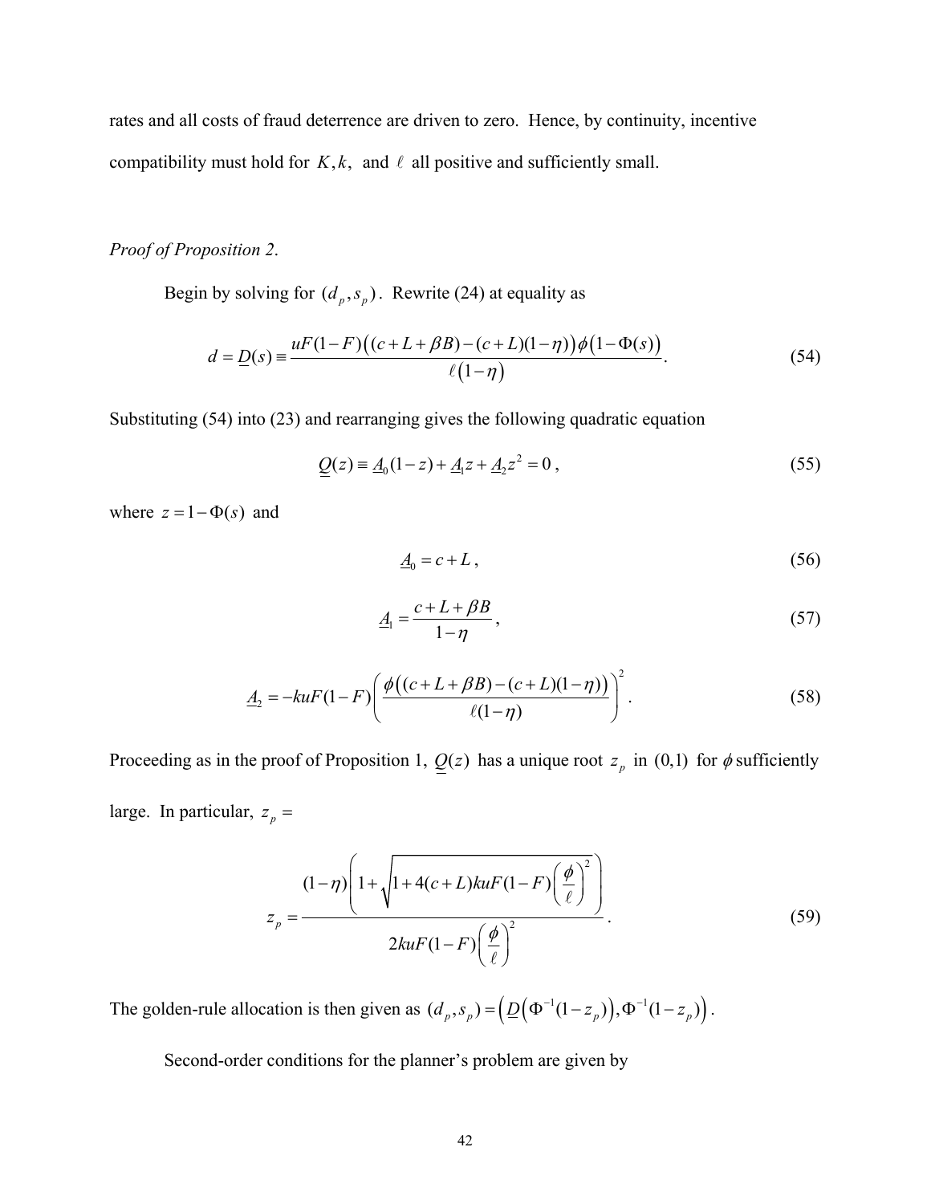rates and all costs of fraud deterrence are driven to zero. Hence, by continuity, incentive compatibility must hold for $K, k,$ and $\ell$ all positive and sufficiently small.

*Proof of Proposition 2*.

Begin by solving for $(d_p, s_p)$. Rewrite (24) at equality as

$$d = \underline{D}(s) \equiv \frac{uF(1-F)\big((c+L+\beta B)-(c+L)(1-\eta)\big)\phi\big(1-\Phi(s)\big)}{\ell\big(1-\eta\big)}. \tag{54}$$

Substituting (54) into (23) and rearranging gives the following quadratic equation

$$\underline{Q}(z) \equiv \underline{A}_0(1-z) + \underline{A}_1 z + \underline{A}_2 z^2 = 0\,, \tag{55}$$

where $z = 1-\Phi(s)$ and

$$\underline{A}_0 = c + L\,, \tag{56}$$

$$\underline{A}_1 = \frac{c+L+\beta B}{1-\eta}\,, \tag{57}$$

$$\underline{A}_2 = -kuF(1-F)\left(\frac{\phi\big((c+L+\beta B)-(c+L)(1-\eta)\big)}{\ell(1-\eta)}\right)^2. \tag{58}$$

Proceeding as in the proof of Proposition 1, $\underline{Q}(z)$ has a unique root $z_p$ in $(0,1)$ for $\phi$ sufficiently large. In particular, $z_p =$

$$z_p = \frac{(1-\eta)\left(1+\sqrt{1+4(c+L)kuF(1-F)\left(\dfrac{\phi}{\ell}\right)^2}\right)}{2kuF(1-F)\left(\dfrac{\phi}{\ell}\right)^2}. \tag{59}$$

The golden-rule allocation is then given as $(d_p, s_p) = \left(\underline{D}\left(\Phi^{-1}(1-z_p)\right), \Phi^{-1}(1-z_p)\right)$.

Second-order conditions for the planner's problem are given by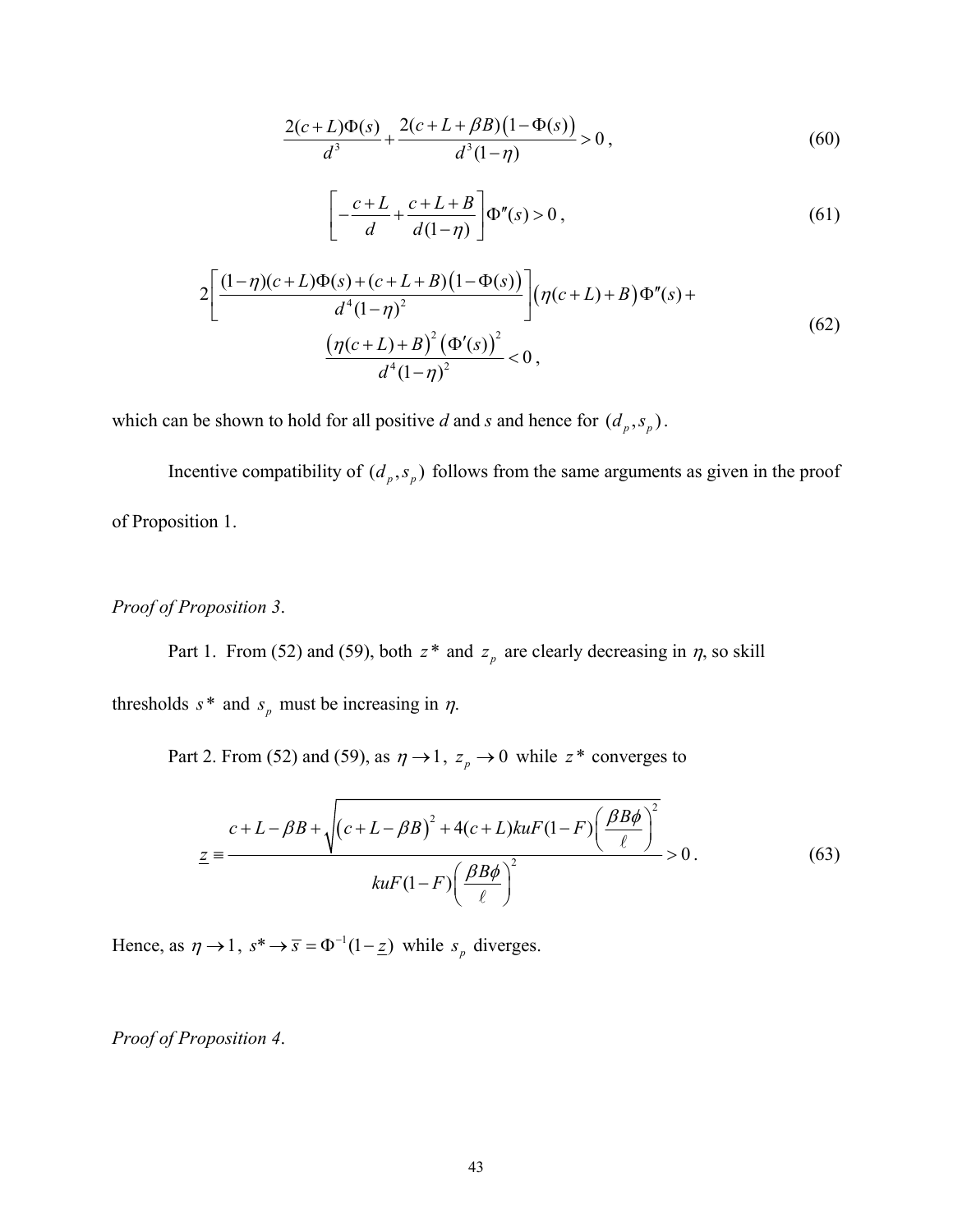$$\frac{2(c+L)\Phi(s)}{d^3}+\frac{2(c+L+\beta B)\big(1-\Phi(s)\big)}{d^3(1-\eta)}>0\,, \tag{60}$$

$$\left[-\frac{c+L}{d}+\frac{c+L+B}{d(1-\eta)}\right]\Phi''(s)>0\,, \tag{61}$$

$$\begin{aligned}2\left[\frac{(1-\eta)(c+L)\Phi(s)+(c+L+B)\big(1-\Phi(s)\big)}{d^4(1-\eta)^2}\right]\big(\eta(c+L)+B\big)\Phi''(s)+\\ \frac{\big(\eta(c+L)+B\big)^2\big(\Phi'(s)\big)^2}{d^4(1-\eta)^2}<0\,,\end{aligned} \tag{62}$$

which can be shown to hold for all positive $d$ and $s$ and hence for $(d_p, s_p)$.

Incentive compatibility of $(d_p, s_p)$ follows from the same arguments as given in the proof of Proposition 1.

*Proof of Proposition 3*.

Part 1. From (52) and (59), both $z^*$ and $z_p$ are clearly decreasing in $\eta$, so skill thresholds $s^*$ and $s_p$ must be increasing in $\eta$.

Part 2. From (52) and (59), as $\eta \to 1$, $z_p \to 0$ while $z^*$ converges to

$$\underline{z} \equiv \frac{c+L-\beta B+\sqrt{\big(c+L-\beta B\big)^2+4(c+L)kuF(1-F)\left(\dfrac{\beta B\phi}{\ell}\right)^2}}{kuF(1-F)\left(\dfrac{\beta B\phi}{\ell}\right)^2}>0\,. \tag{63}$$

Hence, as $\eta \to 1$, $s^* \to \overline{s} = \Phi^{-1}(1-\underline{z})$ while $s_p$ diverges.

*Proof of Proposition 4*.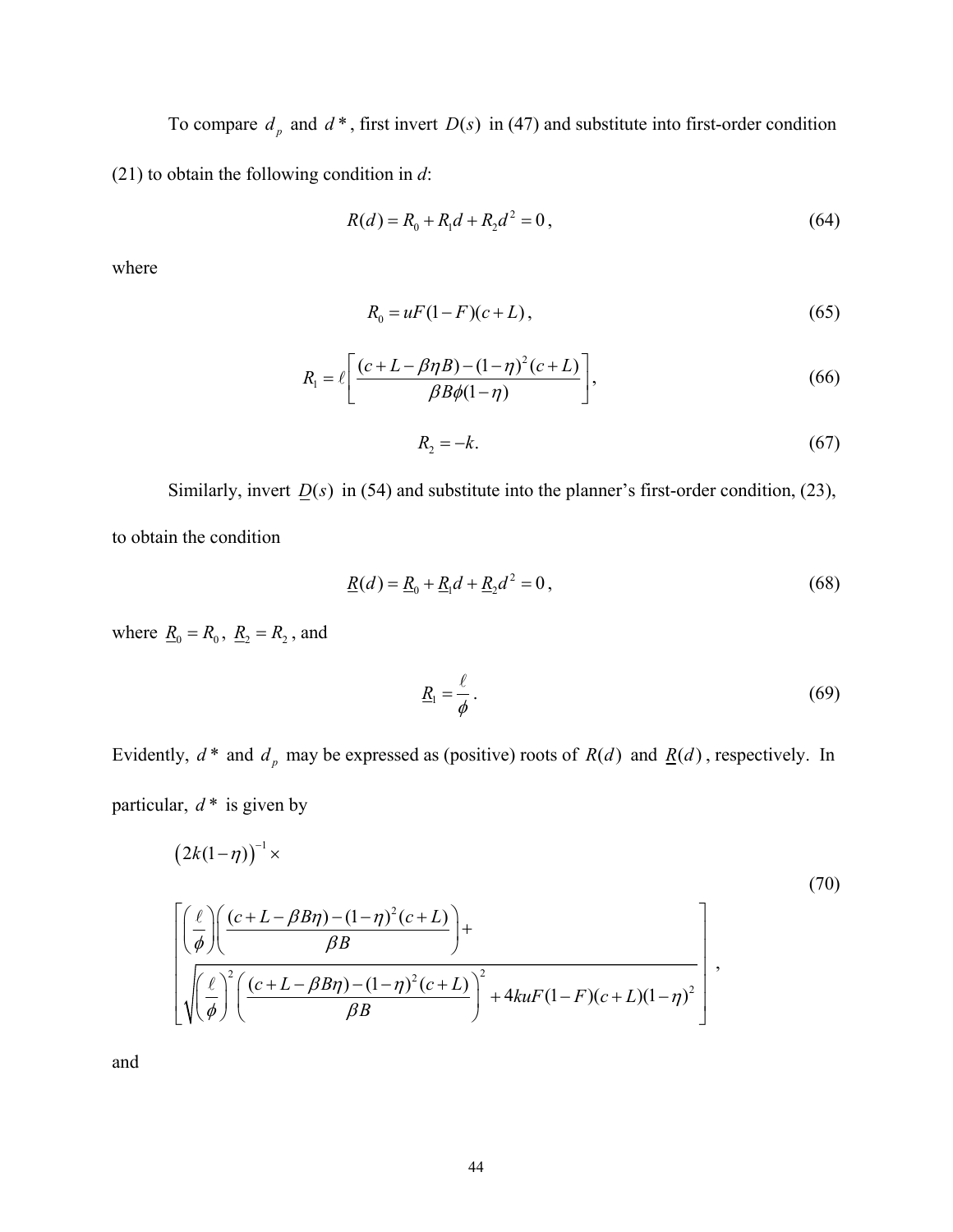To compare $d_p$ and $d^*$, first invert $D(s)$ in (47) and substitute into first-order condition (21) to obtain the following condition in *d*:

$$R(d) = R_0 + R_1 d + R_2 d^2 = 0\,, \tag{64}$$

where

$$R_0 = uF(1-F)(c+L)\,, \tag{65}$$

$$R_1 = \ell\left[\frac{(c+L-\beta\eta B)-(1-\eta)^2(c+L)}{\beta B\phi(1-\eta)}\right], \tag{66}$$

$$R_2 = -k. \tag{67}$$

Similarly, invert $\underline{D}(s)$ in (54) and substitute into the planner's first-order condition, (23), to obtain the condition

$$\underline{R}(d) = \underline{R}_0 + \underline{R}_1 d + \underline{R}_2 d^2 = 0\,, \tag{68}$$

where $\underline{R}_0 = R_0$, $\underline{R}_2 = R_2$, and

$$\underline{R}_1 = \frac{\ell}{\phi}\,. \tag{69}$$

Evidently, $d^*$ and $d_p$ may be expressed as (positive) roots of $R(d)$ and $\underline{R}(d)$, respectively. In particular, $d^*$ is given by

$$\left(2k(1-\eta)\right)^{-1} \times \left[\begin{array}{l}\left(\dfrac{\ell}{\phi}\right)\left(\dfrac{(c+L-\beta B\eta)-(1-\eta)^2(c+L)}{\beta B}\right) + \\ \sqrt{\left(\dfrac{\ell}{\phi}\right)^2\left(\dfrac{(c+L-\beta B\eta)-(1-\eta)^2(c+L)}{\beta B}\right)^2 + 4kuF(1-F)(c+L)(1-\eta)^2}\end{array}\right], \tag{70}$$

and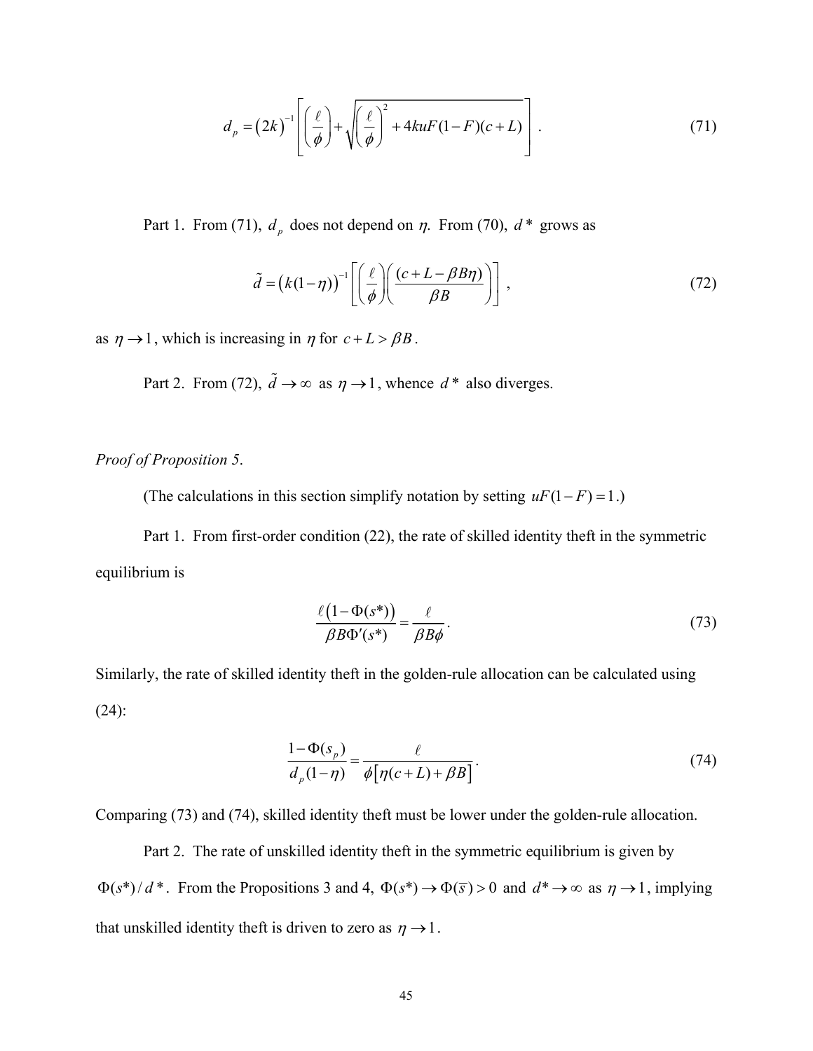$$d_p = \left(2k\right)^{-1}\left[\left(\frac{\ell}{\phi}\right)+\sqrt{\left(\frac{\ell}{\phi}\right)^2+4kuF(1-F)(c+L)}\right]. \tag{71}$$

Part 1. From (71), $d_p$ does not depend on $\eta$. From (70), $d^*$ grows as

$$\tilde{d} = \left(k(1-\eta)\right)^{-1}\left[\left(\frac{\ell}{\phi}\right)\left(\frac{(c+L-\beta B\eta)}{\beta B}\right)\right], \tag{72}$$

as $\eta \to 1$, which is increasing in $\eta$ for $c+L > \beta B$.

Part 2. From (72), $\tilde{d} \to \infty$ as $\eta \to 1$, whence $d^*$ also diverges.

*Proof of Proposition 5*.

(The calculations in this section simplify notation by setting $uF(1-F)=1$.)

Part 1. From first-order condition (22), the rate of skilled identity theft in the symmetric equilibrium is

$$\frac{\ell\left(1-\Phi(s^*)\right)}{\beta B \Phi'(s^*)} = \frac{\ell}{\beta B \phi}. \tag{73}$$

Similarly, the rate of skilled identity theft in the golden-rule allocation can be calculated using (24):

$$\frac{1-\Phi(s_p)}{d_p(1-\eta)} = \frac{\ell}{\phi\left[\eta(c+L)+\beta B\right]}. \tag{74}$$

Comparing (73) and (74), skilled identity theft must be lower under the golden-rule allocation.

Part 2. The rate of unskilled identity theft in the symmetric equilibrium is given by $\Phi(s^*)/d^*$. From the Propositions 3 and 4, $\Phi(s^*) \to \Phi(\bar{s}) > 0$ and $d^* \to \infty$ as $\eta \to 1$, implying that unskilled identity theft is driven to zero as $\eta \to 1$.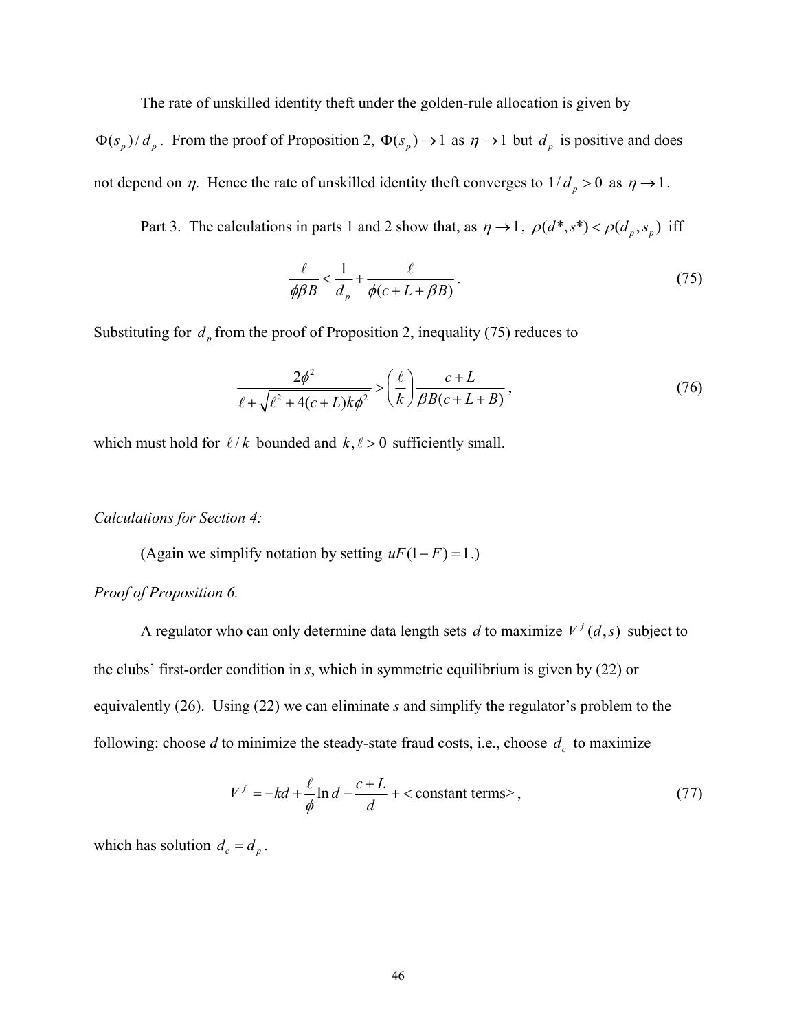The rate of unskilled identity theft under the golden-rule allocation is given by $\Phi(s_p)/d_p$. From the proof of Proposition 2, $\Phi(s_p) \to 1$ as $\eta \to 1$ but $d_p$ is positive and does not depend on $\eta$. Hence the rate of unskilled identity theft converges to $1/d_p > 0$ as $\eta \to 1$.

Part 3. The calculations in parts 1 and 2 show that, as $\eta \to 1$, $\rho(d^*, s^*) < \rho(d_p, s_p)$ iff

$$\frac{\ell}{\phi \beta B} < \frac{1}{d_p} + \frac{\ell}{\phi(c + L + \beta B)}. \tag{75}$$

Substituting for $d_p$ from the proof of Proposition 2, inequality (75) reduces to

$$\frac{2\phi^2}{\ell + \sqrt{\ell^2 + 4(c+L)k\phi^2}} > \left(\frac{\ell}{k}\right) \frac{c+L}{\beta B(c+L+B)}, \tag{76}$$

which must hold for $\ell / k$ bounded and $k, \ell > 0$ sufficiently small.

*Calculations for Section 4:*

(Again we simplify notation by setting $uF(1-F) = 1$.)

*Proof of Proposition 6.*

A regulator who can only determine data length sets $d$ to maximize $V^f(d,s)$ subject to the clubs' first-order condition in *s*, which in symmetric equilibrium is given by (22) or equivalently (26). Using (22) we can eliminate *s* and simplify the regulator's problem to the following: choose *d* to minimize the steady-state fraud costs, i.e., choose $d_c$ to maximize

$$V^f = -kd + \frac{\ell}{\phi} \ln d - \frac{c+L}{d} + \text{< constant terms>}, \tag{77}$$

which has solution $d_c = d_p$.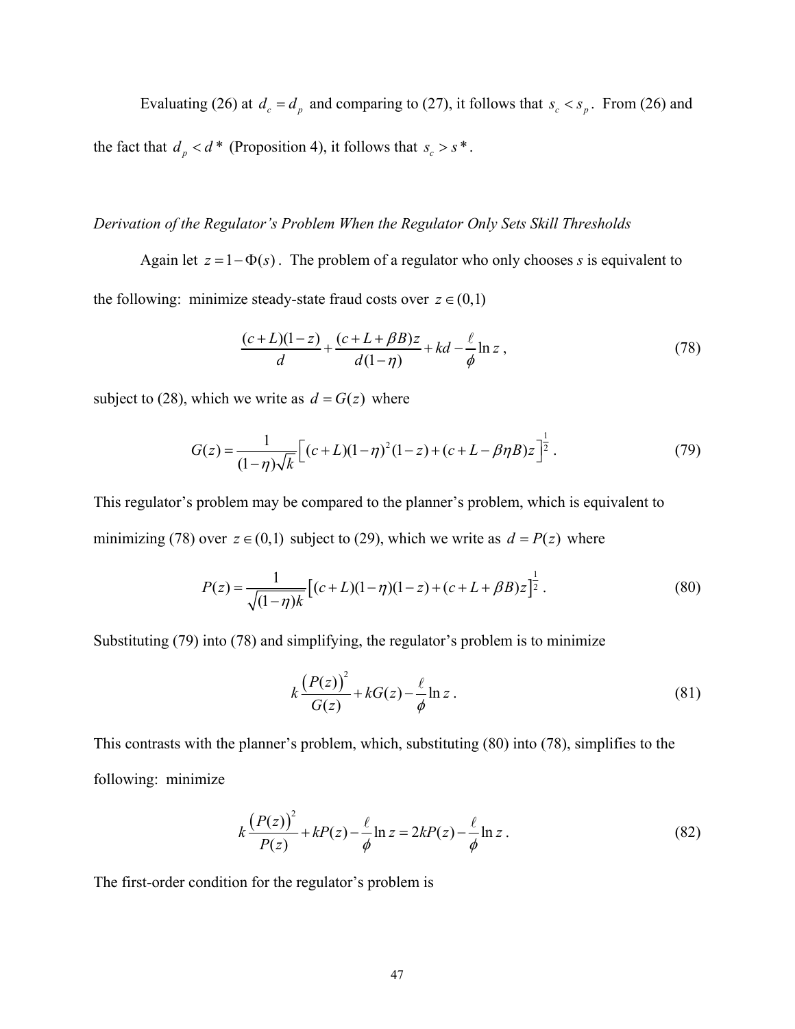Evaluating (26) at $d_c = d_p$ and comparing to (27), it follows that $s_c < s_p$. From (26) and the fact that $d_p < d^*$ (Proposition 4), it follows that $s_c > s^*$.

*Derivation of the Regulator's Problem When the Regulator Only Sets Skill Thresholds*

Again let $z = 1 - \Phi(s)$. The problem of a regulator who only chooses *s* is equivalent to the following: minimize steady-state fraud costs over $z \in (0,1)$

$$\frac{(c+L)(1-z)}{d} + \frac{(c+L+\beta B)z}{d(1-\eta)} + kd - \frac{\ell}{\phi}\ln z\,, \tag{78}$$

subject to (28), which we write as $d = G(z)$ where

$$G(z) = \frac{1}{(1-\eta)\sqrt{k}}\left[(c+L)(1-\eta)^2(1-z) + (c+L-\beta\eta B)z\right]^{\frac{1}{2}}. \tag{79}$$

This regulator's problem may be compared to the planner's problem, which is equivalent to minimizing (78) over $z \in (0,1)$ subject to (29), which we write as $d = P(z)$ where

$$P(z) = \frac{1}{\sqrt{(1-\eta)k}}\left[(c+L)(1-\eta)(1-z) + (c+L+\beta B)z\right]^{\frac{1}{2}}. \tag{80}$$

Substituting (79) into (78) and simplifying, the regulator's problem is to minimize

$$k\frac{\left(P(z)\right)^2}{G(z)} + kG(z) - \frac{\ell}{\phi}\ln z\,. \tag{81}$$

This contrasts with the planner's problem, which, substituting (80) into (78), simplifies to the following: minimize

$$k\frac{\left(P(z)\right)^2}{P(z)} + kP(z) - \frac{\ell}{\phi}\ln z = 2kP(z) - \frac{\ell}{\phi}\ln z\,. \tag{82}$$

The first-order condition for the regulator's problem is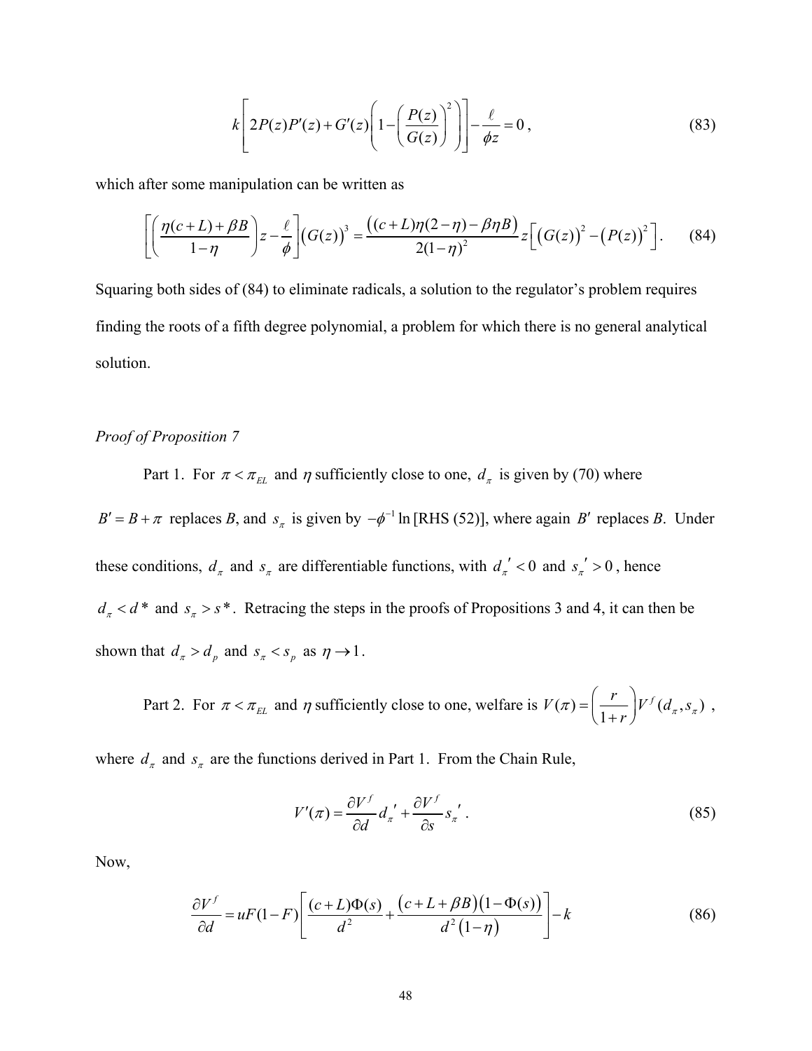$$k\left[2P(z)P'(z)+G'(z)\left(1-\left(\frac{P(z)}{G(z)}\right)^2\right)\right]-\frac{\ell}{\phi z}=0\,, \tag{83}$$

which after some manipulation can be written as

$$\left[\left(\frac{\eta(c+L)+\beta B}{1-\eta}\right)z-\frac{\ell}{\phi}\right]\left(G(z)\right)^3=\frac{\left((c+L)\eta(2-\eta)-\beta\eta B\right)}{2(1-\eta)^2}z\left[\left(G(z)\right)^2-\left(P(z)\right)^2\right]. \tag{84}$$

Squaring both sides of (84) to eliminate radicals, a solution to the regulator's problem requires finding the roots of a fifth degree polynomial, a problem for which there is no general analytical solution.

*Proof of Proposition 7*

Part 1. For $\pi < \pi_{EL}$ and $\eta$ sufficiently close to one, $d_\pi$ is given by (70) where $B' = B + \pi$ replaces *B*, and $s_\pi$ is given by $-\phi^{-1}\ln$ [RHS (52)], where again $B'$ replaces *B*. Under these conditions, $d_\pi$ and $s_\pi$ are differentiable functions, with $d_\pi{}' < 0$ and $s_\pi{}' > 0$, hence $d_\pi < d^*$ and $s_\pi > s^*$. Retracing the steps in the proofs of Propositions 3 and 4, it can then be shown that $d_\pi > d_p$ and $s_\pi < s_p$ as $\eta \to 1$.

Part 2. For $\pi < \pi_{EL}$ and $\eta$ sufficiently close to one, welfare is $V(\pi)=\left(\frac{r}{1+r}\right)V^f(d_\pi, s_\pi)$ , where $d_\pi$ and $s_\pi$ are the functions derived in Part 1. From the Chain Rule,

$$V'(\pi)=\frac{\partial V^f}{\partial d}d_\pi{}'+\frac{\partial V^f}{\partial s}s_\pi{}'\,. \tag{85}$$

Now,

$$\frac{\partial V^f}{\partial d}=uF(1-F)\left[\frac{(c+L)\Phi(s)}{d^2}+\frac{\left(c+L+\beta B\right)\left(1-\Phi(s)\right)}{d^2\left(1-\eta\right)}\right]-k \tag{86}$$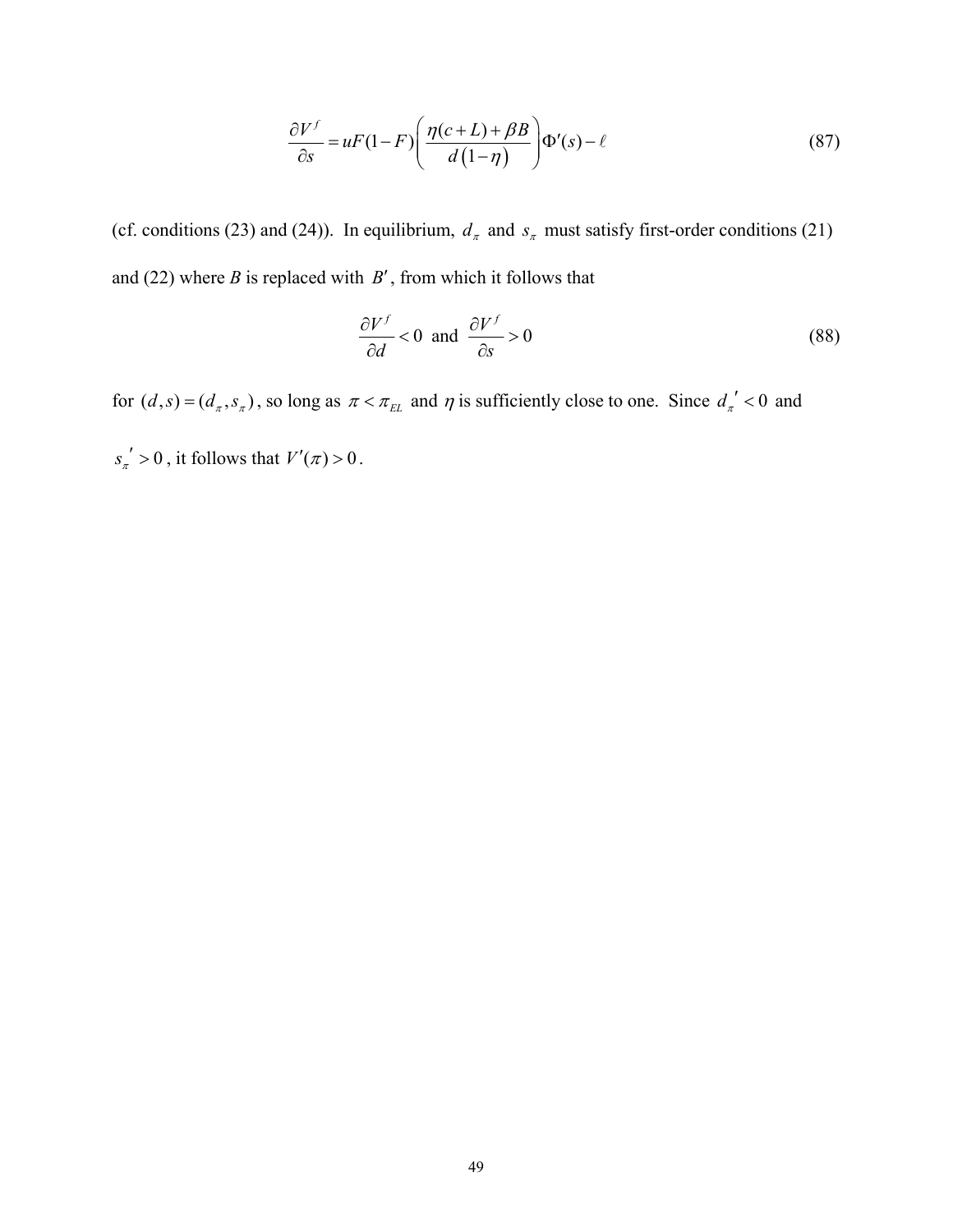$$\frac{\partial V^f}{\partial s} = uF(1-F)\left(\frac{\eta(c+L)+\beta B}{d(1-\eta)}\right)\Phi'(s) - \ell \tag{87}$$

(cf. conditions (23) and (24)). In equilibrium, $d_\pi$ and $s_\pi$ must satisfy first-order conditions (21) and (22) where $B$ is replaced with $B'$, from which it follows that

$$\frac{\partial V^f}{\partial d} < 0 \text{ and } \frac{\partial V^f}{\partial s} > 0 \tag{88}$$

for $(d,s) = (d_\pi, s_\pi)$, so long as $\pi < \pi_{EL}$ and $\eta$ is sufficiently close to one. Since $d_\pi{}' < 0$ and $s_\pi{}' > 0$, it follows that $V'(\pi) > 0$.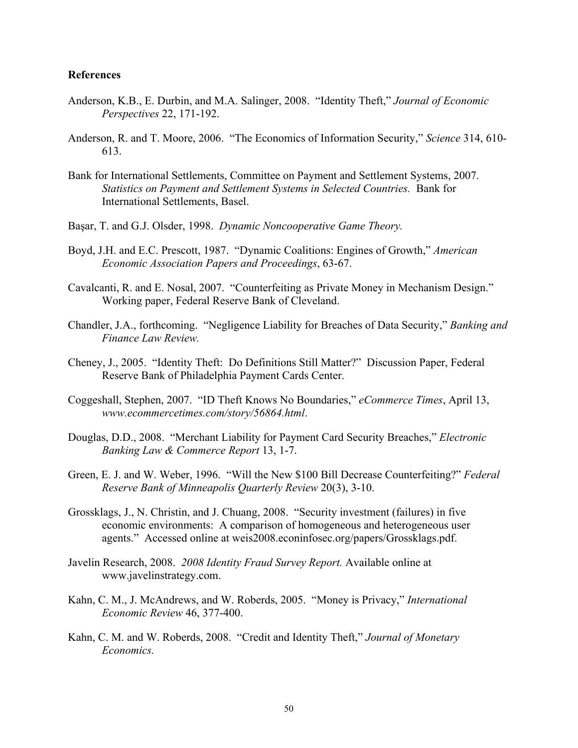**References**

Anderson, K.B., E. Durbin, and M.A. Salinger, 2008. "Identity Theft," *Journal of Economic Perspectives* 22, 171-192.

Anderson, R. and T. Moore, 2006. "The Economics of Information Security," *Science* 314, 610-613.

Bank for International Settlements, Committee on Payment and Settlement Systems, 2007. *Statistics on Payment and Settlement Systems in Selected Countries.* Bank for International Settlements, Basel.

Başar, T. and G.J. Olsder, 1998. *Dynamic Noncooperative Game Theory.*

Boyd, J.H. and E.C. Prescott, 1987. "Dynamic Coalitions: Engines of Growth," *American Economic Association Papers and Proceedings*, 63-67.

Cavalcanti, R. and E. Nosal, 2007. "Counterfeiting as Private Money in Mechanism Design." Working paper, Federal Reserve Bank of Cleveland.

Chandler, J.A., forthcoming. "Negligence Liability for Breaches of Data Security," *Banking and Finance Law Review.*

Cheney, J., 2005. "Identity Theft: Do Definitions Still Matter?" Discussion Paper, Federal Reserve Bank of Philadelphia Payment Cards Center.

Coggeshall, Stephen, 2007. "ID Theft Knows No Boundaries," *eCommerce Times*, April 13, *www.ecommercetimes.com/story/56864.html*.

Douglas, D.D., 2008. "Merchant Liability for Payment Card Security Breaches," *Electronic Banking Law & Commerce Report* 13, 1-7.

Green, E. J. and W. Weber, 1996. "Will the New $100 Bill Decrease Counterfeiting?" *Federal Reserve Bank of Minneapolis Quarterly Review* 20(3), 3-10.

Grossklags, J., N. Christin, and J. Chuang, 2008. "Security investment (failures) in five economic environments: A comparison of homogeneous and heterogeneous user agents." Accessed online at weis2008.econinfosec.org/papers/Grossklags.pdf.

Javelin Research, 2008. *2008 Identity Fraud Survey Report.* Available online at www.javelinstrategy.com.

Kahn, C. M., J. McAndrews, and W. Roberds, 2005. "Money is Privacy," *International Economic Review* 46, 377-400.

Kahn, C. M. and W. Roberds, 2008. "Credit and Identity Theft," *Journal of Monetary Economics.*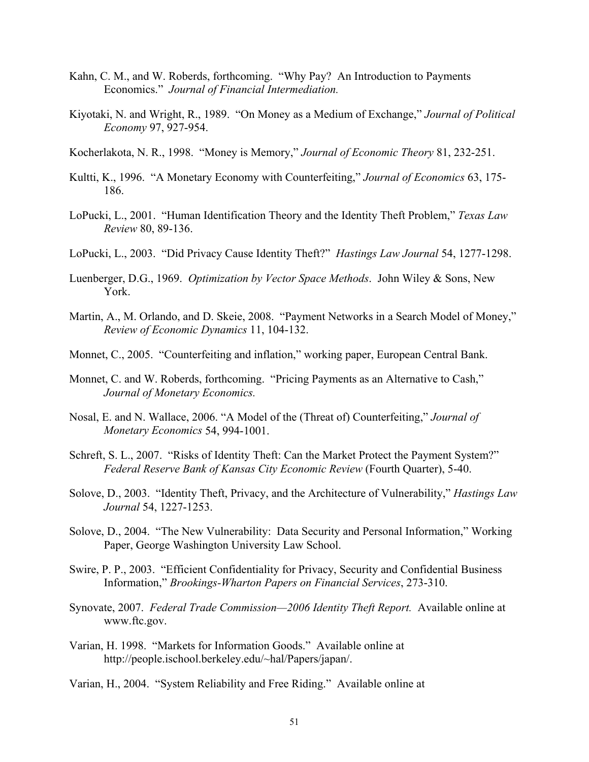Kahn, C. M., and W. Roberds, forthcoming. "Why Pay? An Introduction to Payments Economics." *Journal of Financial Intermediation.*

Kiyotaki, N. and Wright, R., 1989. "On Money as a Medium of Exchange," *Journal of Political Economy* 97, 927-954.

Kocherlakota, N. R., 1998. "Money is Memory," *Journal of Economic Theory* 81, 232-251.

Kultti, K., 1996. "A Monetary Economy with Counterfeiting," *Journal of Economics* 63, 175-186.

LoPucki, L., 2001. "Human Identification Theory and the Identity Theft Problem," *Texas Law Review* 80, 89-136.

LoPucki, L., 2003. "Did Privacy Cause Identity Theft?" *Hastings Law Journal* 54, 1277-1298.

Luenberger, D.G., 1969. *Optimization by Vector Space Methods*. John Wiley & Sons, New York.

Martin, A., M. Orlando, and D. Skeie, 2008. "Payment Networks in a Search Model of Money," *Review of Economic Dynamics* 11, 104-132.

Monnet, C., 2005. "Counterfeiting and inflation," working paper, European Central Bank.

Monnet, C. and W. Roberds, forthcoming. "Pricing Payments as an Alternative to Cash," *Journal of Monetary Economics.*

Nosal, E. and N. Wallace, 2006. "A Model of the (Threat of) Counterfeiting," *Journal of Monetary Economics* 54, 994-1001.

Schreft, S. L., 2007. "Risks of Identity Theft: Can the Market Protect the Payment System?" *Federal Reserve Bank of Kansas City Economic Review* (Fourth Quarter), 5-40.

Solove, D., 2003. "Identity Theft, Privacy, and the Architecture of Vulnerability," *Hastings Law Journal* 54, 1227-1253.

Solove, D., 2004. "The New Vulnerability: Data Security and Personal Information," Working Paper, George Washington University Law School.

Swire, P. P., 2003. "Efficient Confidentiality for Privacy, Security and Confidential Business Information," *Brookings-Wharton Papers on Financial Services*, 273-310.

Synovate, 2007. *Federal Trade Commission—2006 Identity Theft Report.* Available online at www.ftc.gov.

Varian, H. 1998. "Markets for Information Goods." Available online at http://people.ischool.berkeley.edu/~hal/Papers/japan/.

Varian, H., 2004. "System Reliability and Free Riding." Available online at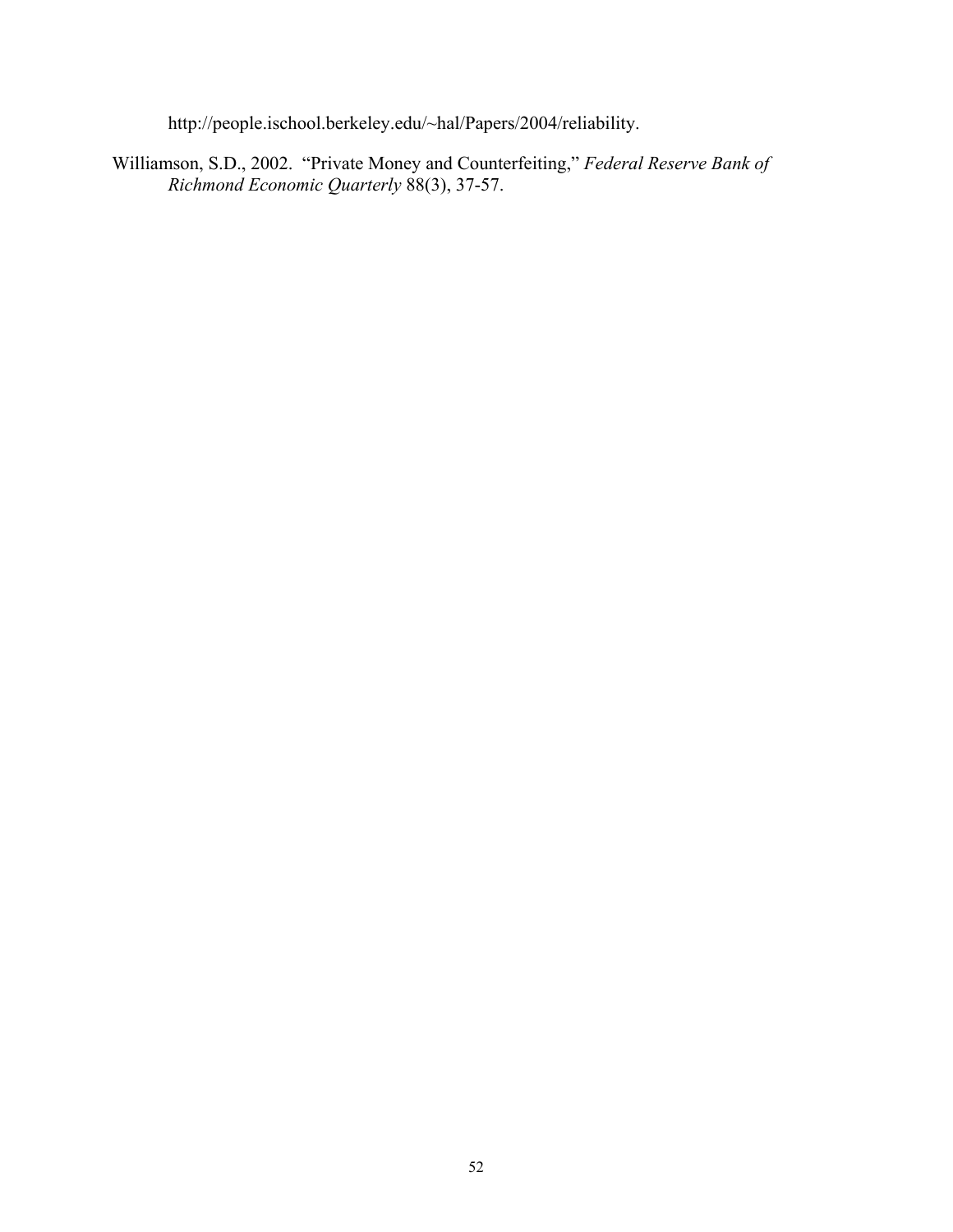http://people.ischool.berkeley.edu/~hal/Papers/2004/reliability.

Williamson, S.D., 2002. "Private Money and Counterfeiting," *Federal Reserve Bank of Richmond Economic Quarterly* 88(3), 37-57.